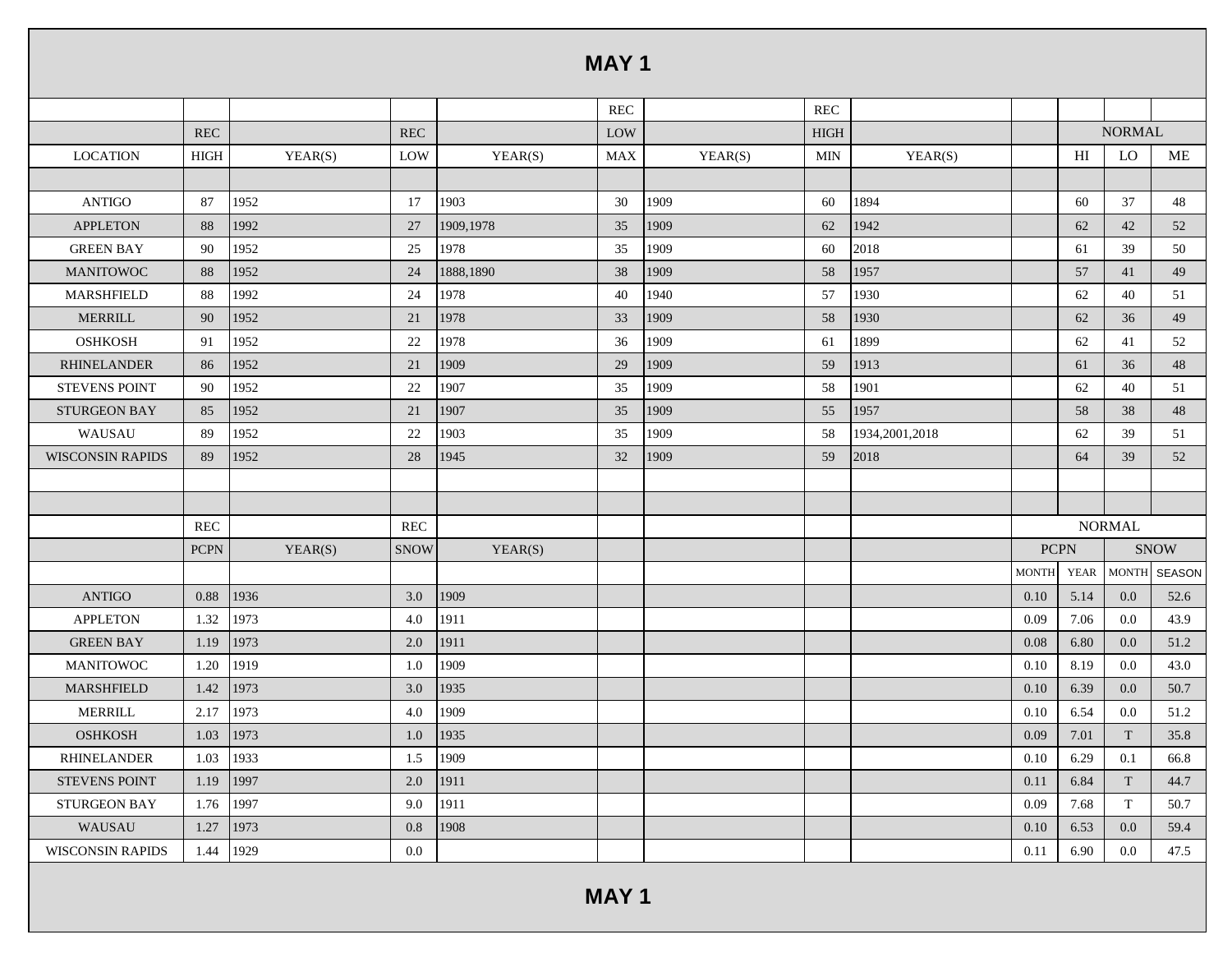# MAY 1

| LOCATION | REC HIGH | YEAR(S) | REC LOW | YEAR(S) | REC LOW MAX | YEAR(S) | REC HIGH MIN | YEAR(S) | | NORMAL HI | NORMAL LO | NORMAL ME |
|---|---|---|---|---|---|---|---|---|---|---|---|---|
| ANTIGO | 87 | 1952 | 17 | 1903 | 30 | 1909 | 60 | 1894 | | 60 | 37 | 48 |
| APPLETON | 88 | 1992 | 27 | 1909,1978 | 35 | 1909 | 62 | 1942 | | 62 | 42 | 52 |
| GREEN BAY | 90 | 1952 | 25 | 1978 | 35 | 1909 | 60 | 2018 | | 61 | 39 | 50 |
| MANITOWOC | 88 | 1952 | 24 | 1888,1890 | 38 | 1909 | 58 | 1957 | | 57 | 41 | 49 |
| MARSHFIELD | 88 | 1992 | 24 | 1978 | 40 | 1940 | 57 | 1930 | | 62 | 40 | 51 |
| MERRILL | 90 | 1952 | 21 | 1978 | 33 | 1909 | 58 | 1930 | | 62 | 36 | 49 |
| OSHKOSH | 91 | 1952 | 22 | 1978 | 36 | 1909 | 61 | 1899 | | 62 | 41 | 52 |
| RHINELANDER | 86 | 1952 | 21 | 1909 | 29 | 1909 | 59 | 1913 | | 61 | 36 | 48 |
| STEVENS POINT | 90 | 1952 | 22 | 1907 | 35 | 1909 | 58 | 1901 | | 62 | 40 | 51 |
| STURGEON BAY | 85 | 1952 | 21 | 1907 | 35 | 1909 | 55 | 1957 | | 58 | 38 | 48 |
| WAUSAU | 89 | 1952 | 22 | 1903 | 35 | 1909 | 58 | 1934,2001,2018 | | 62 | 39 | 51 |
| WISCONSIN RAPIDS | 89 | 1952 | 28 | 1945 | 32 | 1909 | 59 | 2018 | | 64 | 39 | 52 |

| LOCATION | REC PCPN | YEAR(S) | REC SNOW | YEAR(S) | NORMAL PCPN MONTH | NORMAL PCPN YEAR | NORMAL SNOW MONTH | NORMAL SNOW SEASON |
|---|---|---|---|---|---|---|---|---|
| ANTIGO | 0.88 | 1936 | 3.0 | 1909 | 0.10 | 5.14 | 0.0 | 52.6 |
| APPLETON | 1.32 | 1973 | 4.0 | 1911 | 0.09 | 7.06 | 0.0 | 43.9 |
| GREEN BAY | 1.19 | 1973 | 2.0 | 1911 | 0.08 | 6.80 | 0.0 | 51.2 |
| MANITOWOC | 1.20 | 1919 | 1.0 | 1909 | 0.10 | 8.19 | 0.0 | 43.0 |
| MARSHFIELD | 1.42 | 1973 | 3.0 | 1935 | 0.10 | 6.39 | 0.0 | 50.7 |
| MERRILL | 2.17 | 1973 | 4.0 | 1909 | 0.10 | 6.54 | 0.0 | 51.2 |
| OSHKOSH | 1.03 | 1973 | 1.0 | 1935 | 0.09 | 7.01 | T | 35.8 |
| RHINELANDER | 1.03 | 1933 | 1.5 | 1909 | 0.10 | 6.29 | 0.1 | 66.8 |
| STEVENS POINT | 1.19 | 1997 | 2.0 | 1911 | 0.11 | 6.84 | T | 44.7 |
| STURGEON BAY | 1.76 | 1997 | 9.0 | 1911 | 0.09 | 7.68 | T | 50.7 |
| WAUSAU | 1.27 | 1973 | 0.8 | 1908 | 0.10 | 6.53 | 0.0 | 59.4 |
| WISCONSIN RAPIDS | 1.44 | 1929 | 0.0 | | 0.11 | 6.90 | 0.0 | 47.5 |

# MAY 1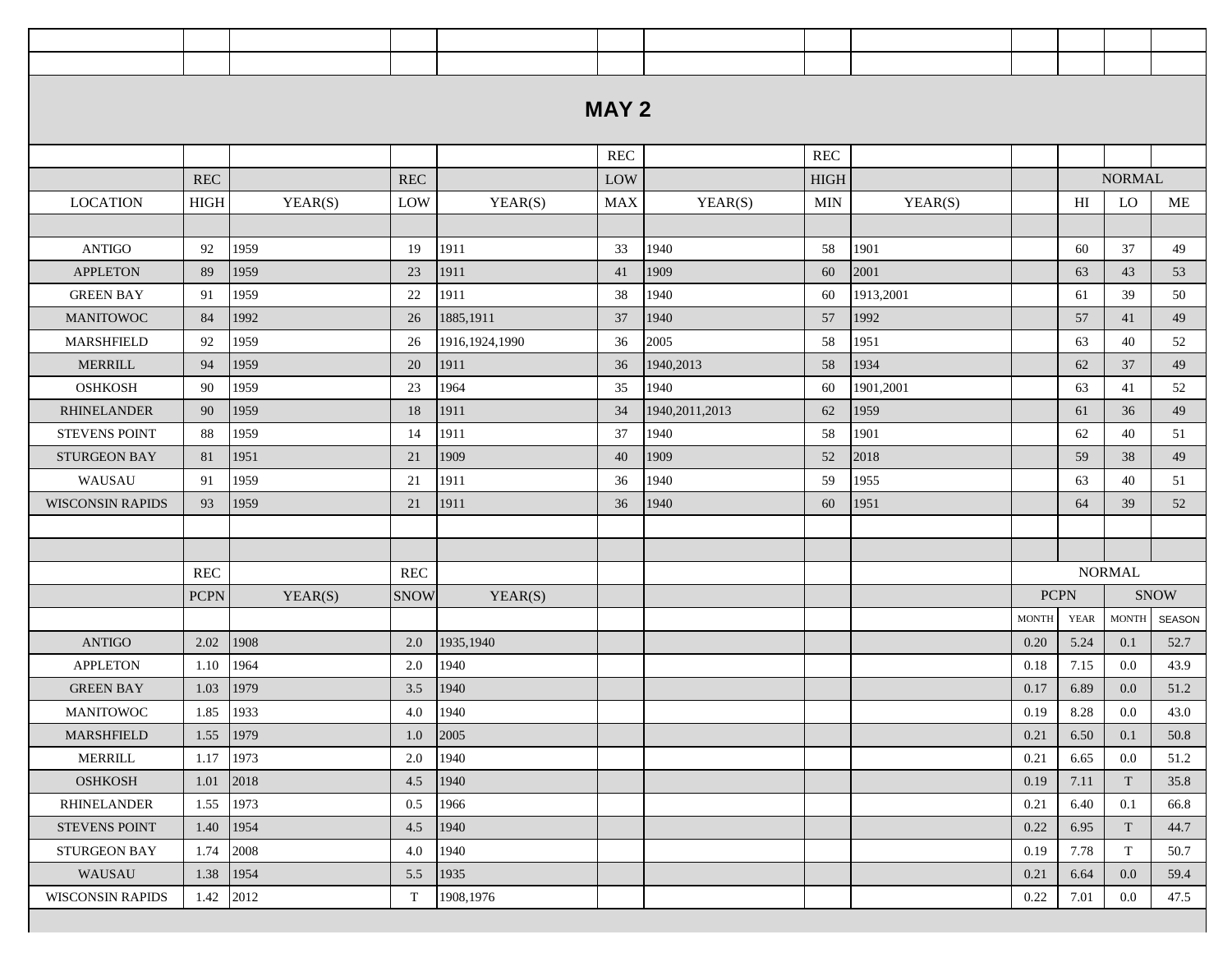## MAY 2

| LOCATION | REC HIGH | YEAR(S) | REC LOW | YEAR(S) | REC LOW MAX | YEAR(S) | REC HIGH MIN | YEAR(S) | | NORMAL HI | NORMAL LO | NORMAL ME |
|---|---|---|---|---|---|---|---|---|---|---|---|---|
| ANTIGO | 92 | 1959 | 19 | 1911 | 33 | 1940 | 58 | 1901 | | 60 | 37 | 49 |
| APPLETON | 89 | 1959 | 23 | 1911 | 41 | 1909 | 60 | 2001 | | 63 | 43 | 53 |
| GREEN BAY | 91 | 1959 | 22 | 1911 | 38 | 1940 | 60 | 1913,2001 | | 61 | 39 | 50 |
| MANITOWOC | 84 | 1992 | 26 | 1885,1911 | 37 | 1940 | 57 | 1992 | | 57 | 41 | 49 |
| MARSHFIELD | 92 | 1959 | 26 | 1916,1924,1990 | 36 | 2005 | 58 | 1951 | | 63 | 40 | 52 |
| MERRILL | 94 | 1959 | 20 | 1911 | 36 | 1940,2013 | 58 | 1934 | | 62 | 37 | 49 |
| OSHKOSH | 90 | 1959 | 23 | 1964 | 35 | 1940 | 60 | 1901,2001 | | 63 | 41 | 52 |
| RHINELANDER | 90 | 1959 | 18 | 1911 | 34 | 1940,2011,2013 | 62 | 1959 | | 61 | 36 | 49 |
| STEVENS POINT | 88 | 1959 | 14 | 1911 | 37 | 1940 | 58 | 1901 | | 62 | 40 | 51 |
| STURGEON BAY | 81 | 1951 | 21 | 1909 | 40 | 1909 | 52 | 2018 | | 59 | 38 | 49 |
| WAUSAU | 91 | 1959 | 21 | 1911 | 36 | 1940 | 59 | 1955 | | 63 | 40 | 51 |
| WISCONSIN RAPIDS | 93 | 1959 | 21 | 1911 | 36 | 1940 | 60 | 1951 | | 64 | 39 | 52 |

| LOCATION | REC PCPN | YEAR(S) | REC SNOW | YEAR(S) | NORMAL PCPN MONTH | NORMAL PCPN YEAR | NORMAL SNOW MONTH | NORMAL SNOW SEASON |
|---|---|---|---|---|---|---|---|---|
| ANTIGO | 2.02 | 1908 | 2.0 | 1935,1940 | 0.20 | 5.24 | 0.1 | 52.7 |
| APPLETON | 1.10 | 1964 | 2.0 | 1940 | 0.18 | 7.15 | 0.0 | 43.9 |
| GREEN BAY | 1.03 | 1979 | 3.5 | 1940 | 0.17 | 6.89 | 0.0 | 51.2 |
| MANITOWOC | 1.85 | 1933 | 4.0 | 1940 | 0.19 | 8.28 | 0.0 | 43.0 |
| MARSHFIELD | 1.55 | 1979 | 1.0 | 2005 | 0.21 | 6.50 | 0.1 | 50.8 |
| MERRILL | 1.17 | 1973 | 2.0 | 1940 | 0.21 | 6.65 | 0.0 | 51.2 |
| OSHKOSH | 1.01 | 2018 | 4.5 | 1940 | 0.19 | 7.11 | T | 35.8 |
| RHINELANDER | 1.55 | 1973 | 0.5 | 1966 | 0.21 | 6.40 | 0.1 | 66.8 |
| STEVENS POINT | 1.40 | 1954 | 4.5 | 1940 | 0.22 | 6.95 | T | 44.7 |
| STURGEON BAY | 1.74 | 2008 | 4.0 | 1940 | 0.19 | 7.78 | T | 50.7 |
| WAUSAU | 1.38 | 1954 | 5.5 | 1935 | 0.21 | 6.64 | 0.0 | 59.4 |
| WISCONSIN RAPIDS | 1.42 | 2012 | T | 1908,1976 | 0.22 | 7.01 | 0.0 | 47.5 |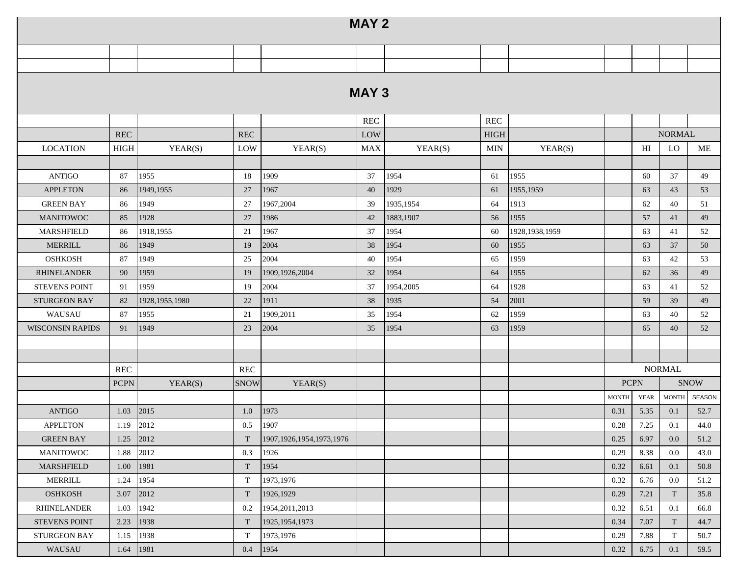## MAY 2

## MAY 3

| LOCATION | REC HIGH | YEAR(S) | REC LOW | YEAR(S) | REC LOW MAX | YEAR(S) | REC HIGH MIN | YEAR(S) | | NORMAL HI | NORMAL LO | NORMAL ME |
|---|---|---|---|---|---|---|---|---|---|---|---|---|
| ANTIGO | 87 | 1955 | 18 | 1909 | 37 | 1954 | 61 | 1955 | | 60 | 37 | 49 |
| APPLETON | 86 | 1949,1955 | 27 | 1967 | 40 | 1929 | 61 | 1955,1959 | | 63 | 43 | 53 |
| GREEN BAY | 86 | 1949 | 27 | 1967,2004 | 39 | 1935,1954 | 64 | 1913 | | 62 | 40 | 51 |
| MANITOWOC | 85 | 1928 | 27 | 1986 | 42 | 1883,1907 | 56 | 1955 | | 57 | 41 | 49 |
| MARSHFIELD | 86 | 1918,1955 | 21 | 1967 | 37 | 1954 | 60 | 1928,1938,1959 | | 63 | 41 | 52 |
| MERRILL | 86 | 1949 | 19 | 2004 | 38 | 1954 | 60 | 1955 | | 63 | 37 | 50 |
| OSHKOSH | 87 | 1949 | 25 | 2004 | 40 | 1954 | 65 | 1959 | | 63 | 42 | 53 |
| RHINELANDER | 90 | 1959 | 19 | 1909,1926,2004 | 32 | 1954 | 64 | 1955 | | 62 | 36 | 49 |
| STEVENS POINT | 91 | 1959 | 19 | 2004 | 37 | 1954,2005 | 64 | 1928 | | 63 | 41 | 52 |
| STURGEON BAY | 82 | 1928,1955,1980 | 22 | 1911 | 38 | 1935 | 54 | 2001 | | 59 | 39 | 49 |
| WAUSAU | 87 | 1955 | 21 | 1909,2011 | 35 | 1954 | 62 | 1959 | | 63 | 40 | 52 |
| WISCONSIN RAPIDS | 91 | 1949 | 23 | 2004 | 35 | 1954 | 63 | 1959 | | 65 | 40 | 52 |

| LOCATION | REC PCPN | YEAR(S) | REC SNOW | YEAR(S) | NORMAL PCPN MONTH | NORMAL PCPN YEAR | NORMAL SNOW MONTH | NORMAL SNOW SEASON |
|---|---|---|---|---|---|---|---|---|
| ANTIGO | 1.03 | 2015 | 1.0 | 1973 | 0.31 | 5.35 | 0.1 | 52.7 |
| APPLETON | 1.19 | 2012 | 0.5 | 1907 | 0.28 | 7.25 | 0.1 | 44.0 |
| GREEN BAY | 1.25 | 2012 | T | 1907,1926,1954,1973,1976 | 0.25 | 6.97 | 0.0 | 51.2 |
| MANITOWOC | 1.88 | 2012 | 0.3 | 1926 | 0.29 | 8.38 | 0.0 | 43.0 |
| MARSHFIELD | 1.00 | 1981 | T | 1954 | 0.32 | 6.61 | 0.1 | 50.8 |
| MERRILL | 1.24 | 1954 | T | 1973,1976 | 0.32 | 6.76 | 0.0 | 51.2 |
| OSHKOSH | 3.07 | 2012 | T | 1926,1929 | 0.29 | 7.21 | T | 35.8 |
| RHINELANDER | 1.03 | 1942 | 0.2 | 1954,2011,2013 | 0.32 | 6.51 | 0.1 | 66.8 |
| STEVENS POINT | 2.23 | 1938 | T | 1925,1954,1973 | 0.34 | 7.07 | T | 44.7 |
| STURGEON BAY | 1.15 | 1938 | T | 1973,1976 | 0.29 | 7.88 | T | 50.7 |
| WAUSAU | 1.64 | 1981 | 0.4 | 1954 | 0.32 | 6.75 | 0.1 | 59.5 |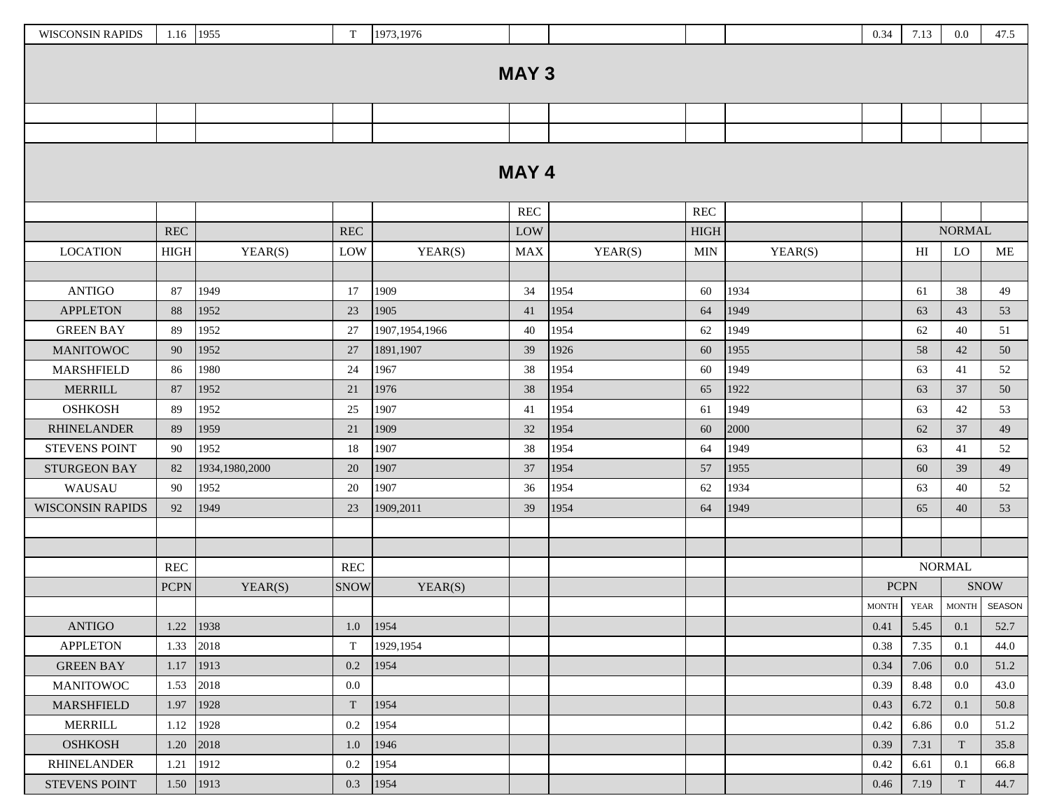| WISCONSIN RAPIDS | 1.16 | 1955 | T | 1973,1976 | | | | | 0.34 | 7.13 | 0.0 | 47.5 |
|---|---|---|---|---|---|---|---|---|---|---|---|---|

## MAY 3

## MAY 4

| | REC | | REC | | REC | | REC | | | NORMAL | | |
|---|---|---|---|---|---|---|---|---|---|---|---|---|
| LOCATION | HIGH | YEAR(S) | LOW | YEAR(S) | LOW MAX | YEAR(S) | HIGH MIN | YEAR(S) | | HI | LO | ME |
| ANTIGO | 87 | 1949 | 17 | 1909 | 34 | 1954 | 60 | 1934 | | 61 | 38 | 49 |
| APPLETON | 88 | 1952 | 23 | 1905 | 41 | 1954 | 64 | 1949 | | 63 | 43 | 53 |
| GREEN BAY | 89 | 1952 | 27 | 1907,1954,1966 | 40 | 1954 | 62 | 1949 | | 62 | 40 | 51 |
| MANITOWOC | 90 | 1952 | 27 | 1891,1907 | 39 | 1926 | 60 | 1955 | | 58 | 42 | 50 |
| MARSHFIELD | 86 | 1980 | 24 | 1967 | 38 | 1954 | 60 | 1949 | | 63 | 41 | 52 |
| MERRILL | 87 | 1952 | 21 | 1976 | 38 | 1954 | 65 | 1922 | | 63 | 37 | 50 |
| OSHKOSH | 89 | 1952 | 25 | 1907 | 41 | 1954 | 61 | 1949 | | 63 | 42 | 53 |
| RHINELANDER | 89 | 1959 | 21 | 1909 | 32 | 1954 | 60 | 2000 | | 62 | 37 | 49 |
| STEVENS POINT | 90 | 1952 | 18 | 1907 | 38 | 1954 | 64 | 1949 | | 63 | 41 | 52 |
| STURGEON BAY | 82 | 1934,1980,2000 | 20 | 1907 | 37 | 1954 | 57 | 1955 | | 60 | 39 | 49 |
| WAUSAU | 90 | 1952 | 20 | 1907 | 36 | 1954 | 62 | 1934 | | 63 | 40 | 52 |
| WISCONSIN RAPIDS | 92 | 1949 | 23 | 1909,2011 | 39 | 1954 | 64 | 1949 | | 65 | 40 | 53 |

| | REC | | REC | | | | | | NORMAL | | | |
|---|---|---|---|---|---|---|---|---|---|---|---|---|
| | PCPN | YEAR(S) | SNOW | YEAR(S) | | | | | PCPN | | SNOW | |
| | | | | | | | | | MONTH | YEAR | MONTH | SEASON |
| ANTIGO | 1.22 | 1938 | 1.0 | 1954 | | | | | 0.41 | 5.45 | 0.1 | 52.7 |
| APPLETON | 1.33 | 2018 | T | 1929,1954 | | | | | 0.38 | 7.35 | 0.1 | 44.0 |
| GREEN BAY | 1.17 | 1913 | 0.2 | 1954 | | | | | 0.34 | 7.06 | 0.0 | 51.2 |
| MANITOWOC | 1.53 | 2018 | 0.0 | | | | | | 0.39 | 8.48 | 0.0 | 43.0 |
| MARSHFIELD | 1.97 | 1928 | T | 1954 | | | | | 0.43 | 6.72 | 0.1 | 50.8 |
| MERRILL | 1.12 | 1928 | 0.2 | 1954 | | | | | 0.42 | 6.86 | 0.0 | 51.2 |
| OSHKOSH | 1.20 | 2018 | 1.0 | 1946 | | | | | 0.39 | 7.31 | T | 35.8 |
| RHINELANDER | 1.21 | 1912 | 0.2 | 1954 | | | | | 0.42 | 6.61 | 0.1 | 66.8 |
| STEVENS POINT | 1.50 | 1913 | 0.3 | 1954 | | | | | 0.46 | 7.19 | T | 44.7 |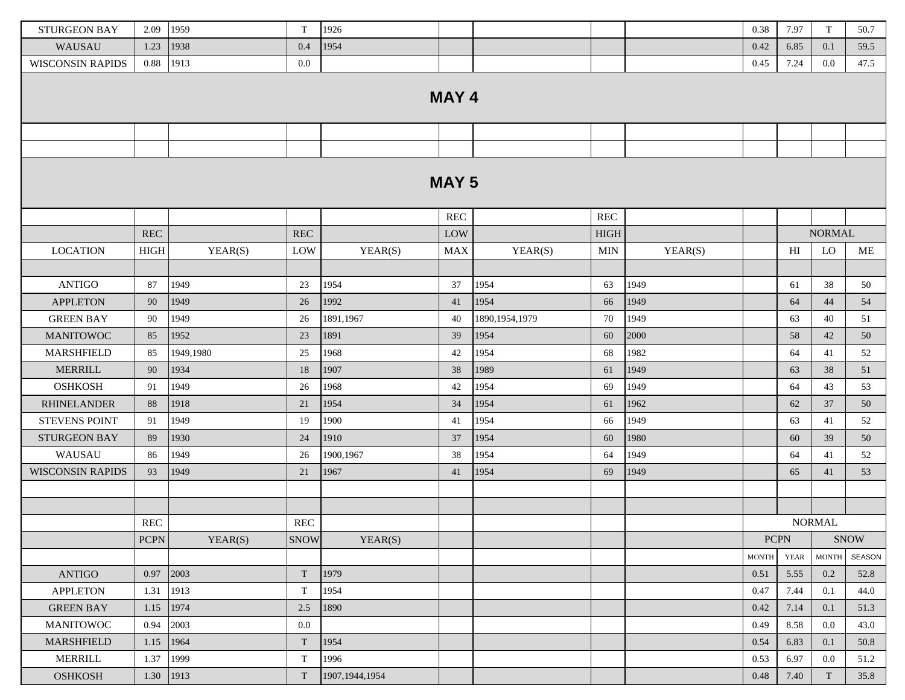| | | | | | | | | | | | | |
|---|---|---|---|---|---|---|---|---|---|---|---|---|
| STURGEON BAY | 2.09 | 1959 | T | 1926 | | | | | 0.38 | 7.97 | T | 50.7 |
| WAUSAU | 1.23 | 1938 | 0.4 | 1954 | | | | | 0.42 | 6.85 | 0.1 | 59.5 |
| WISCONSIN RAPIDS | 0.88 | 1913 | 0.0 | | | | | | 0.45 | 7.24 | 0.0 | 47.5 |

## MAY 4

## MAY 5

| | | | | | REC | | REC | | | | | |
|---|---|---|---|---|---|---|---|---|---|---|---|---|
| | REC | | REC | | LOW | | HIGH | | | NORMAL | | |
| LOCATION | HIGH | YEAR(S) | LOW | YEAR(S) | MAX | YEAR(S) | MIN | YEAR(S) | | HI | LO | ME |
| ANTIGO | 87 | 1949 | 23 | 1954 | 37 | 1954 | 63 | 1949 | | 61 | 38 | 50 |
| APPLETON | 90 | 1949 | 26 | 1992 | 41 | 1954 | 66 | 1949 | | 64 | 44 | 54 |
| GREEN BAY | 90 | 1949 | 26 | 1891,1967 | 40 | 1890,1954,1979 | 70 | 1949 | | 63 | 40 | 51 |
| MANITOWOC | 85 | 1952 | 23 | 1891 | 39 | 1954 | 60 | 2000 | | 58 | 42 | 50 |
| MARSHFIELD | 85 | 1949,1980 | 25 | 1968 | 42 | 1954 | 68 | 1982 | | 64 | 41 | 52 |
| MERRILL | 90 | 1934 | 18 | 1907 | 38 | 1989 | 61 | 1949 | | 63 | 38 | 51 |
| OSHKOSH | 91 | 1949 | 26 | 1968 | 42 | 1954 | 69 | 1949 | | 64 | 43 | 53 |
| RHINELANDER | 88 | 1918 | 21 | 1954 | 34 | 1954 | 61 | 1962 | | 62 | 37 | 50 |
| STEVENS POINT | 91 | 1949 | 19 | 1900 | 41 | 1954 | 66 | 1949 | | 63 | 41 | 52 |
| STURGEON BAY | 89 | 1930 | 24 | 1910 | 37 | 1954 | 60 | 1980 | | 60 | 39 | 50 |
| WAUSAU | 86 | 1949 | 26 | 1900,1967 | 38 | 1954 | 64 | 1949 | | 64 | 41 | 52 |
| WISCONSIN RAPIDS | 93 | 1949 | 21 | 1967 | 41 | 1954 | 69 | 1949 | | 65 | 41 | 53 |

| | REC | | REC | | NORMAL | | | |
|---|---|---|---|---|---|---|---|---|
| | PCPN | YEAR(S) | SNOW | YEAR(S) | PCPN | | SNOW | |
| | | | | | MONTH | YEAR | MONTH | SEASON |
| ANTIGO | 0.97 | 2003 | T | 1979 | 0.51 | 5.55 | 0.2 | 52.8 |
| APPLETON | 1.31 | 1913 | T | 1954 | 0.47 | 7.44 | 0.1 | 44.0 |
| GREEN BAY | 1.15 | 1974 | 2.5 | 1890 | 0.42 | 7.14 | 0.1 | 51.3 |
| MANITOWOC | 0.94 | 2003 | 0.0 | | 0.49 | 8.58 | 0.0 | 43.0 |
| MARSHFIELD | 1.15 | 1964 | T | 1954 | 0.54 | 6.83 | 0.1 | 50.8 |
| MERRILL | 1.37 | 1999 | T | 1996 | 0.53 | 6.97 | 0.0 | 51.2 |
| OSHKOSH | 1.30 | 1913 | T | 1907,1944,1954 | 0.48 | 7.40 | T | 35.8 |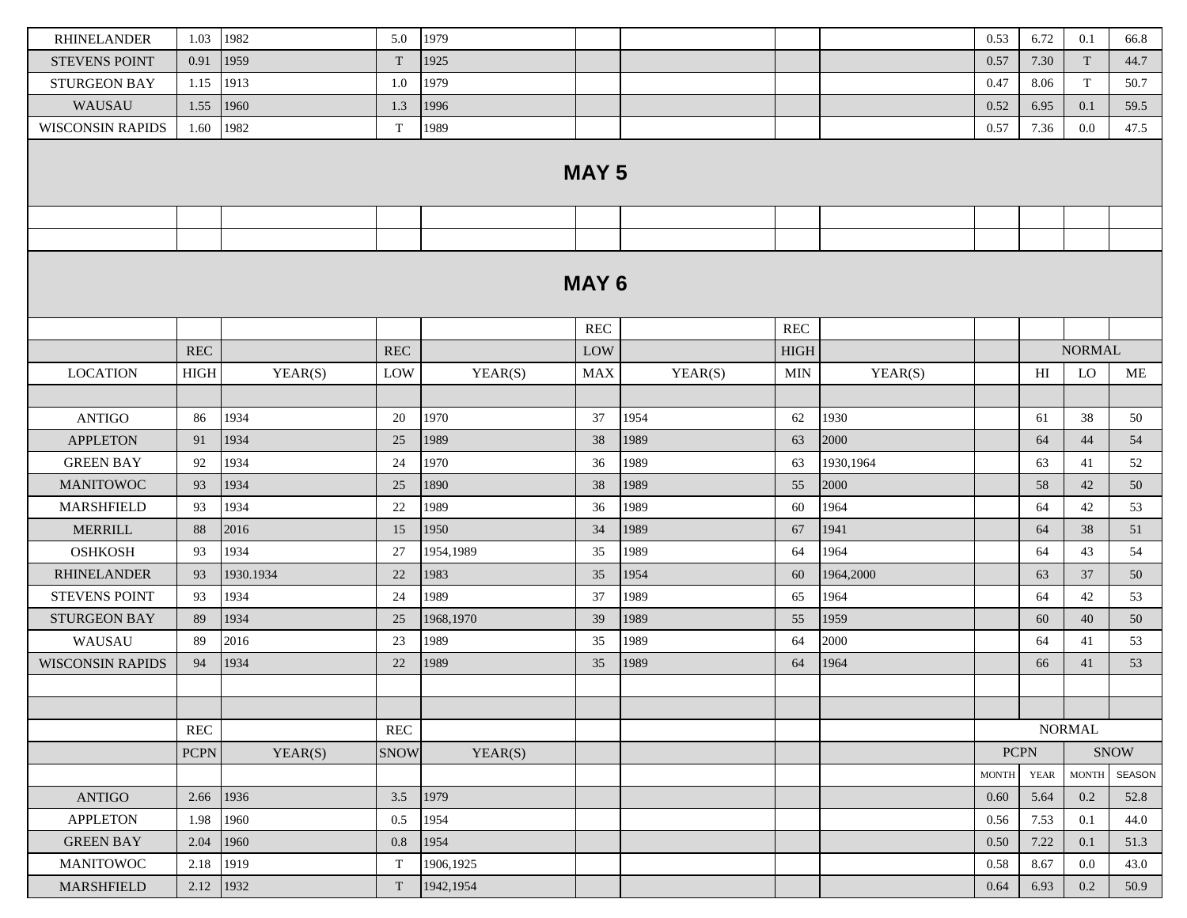| | | | | | | | | | | | | |
|---|---|---|---|---|---|---|---|---|---|---|---|---|
| RHINELANDER | 1.03 | 1982 | 5.0 | 1979 | | | | | 0.53 | 6.72 | 0.1 | 66.8 |
| STEVENS POINT | 0.91 | 1959 | T | 1925 | | | | | 0.57 | 7.30 | T | 44.7 |
| STURGEON BAY | 1.15 | 1913 | 1.0 | 1979 | | | | | 0.47 | 8.06 | T | 50.7 |
| WAUSAU | 1.55 | 1960 | 1.3 | 1996 | | | | | 0.52 | 6.95 | 0.1 | 59.5 |
| WISCONSIN RAPIDS | 1.60 | 1982 | T | 1989 | | | | | 0.57 | 7.36 | 0.0 | 47.5 |

## MAY 5

## MAY 6

| | | | | | REC | | REC | | | | | |
|---|---|---|---|---|---|---|---|---|---|---|---|---|
| | REC | | REC | | LOW | | HIGH | | | NORMAL | | |
| LOCATION | HIGH | YEAR(S) | LOW | YEAR(S) | MAX | YEAR(S) | MIN | YEAR(S) | | HI | LO | ME |
| ANTIGO | 86 | 1934 | 20 | 1970 | 37 | 1954 | 62 | 1930 | | 61 | 38 | 50 |
| APPLETON | 91 | 1934 | 25 | 1989 | 38 | 1989 | 63 | 2000 | | 64 | 44 | 54 |
| GREEN BAY | 92 | 1934 | 24 | 1970 | 36 | 1989 | 63 | 1930,1964 | | 63 | 41 | 52 |
| MANITOWOC | 93 | 1934 | 25 | 1890 | 38 | 1989 | 55 | 2000 | | 58 | 42 | 50 |
| MARSHFIELD | 93 | 1934 | 22 | 1989 | 36 | 1989 | 60 | 1964 | | 64 | 42 | 53 |
| MERRILL | 88 | 2016 | 15 | 1950 | 34 | 1989 | 67 | 1941 | | 64 | 38 | 51 |
| OSHKOSH | 93 | 1934 | 27 | 1954,1989 | 35 | 1989 | 64 | 1964 | | 64 | 43 | 54 |
| RHINELANDER | 93 | 1930.1934 | 22 | 1983 | 35 | 1954 | 60 | 1964,2000 | | 63 | 37 | 50 |
| STEVENS POINT | 93 | 1934 | 24 | 1989 | 37 | 1989 | 65 | 1964 | | 64 | 42 | 53 |
| STURGEON BAY | 89 | 1934 | 25 | 1968,1970 | 39 | 1989 | 55 | 1959 | | 60 | 40 | 50 |
| WAUSAU | 89 | 2016 | 23 | 1989 | 35 | 1989 | 64 | 2000 | | 64 | 41 | 53 |
| WISCONSIN RAPIDS | 94 | 1934 | 22 | 1989 | 35 | 1989 | 64 | 1964 | | 66 | 41 | 53 |

| | REC | | REC | | | | | | NORMAL | | | |
|---|---|---|---|---|---|---|---|---|---|---|---|---|
| | PCPN | YEAR(S) | SNOW | YEAR(S) | | | | | PCPN | | SNOW | |
| | | | | | | | | | MONTH | YEAR | MONTH | SEASON |
| ANTIGO | 2.66 | 1936 | 3.5 | 1979 | | | | | 0.60 | 5.64 | 0.2 | 52.8 |
| APPLETON | 1.98 | 1960 | 0.5 | 1954 | | | | | 0.56 | 7.53 | 0.1 | 44.0 |
| GREEN BAY | 2.04 | 1960 | 0.8 | 1954 | | | | | 0.50 | 7.22 | 0.1 | 51.3 |
| MANITOWOC | 2.18 | 1919 | T | 1906,1925 | | | | | 0.58 | 8.67 | 0.0 | 43.0 |
| MARSHFIELD | 2.12 | 1932 | T | 1942,1954 | | | | | 0.64 | 6.93 | 0.2 | 50.9 |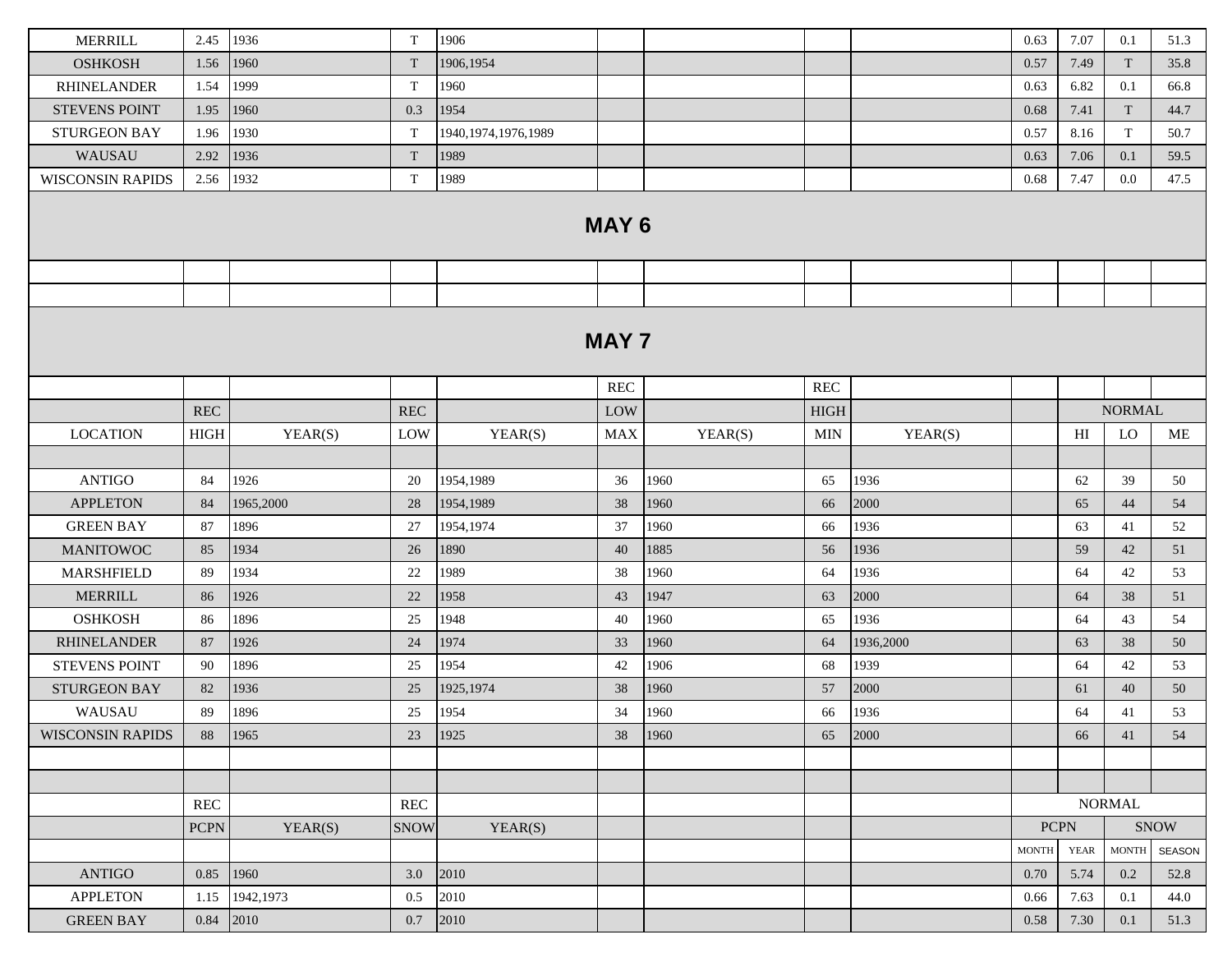| | | | | | | | | | | | | |
|---|---|---|---|---|---|---|---|---|---|---|---|---|
| MERRILL | 2.45 | 1936 | T | 1906 | | | | | 0.63 | 7.07 | 0.1 | 51.3 |
| OSHKOSH | 1.56 | 1960 | T | 1906,1954 | | | | | 0.57 | 7.49 | T | 35.8 |
| RHINELANDER | 1.54 | 1999 | T | 1960 | | | | | 0.63 | 6.82 | 0.1 | 66.8 |
| STEVENS POINT | 1.95 | 1960 | 0.3 | 1954 | | | | | 0.68 | 7.41 | T | 44.7 |
| STURGEON BAY | 1.96 | 1930 | T | 1940,1974,1976,1989 | | | | | 0.57 | 8.16 | T | 50.7 |
| WAUSAU | 2.92 | 1936 | T | 1989 | | | | | 0.63 | 7.06 | 0.1 | 59.5 |
| WISCONSIN RAPIDS | 2.56 | 1932 | T | 1989 | | | | | 0.68 | 7.47 | 0.0 | 47.5 |

## MAY 6

## MAY 7

| | | | | | REC | | REC | | | | | |
|---|---|---|---|---|---|---|---|---|---|---|---|---|
| | REC | | REC | | LOW | | HIGH | | | NORMAL | | |
| LOCATION | HIGH | YEAR(S) | LOW | YEAR(S) | MAX | YEAR(S) | MIN | YEAR(S) | | HI | LO | ME |
| ANTIGO | 84 | 1926 | 20 | 1954,1989 | 36 | 1960 | 65 | 1936 | | 62 | 39 | 50 |
| APPLETON | 84 | 1965,2000 | 28 | 1954,1989 | 38 | 1960 | 66 | 2000 | | 65 | 44 | 54 |
| GREEN BAY | 87 | 1896 | 27 | 1954,1974 | 37 | 1960 | 66 | 1936 | | 63 | 41 | 52 |
| MANITOWOC | 85 | 1934 | 26 | 1890 | 40 | 1885 | 56 | 1936 | | 59 | 42 | 51 |
| MARSHFIELD | 89 | 1934 | 22 | 1989 | 38 | 1960 | 64 | 1936 | | 64 | 42 | 53 |
| MERRILL | 86 | 1926 | 22 | 1958 | 43 | 1947 | 63 | 2000 | | 64 | 38 | 51 |
| OSHKOSH | 86 | 1896 | 25 | 1948 | 40 | 1960 | 65 | 1936 | | 64 | 43 | 54 |
| RHINELANDER | 87 | 1926 | 24 | 1974 | 33 | 1960 | 64 | 1936,2000 | | 63 | 38 | 50 |
| STEVENS POINT | 90 | 1896 | 25 | 1954 | 42 | 1906 | 68 | 1939 | | 64 | 42 | 53 |
| STURGEON BAY | 82 | 1936 | 25 | 1925,1974 | 38 | 1960 | 57 | 2000 | | 61 | 40 | 50 |
| WAUSAU | 89 | 1896 | 25 | 1954 | 34 | 1960 | 66 | 1936 | | 64 | 41 | 53 |
| WISCONSIN RAPIDS | 88 | 1965 | 23 | 1925 | 38 | 1960 | 65 | 2000 | | 66 | 41 | 54 |

| | REC | | REC | | | | | | NORMAL | | | |
|---|---|---|---|---|---|---|---|---|---|---|---|---|
| | PCPN | YEAR(S) | SNOW | YEAR(S) | | | | | PCPN | | SNOW | |
| | | | | | | | | | MONTH | YEAR | MONTH | SEASON |
| ANTIGO | 0.85 | 1960 | 3.0 | 2010 | | | | | 0.70 | 5.74 | 0.2 | 52.8 |
| APPLETON | 1.15 | 1942,1973 | 0.5 | 2010 | | | | | 0.66 | 7.63 | 0.1 | 44.0 |
| GREEN BAY | 0.84 | 2010 | 0.7 | 2010 | | | | | 0.58 | 7.30 | 0.1 | 51.3 |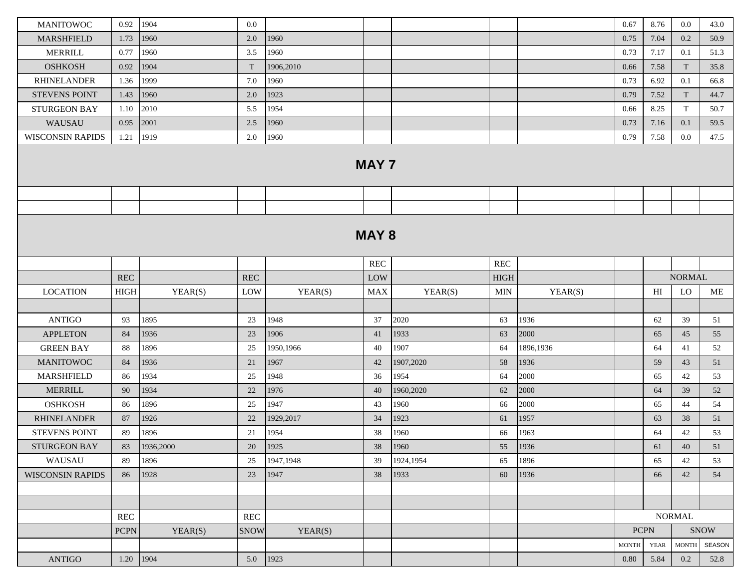| | | | | | | | | | | | | |
|---|---|---|---|---|---|---|---|---|---|---|---|---|
| MANITOWOC | 0.92 | 1904 | 0.0 | | | | | | 0.67 | 8.76 | 0.0 | 43.0 |
| MARSHFIELD | 1.73 | 1960 | 2.0 | 1960 | | | | | 0.75 | 7.04 | 0.2 | 50.9 |
| MERRILL | 0.77 | 1960 | 3.5 | 1960 | | | | | 0.73 | 7.17 | 0.1 | 51.3 |
| OSHKOSH | 0.92 | 1904 | T | 1906,2010 | | | | | 0.66 | 7.58 | T | 35.8 |
| RHINELANDER | 1.36 | 1999 | 7.0 | 1960 | | | | | 0.73 | 6.92 | 0.1 | 66.8 |
| STEVENS POINT | 1.43 | 1960 | 2.0 | 1923 | | | | | 0.79 | 7.52 | T | 44.7 |
| STURGEON BAY | 1.10 | 2010 | 5.5 | 1954 | | | | | 0.66 | 8.25 | T | 50.7 |
| WAUSAU | 0.95 | 2001 | 2.5 | 1960 | | | | | 0.73 | 7.16 | 0.1 | 59.5 |
| WISCONSIN RAPIDS | 1.21 | 1919 | 2.0 | 1960 | | | | | 0.79 | 7.58 | 0.0 | 47.5 |

## MAY 7

## MAY 8

| | | | | | REC | | REC | | | | | |
|---|---|---|---|---|---|---|---|---|---|---|---|---|
| | REC | | REC | | LOW | | HIGH | | | NORMAL | | |
| LOCATION | HIGH | YEAR(S) | LOW | YEAR(S) | MAX | YEAR(S) | MIN | YEAR(S) | | HI | LO | ME |
| ANTIGO | 93 | 1895 | 23 | 1948 | 37 | 2020 | 63 | 1936 | | 62 | 39 | 51 |
| APPLETON | 84 | 1936 | 23 | 1906 | 41 | 1933 | 63 | 2000 | | 65 | 45 | 55 |
| GREEN BAY | 88 | 1896 | 25 | 1950,1966 | 40 | 1907 | 64 | 1896,1936 | | 64 | 41 | 52 |
| MANITOWOC | 84 | 1936 | 21 | 1967 | 42 | 1907,2020 | 58 | 1936 | | 59 | 43 | 51 |
| MARSHFIELD | 86 | 1934 | 25 | 1948 | 36 | 1954 | 64 | 2000 | | 65 | 42 | 53 |
| MERRILL | 90 | 1934 | 22 | 1976 | 40 | 1960,2020 | 62 | 2000 | | 64 | 39 | 52 |
| OSHKOSH | 86 | 1896 | 25 | 1947 | 43 | 1960 | 66 | 2000 | | 65 | 44 | 54 |
| RHINELANDER | 87 | 1926 | 22 | 1929,2017 | 34 | 1923 | 61 | 1957 | | 63 | 38 | 51 |
| STEVENS POINT | 89 | 1896 | 21 | 1954 | 38 | 1960 | 66 | 1963 | | 64 | 42 | 53 |
| STURGEON BAY | 83 | 1936,2000 | 20 | 1925 | 38 | 1960 | 55 | 1936 | | 61 | 40 | 51 |
| WAUSAU | 89 | 1896 | 25 | 1947,1948 | 39 | 1924,1954 | 65 | 1896 | | 65 | 42 | 53 |
| WISCONSIN RAPIDS | 86 | 1928 | 23 | 1947 | 38 | 1933 | 60 | 1936 | | 66 | 42 | 54 |

| | REC | | REC | | | | | | NORMAL | | | |
|---|---|---|---|---|---|---|---|---|---|---|---|---|
| | PCPN | YEAR(S) | SNOW | YEAR(S) | | | | | PCPN | | SNOW | |
| | | | | | | | | | MONTH | YEAR | MONTH | SEASON |
| ANTIGO | 1.20 | 1904 | 5.0 | 1923 | | | | | 0.80 | 5.84 | 0.2 | 52.8 |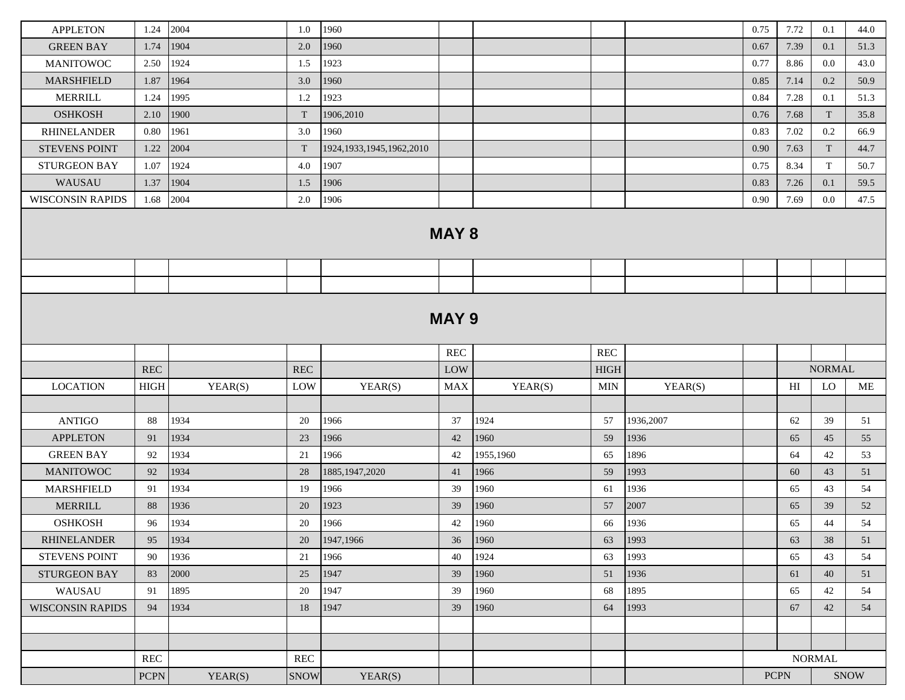| | | | | | | | | | | | | | |
|---|---|---|---|---|---|---|---|---|---|---|---|---|---|
| APPLETON | 1.24 | 2004 | 1.0 | 1960 | | | | | 0.75 | 7.72 | 0.1 | 44.0 |
| GREEN BAY | 1.74 | 1904 | 2.0 | 1960 | | | | | 0.67 | 7.39 | 0.1 | 51.3 |
| MANITOWOC | 2.50 | 1924 | 1.5 | 1923 | | | | | 0.77 | 8.86 | 0.0 | 43.0 |
| MARSHFIELD | 1.87 | 1964 | 3.0 | 1960 | | | | | 0.85 | 7.14 | 0.2 | 50.9 |
| MERRILL | 1.24 | 1995 | 1.2 | 1923 | | | | | 0.84 | 7.28 | 0.1 | 51.3 |
| OSHKOSH | 2.10 | 1900 | T | 1906,2010 | | | | | 0.76 | 7.68 | T | 35.8 |
| RHINELANDER | 0.80 | 1961 | 3.0 | 1960 | | | | | 0.83 | 7.02 | 0.2 | 66.9 |
| STEVENS POINT | 1.22 | 2004 | T | 1924,1933,1945,1962,2010 | | | | | 0.90 | 7.63 | T | 44.7 |
| STURGEON BAY | 1.07 | 1924 | 4.0 | 1907 | | | | | 0.75 | 8.34 | T | 50.7 |
| WAUSAU | 1.37 | 1904 | 1.5 | 1906 | | | | | 0.83 | 7.26 | 0.1 | 59.5 |
| WISCONSIN RAPIDS | 1.68 | 2004 | 2.0 | 1906 | | | | | 0.90 | 7.69 | 0.0 | 47.5 |

## MAY 8

## MAY 9

| | | | | | REC | | REC | | | | | |
|---|---|---|---|---|---|---|---|---|---|---|---|---|
| | REC | | REC | | LOW | | HIGH | | | NORMAL | | |
| LOCATION | HIGH | YEAR(S) | LOW | YEAR(S) | MAX | YEAR(S) | MIN | YEAR(S) | | HI | LO | ME |
| ANTIGO | 88 | 1934 | 20 | 1966 | 37 | 1924 | 57 | 1936,2007 | | 62 | 39 | 51 |
| APPLETON | 91 | 1934 | 23 | 1966 | 42 | 1960 | 59 | 1936 | | 65 | 45 | 55 |
| GREEN BAY | 92 | 1934 | 21 | 1966 | 42 | 1955,1960 | 65 | 1896 | | 64 | 42 | 53 |
| MANITOWOC | 92 | 1934 | 28 | 1885,1947,2020 | 41 | 1966 | 59 | 1993 | | 60 | 43 | 51 |
| MARSHFIELD | 91 | 1934 | 19 | 1966 | 39 | 1960 | 61 | 1936 | | 65 | 43 | 54 |
| MERRILL | 88 | 1936 | 20 | 1923 | 39 | 1960 | 57 | 2007 | | 65 | 39 | 52 |
| OSHKOSH | 96 | 1934 | 20 | 1966 | 42 | 1960 | 66 | 1936 | | 65 | 44 | 54 |
| RHINELANDER | 95 | 1934 | 20 | 1947,1966 | 36 | 1960 | 63 | 1993 | | 63 | 38 | 51 |
| STEVENS POINT | 90 | 1936 | 21 | 1966 | 40 | 1924 | 63 | 1993 | | 65 | 43 | 54 |
| STURGEON BAY | 83 | 2000 | 25 | 1947 | 39 | 1960 | 51 | 1936 | | 61 | 40 | 51 |
| WAUSAU | 91 | 1895 | 20 | 1947 | 39 | 1960 | 68 | 1895 | | 65 | 42 | 54 |
| WISCONSIN RAPIDS | 94 | 1934 | 18 | 1947 | 39 | 1960 | 64 | 1993 | | 67 | 42 | 54 |

| | REC | | REC | | | | | | NORMAL | | | |
|---|---|---|---|---|---|---|---|---|---|---|---|---|
| | PCPN | YEAR(S) | SNOW | YEAR(S) | | | | | PCPN | | SNOW | |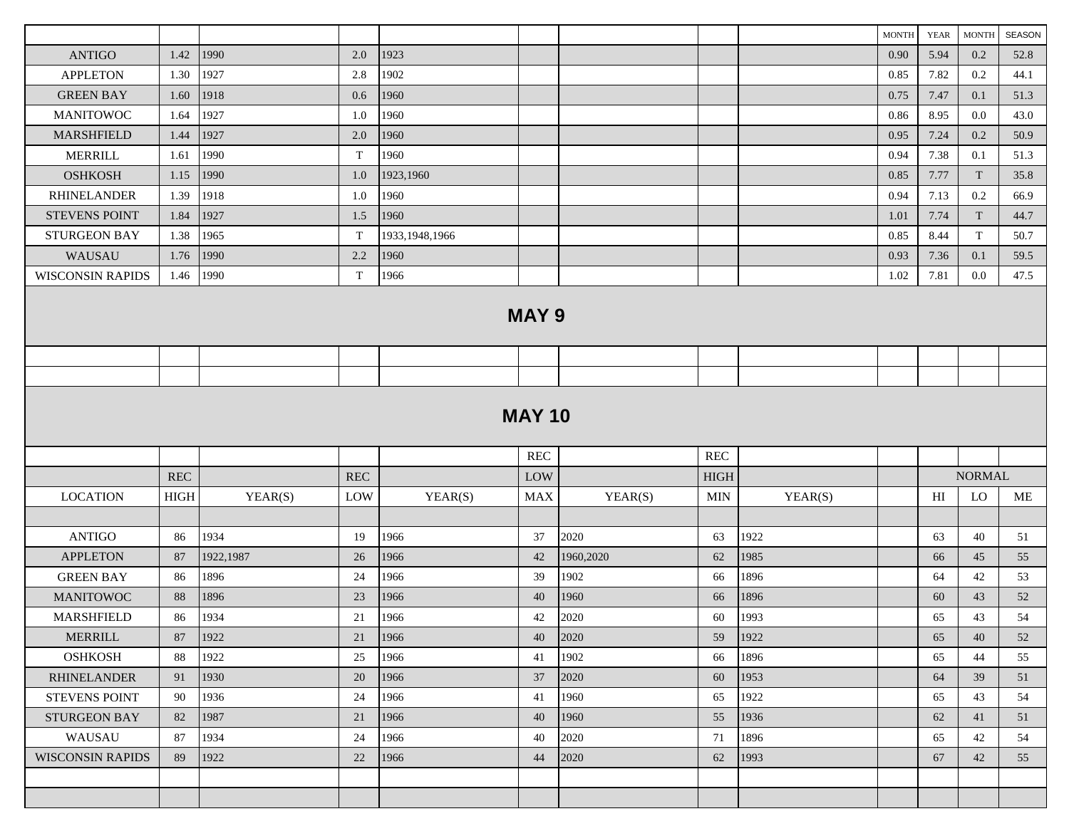|  |  |  |  |  |  |  |  |  |  | MONTH | YEAR | MONTH | SEASON |
|---|---|---|---|---|---|---|---|---|---|---|---|---|---|
| ANTIGO | 1.42 | 1990 | 2.0 | 1923 |  |  |  |  |  | 0.90 | 5.94 | 0.2 | 52.8 |
| APPLETON | 1.30 | 1927 | 2.8 | 1902 |  |  |  |  |  | 0.85 | 7.82 | 0.2 | 44.1 |
| GREEN BAY | 1.60 | 1918 | 0.6 | 1960 |  |  |  |  |  | 0.75 | 7.47 | 0.1 | 51.3 |
| MANITOWOC | 1.64 | 1927 | 1.0 | 1960 |  |  |  |  |  | 0.86 | 8.95 | 0.0 | 43.0 |
| MARSHFIELD | 1.44 | 1927 | 2.0 | 1960 |  |  |  |  |  | 0.95 | 7.24 | 0.2 | 50.9 |
| MERRILL | 1.61 | 1990 | T | 1960 |  |  |  |  |  | 0.94 | 7.38 | 0.1 | 51.3 |
| OSHKOSH | 1.15 | 1990 | 1.0 | 1923,1960 |  |  |  |  |  | 0.85 | 7.77 | T | 35.8 |
| RHINELANDER | 1.39 | 1918 | 1.0 | 1960 |  |  |  |  |  | 0.94 | 7.13 | 0.2 | 66.9 |
| STEVENS POINT | 1.84 | 1927 | 1.5 | 1960 |  |  |  |  |  | 1.01 | 7.74 | T | 44.7 |
| STURGEON BAY | 1.38 | 1965 | T | 1933,1948,1966 |  |  |  |  |  | 0.85 | 8.44 | T | 50.7 |
| WAUSAU | 1.76 | 1990 | 2.2 | 1960 |  |  |  |  |  | 0.93 | 7.36 | 0.1 | 59.5 |
| WISCONSIN RAPIDS | 1.46 | 1990 | T | 1966 |  |  |  |  |  | 1.02 | 7.81 | 0.0 | 47.5 |

## MAY 9

## MAY 10

|  |  |  |  |  | REC |  | REC |  |  |  |  |  |
|---|---|---|---|---|---|---|---|---|---|---|---|---|
|  | REC |  | REC |  | LOW |  | HIGH |  |  | NORMAL |  |  |
| LOCATION | HIGH | YEAR(S) | LOW | YEAR(S) | MAX | YEAR(S) | MIN | YEAR(S) |  | HI | LO | ME |
| ANTIGO | 86 | 1934 | 19 | 1966 | 37 | 2020 | 63 | 1922 |  | 63 | 40 | 51 |
| APPLETON | 87 | 1922,1987 | 26 | 1966 | 42 | 1960,2020 | 62 | 1985 |  | 66 | 45 | 55 |
| GREEN BAY | 86 | 1896 | 24 | 1966 | 39 | 1902 | 66 | 1896 |  | 64 | 42 | 53 |
| MANITOWOC | 88 | 1896 | 23 | 1966 | 40 | 1960 | 66 | 1896 |  | 60 | 43 | 52 |
| MARSHFIELD | 86 | 1934 | 21 | 1966 | 42 | 2020 | 60 | 1993 |  | 65 | 43 | 54 |
| MERRILL | 87 | 1922 | 21 | 1966 | 40 | 2020 | 59 | 1922 |  | 65 | 40 | 52 |
| OSHKOSH | 88 | 1922 | 25 | 1966 | 41 | 1902 | 66 | 1896 |  | 65 | 44 | 55 |
| RHINELANDER | 91 | 1930 | 20 | 1966 | 37 | 2020 | 60 | 1953 |  | 64 | 39 | 51 |
| STEVENS POINT | 90 | 1936 | 24 | 1966 | 41 | 1960 | 65 | 1922 |  | 65 | 43 | 54 |
| STURGEON BAY | 82 | 1987 | 21 | 1966 | 40 | 1960 | 55 | 1936 |  | 62 | 41 | 51 |
| WAUSAU | 87 | 1934 | 24 | 1966 | 40 | 2020 | 71 | 1896 |  | 65 | 42 | 54 |
| WISCONSIN RAPIDS | 89 | 1922 | 22 | 1966 | 44 | 2020 | 62 | 1993 |  | 67 | 42 | 55 |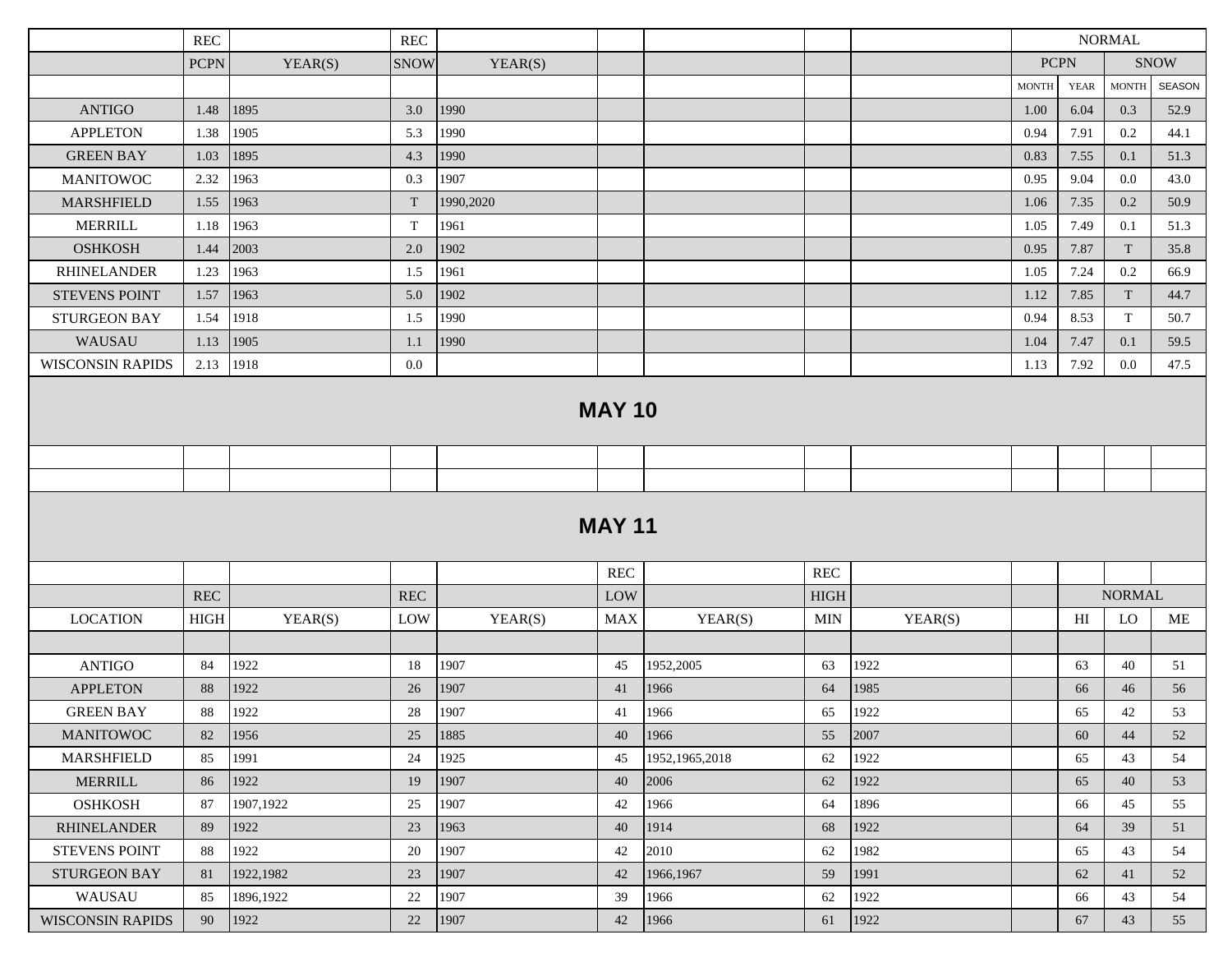| | REC | | REC | | | | | | NORMAL | | | |
|---|---|---|---|---|---|---|---|---|---|---|---|---|
| | PCPN | YEAR(S) | SNOW | YEAR(S) | | | | | PCPN | | SNOW | |
| | | | | | | | | | MONTH | YEAR | MONTH | SEASON |
| ANTIGO | 1.48 | 1895 | 3.0 | 1990 | | | | | 1.00 | 6.04 | 0.3 | 52.9 |
| APPLETON | 1.38 | 1905 | 5.3 | 1990 | | | | | 0.94 | 7.91 | 0.2 | 44.1 |
| GREEN BAY | 1.03 | 1895 | 4.3 | 1990 | | | | | 0.83 | 7.55 | 0.1 | 51.3 |
| MANITOWOC | 2.32 | 1963 | 0.3 | 1907 | | | | | 0.95 | 9.04 | 0.0 | 43.0 |
| MARSHFIELD | 1.55 | 1963 | T | 1990,2020 | | | | | 1.06 | 7.35 | 0.2 | 50.9 |
| MERRILL | 1.18 | 1963 | T | 1961 | | | | | 1.05 | 7.49 | 0.1 | 51.3 |
| OSHKOSH | 1.44 | 2003 | 2.0 | 1902 | | | | | 0.95 | 7.87 | T | 35.8 |
| RHINELANDER | 1.23 | 1963 | 1.5 | 1961 | | | | | 1.05 | 7.24 | 0.2 | 66.9 |
| STEVENS POINT | 1.57 | 1963 | 5.0 | 1902 | | | | | 1.12 | 7.85 | T | 44.7 |
| STURGEON BAY | 1.54 | 1918 | 1.5 | 1990 | | | | | 0.94 | 8.53 | T | 50.7 |
| WAUSAU | 1.13 | 1905 | 1.1 | 1990 | | | | | 1.04 | 7.47 | 0.1 | 59.5 |
| WISCONSIN RAPIDS | 2.13 | 1918 | 0.0 | | | | | | 1.13 | 7.92 | 0.0 | 47.5 |

## MAY 10

## MAY 11

| | | | | | REC | | REC | | | | | |
|---|---|---|---|---|---|---|---|---|---|---|---|---|
| | REC | | REC | | LOW | | HIGH | | | NORMAL | | |
| LOCATION | HIGH | YEAR(S) | LOW | YEAR(S) | MAX | YEAR(S) | MIN | YEAR(S) | | HI | LO | ME |
| ANTIGO | 84 | 1922 | 18 | 1907 | 45 | 1952,2005 | 63 | 1922 | | 63 | 40 | 51 |
| APPLETON | 88 | 1922 | 26 | 1907 | 41 | 1966 | 64 | 1985 | | 66 | 46 | 56 |
| GREEN BAY | 88 | 1922 | 28 | 1907 | 41 | 1966 | 65 | 1922 | | 65 | 42 | 53 |
| MANITOWOC | 82 | 1956 | 25 | 1885 | 40 | 1966 | 55 | 2007 | | 60 | 44 | 52 |
| MARSHFIELD | 85 | 1991 | 24 | 1925 | 45 | 1952,1965,2018 | 62 | 1922 | | 65 | 43 | 54 |
| MERRILL | 86 | 1922 | 19 | 1907 | 40 | 2006 | 62 | 1922 | | 65 | 40 | 53 |
| OSHKOSH | 87 | 1907,1922 | 25 | 1907 | 42 | 1966 | 64 | 1896 | | 66 | 45 | 55 |
| RHINELANDER | 89 | 1922 | 23 | 1963 | 40 | 1914 | 68 | 1922 | | 64 | 39 | 51 |
| STEVENS POINT | 88 | 1922 | 20 | 1907 | 42 | 2010 | 62 | 1982 | | 65 | 43 | 54 |
| STURGEON BAY | 81 | 1922,1982 | 23 | 1907 | 42 | 1966,1967 | 59 | 1991 | | 62 | 41 | 52 |
| WAUSAU | 85 | 1896,1922 | 22 | 1907 | 39 | 1966 | 62 | 1922 | | 66 | 43 | 54 |
| WISCONSIN RAPIDS | 90 | 1922 | 22 | 1907 | 42 | 1966 | 61 | 1922 | | 67 | 43 | 55 |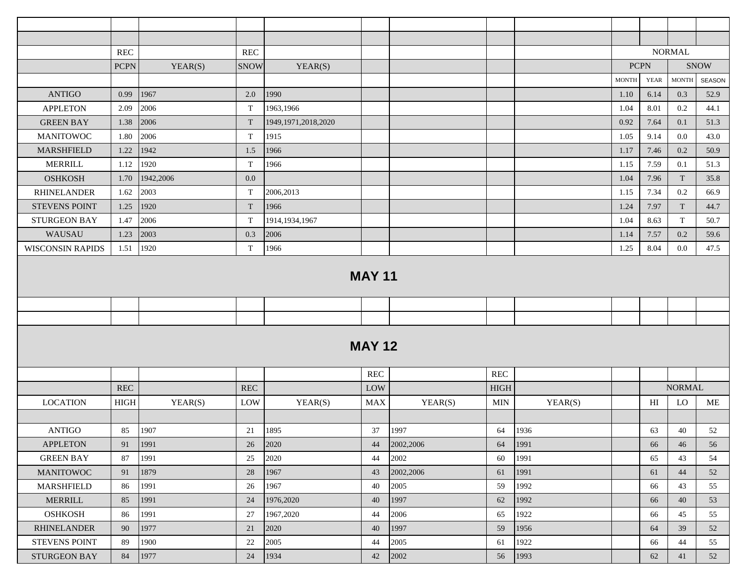| | REC | | REC | | | | | | | NORMAL | | |
|---|---|---|---|---|---|---|---|---|---|---|---|---|
| | PCPN | YEAR(S) | SNOW | YEAR(S) | | | | | PCPN | | SNOW | |
| | | | | | | | | | MONTH | YEAR | MONTH | SEASON |
| ANTIGO | 0.99 | 1967 | 2.0 | 1990 | | | | | 1.10 | 6.14 | 0.3 | 52.9 |
| APPLETON | 2.09 | 2006 | T | 1963,1966 | | | | | 1.04 | 8.01 | 0.2 | 44.1 |
| GREEN BAY | 1.38 | 2006 | T | 1949,1971,2018,2020 | | | | | 0.92 | 7.64 | 0.1 | 51.3 |
| MANITOWOC | 1.80 | 2006 | T | 1915 | | | | | 1.05 | 9.14 | 0.0 | 43.0 |
| MARSHFIELD | 1.22 | 1942 | 1.5 | 1966 | | | | | 1.17 | 7.46 | 0.2 | 50.9 |
| MERRILL | 1.12 | 1920 | T | 1966 | | | | | 1.15 | 7.59 | 0.1 | 51.3 |
| OSHKOSH | 1.70 | 1942,2006 | 0.0 | | | | | | 1.04 | 7.96 | T | 35.8 |
| RHINELANDER | 1.62 | 2003 | T | 2006,2013 | | | | | 1.15 | 7.34 | 0.2 | 66.9 |
| STEVENS POINT | 1.25 | 1920 | T | 1966 | | | | | 1.24 | 7.97 | T | 44.7 |
| STURGEON BAY | 1.47 | 2006 | T | 1914,1934,1967 | | | | | 1.04 | 8.63 | T | 50.7 |
| WAUSAU | 1.23 | 2003 | 0.3 | 2006 | | | | | 1.14 | 7.57 | 0.2 | 59.6 |
| WISCONSIN RAPIDS | 1.51 | 1920 | T | 1966 | | | | | 1.25 | 8.04 | 0.0 | 47.5 |

## MAY 11

## MAY 12

| | | | | | REC | | REC | | | | | |
|---|---|---|---|---|---|---|---|---|---|---|---|---|
| | REC | | REC | | LOW | | HIGH | | | NORMAL | | |
| LOCATION | HIGH | YEAR(S) | LOW | YEAR(S) | MAX | YEAR(S) | MIN | YEAR(S) | | HI | LO | ME |
| ANTIGO | 85 | 1907 | 21 | 1895 | 37 | 1997 | 64 | 1936 | | 63 | 40 | 52 |
| APPLETON | 91 | 1991 | 26 | 2020 | 44 | 2002,2006 | 64 | 1991 | | 66 | 46 | 56 |
| GREEN BAY | 87 | 1991 | 25 | 2020 | 44 | 2002 | 60 | 1991 | | 65 | 43 | 54 |
| MANITOWOC | 91 | 1879 | 28 | 1967 | 43 | 2002,2006 | 61 | 1991 | | 61 | 44 | 52 |
| MARSHFIELD | 86 | 1991 | 26 | 1967 | 40 | 2005 | 59 | 1992 | | 66 | 43 | 55 |
| MERRILL | 85 | 1991 | 24 | 1976,2020 | 40 | 1997 | 62 | 1992 | | 66 | 40 | 53 |
| OSHKOSH | 86 | 1991 | 27 | 1967,2020 | 44 | 2006 | 65 | 1922 | | 66 | 45 | 55 |
| RHINELANDER | 90 | 1977 | 21 | 2020 | 40 | 1997 | 59 | 1956 | | 64 | 39 | 52 |
| STEVENS POINT | 89 | 1900 | 22 | 2005 | 44 | 2005 | 61 | 1922 | | 66 | 44 | 55 |
| STURGEON BAY | 84 | 1977 | 24 | 1934 | 42 | 2002 | 56 | 1993 | | 62 | 41 | 52 |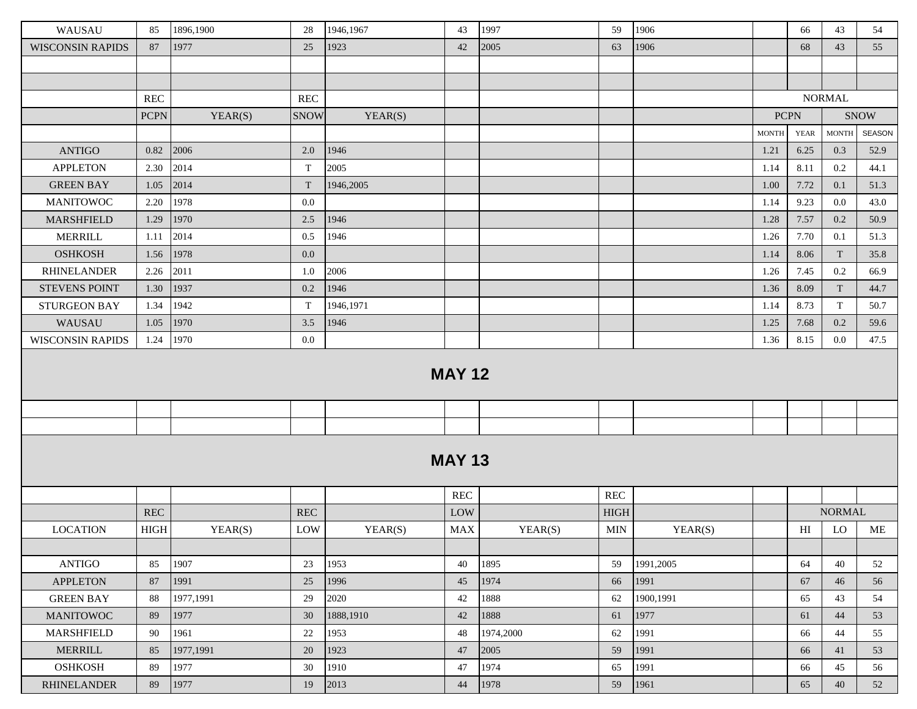| | | | | | | | | | | | | | |
|---|---|---|---|---|---|---|---|---|---|---|---|---|---|
| WAUSAU | 85 | 1896,1900 | 28 | 1946,1967 | 43 | 1997 | 59 | 1906 | | 66 | 43 | 54 |
| WISCONSIN RAPIDS | 87 | 1977 | 25 | 1923 | 42 | 2005 | 63 | 1906 | | 68 | 43 | 55 |

| | REC | | REC | | | | | | NORMAL | | | |
|---|---|---|---|---|---|---|---|---|---|---|---|---|
| | PCPN | YEAR(S) | SNOW | YEAR(S) | | | | | PCPN | | SNOW | |
| | | | | | | | | | MONTH | YEAR | MONTH | SEASON |
| ANTIGO | 0.82 | 2006 | 2.0 | 1946 | | | | | 1.21 | 6.25 | 0.3 | 52.9 |
| APPLETON | 2.30 | 2014 | T | 2005 | | | | | 1.14 | 8.11 | 0.2 | 44.1 |
| GREEN BAY | 1.05 | 2014 | T | 1946,2005 | | | | | 1.00 | 7.72 | 0.1 | 51.3 |
| MANITOWOC | 2.20 | 1978 | 0.0 | | | | | | 1.14 | 9.23 | 0.0 | 43.0 |
| MARSHFIELD | 1.29 | 1970 | 2.5 | 1946 | | | | | 1.28 | 7.57 | 0.2 | 50.9 |
| MERRILL | 1.11 | 2014 | 0.5 | 1946 | | | | | 1.26 | 7.70 | 0.1 | 51.3 |
| OSHKOSH | 1.56 | 1978 | 0.0 | | | | | | 1.14 | 8.06 | T | 35.8 |
| RHINELANDER | 2.26 | 2011 | 1.0 | 2006 | | | | | 1.26 | 7.45 | 0.2 | 66.9 |
| STEVENS POINT | 1.30 | 1937 | 0.2 | 1946 | | | | | 1.36 | 8.09 | T | 44.7 |
| STURGEON BAY | 1.34 | 1942 | T | 1946,1971 | | | | | 1.14 | 8.73 | T | 50.7 |
| WAUSAU | 1.05 | 1970 | 3.5 | 1946 | | | | | 1.25 | 7.68 | 0.2 | 59.6 |
| WISCONSIN RAPIDS | 1.24 | 1970 | 0.0 | | | | | | 1.36 | 8.15 | 0.0 | 47.5 |

## MAY 12

## MAY 13

| | | | | | REC | | REC | | | | | |
|---|---|---|---|---|---|---|---|---|---|---|---|---|
| | REC | | REC | | LOW | | HIGH | | | NORMAL | | |
| LOCATION | HIGH | YEAR(S) | LOW | YEAR(S) | MAX | YEAR(S) | MIN | YEAR(S) | | HI | LO | ME |
| ANTIGO | 85 | 1907 | 23 | 1953 | 40 | 1895 | 59 | 1991,2005 | | 64 | 40 | 52 |
| APPLETON | 87 | 1991 | 25 | 1996 | 45 | 1974 | 66 | 1991 | | 67 | 46 | 56 |
| GREEN BAY | 88 | 1977,1991 | 29 | 2020 | 42 | 1888 | 62 | 1900,1991 | | 65 | 43 | 54 |
| MANITOWOC | 89 | 1977 | 30 | 1888,1910 | 42 | 1888 | 61 | 1977 | | 61 | 44 | 53 |
| MARSHFIELD | 90 | 1961 | 22 | 1953 | 48 | 1974,2000 | 62 | 1991 | | 66 | 44 | 55 |
| MERRILL | 85 | 1977,1991 | 20 | 1923 | 47 | 2005 | 59 | 1991 | | 66 | 41 | 53 |
| OSHKOSH | 89 | 1977 | 30 | 1910 | 47 | 1974 | 65 | 1991 | | 66 | 45 | 56 |
| RHINELANDER | 89 | 1977 | 19 | 2013 | 44 | 1978 | 59 | 1961 | | 65 | 40 | 52 |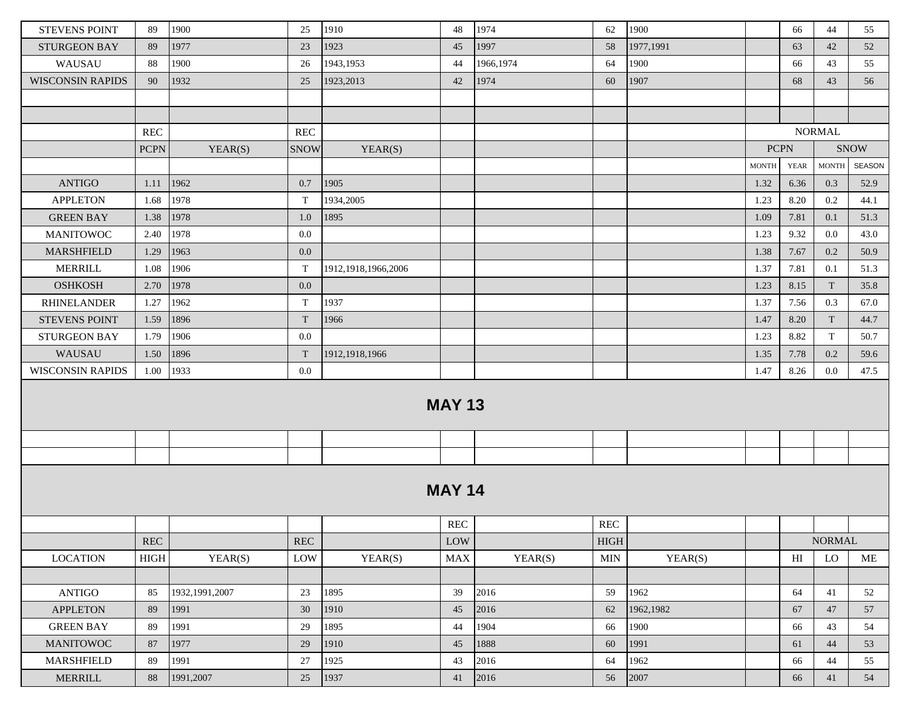| | | | | | | | | | | | | | |
|---|---|---|---|---|---|---|---|---|---|---|---|---|---|
| STEVENS POINT | 89 | 1900 | 25 | 1910 | 48 | 1974 | 62 | 1900 | | 66 | 44 | 55 | |
| STURGEON BAY | 89 | 1977 | 23 | 1923 | 45 | 1997 | 58 | 1977,1991 | | 63 | 42 | 52 | |
| WAUSAU | 88 | 1900 | 26 | 1943,1953 | 44 | 1966,1974 | 64 | 1900 | | 66 | 43 | 55 | |
| WISCONSIN RAPIDS | 90 | 1932 | 25 | 1923,2013 | 42 | 1974 | 60 | 1907 | | 68 | 43 | 56 | |

| | REC | | REC | | | | | | NORMAL | | | |
|---|---|---|---|---|---|---|---|---|---|---|---|---|
| | PCPN | YEAR(S) | SNOW | YEAR(S) | | | | | PCPN | | SNOW | |
| | | | | | | | | | MONTH | YEAR | MONTH | SEASON |
| ANTIGO | 1.11 | 1962 | 0.7 | 1905 | | | | | 1.32 | 6.36 | 0.3 | 52.9 |
| APPLETON | 1.68 | 1978 | T | 1934,2005 | | | | | 1.23 | 8.20 | 0.2 | 44.1 |
| GREEN BAY | 1.38 | 1978 | 1.0 | 1895 | | | | | 1.09 | 7.81 | 0.1 | 51.3 |
| MANITOWOC | 2.40 | 1978 | 0.0 | | | | | | 1.23 | 9.32 | 0.0 | 43.0 |
| MARSHFIELD | 1.29 | 1963 | 0.0 | | | | | | 1.38 | 7.67 | 0.2 | 50.9 |
| MERRILL | 1.08 | 1906 | T | 1912,1918,1966,2006 | | | | | 1.37 | 7.81 | 0.1 | 51.3 |
| OSHKOSH | 2.70 | 1978 | 0.0 | | | | | | 1.23 | 8.15 | T | 35.8 |
| RHINELANDER | 1.27 | 1962 | T | 1937 | | | | | 1.37 | 7.56 | 0.3 | 67.0 |
| STEVENS POINT | 1.59 | 1896 | T | 1966 | | | | | 1.47 | 8.20 | T | 44.7 |
| STURGEON BAY | 1.79 | 1906 | 0.0 | | | | | | 1.23 | 8.82 | T | 50.7 |
| WAUSAU | 1.50 | 1896 | T | 1912,1918,1966 | | | | | 1.35 | 7.78 | 0.2 | 59.6 |
| WISCONSIN RAPIDS | 1.00 | 1933 | 0.0 | | | | | | 1.47 | 8.26 | 0.0 | 47.5 |

## MAY 13

## MAY 14

| | | | | | REC | | REC | | | | | |
|---|---|---|---|---|---|---|---|---|---|---|---|---|
| | REC | | REC | | LOW | | HIGH | | | NORMAL | | |
| LOCATION | HIGH | YEAR(S) | LOW | YEAR(S) | MAX | YEAR(S) | MIN | YEAR(S) | | HI | LO | ME |
| ANTIGO | 85 | 1932,1991,2007 | 23 | 1895 | 39 | 2016 | 59 | 1962 | | 64 | 41 | 52 |
| APPLETON | 89 | 1991 | 30 | 1910 | 45 | 2016 | 62 | 1962,1982 | | 67 | 47 | 57 |
| GREEN BAY | 89 | 1991 | 29 | 1895 | 44 | 1904 | 66 | 1900 | | 66 | 43 | 54 |
| MANITOWOC | 87 | 1977 | 29 | 1910 | 45 | 1888 | 60 | 1991 | | 61 | 44 | 53 |
| MARSHFIELD | 89 | 1991 | 27 | 1925 | 43 | 2016 | 64 | 1962 | | 66 | 44 | 55 |
| MERRILL | 88 | 1991,2007 | 25 | 1937 | 41 | 2016 | 56 | 2007 | | 66 | 41 | 54 |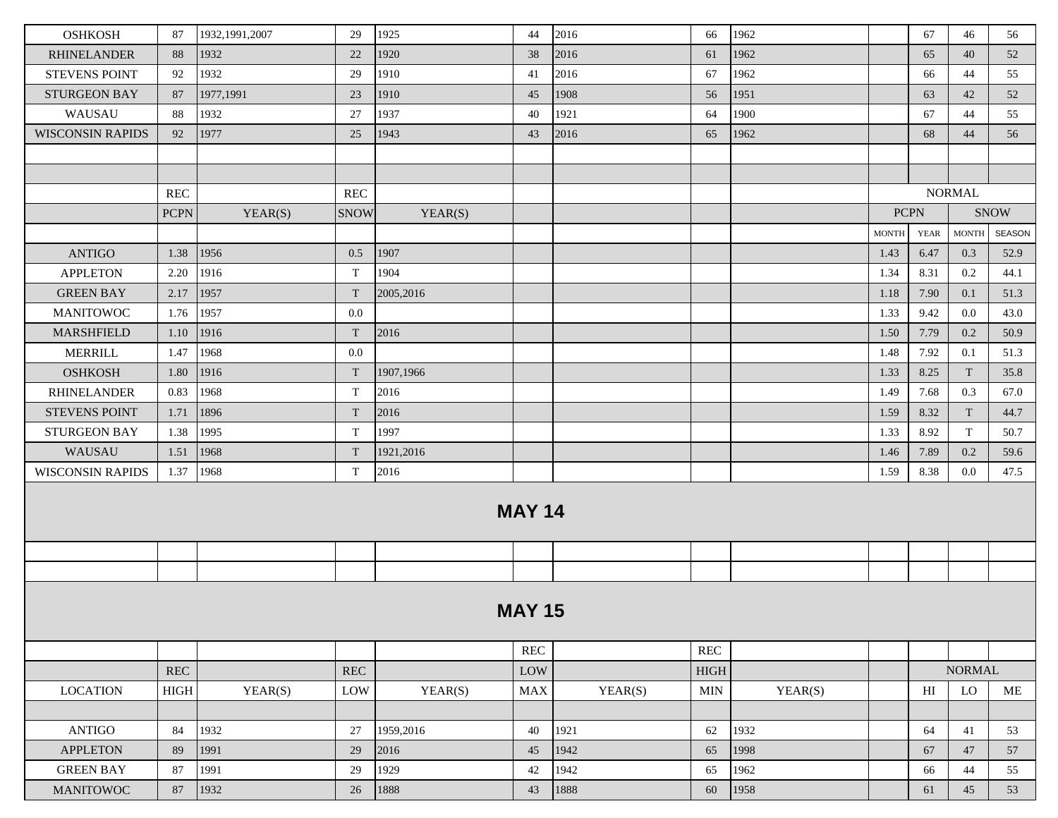| | | | | | | | | | | | | | |
|---|---|---|---|---|---|---|---|---|---|---|---|---|---|
| OSHKOSH | 87 | 1932,1991,2007 | 29 | 1925 | 44 | 2016 | 66 | 1962 | | 67 | 46 | 56 |
| RHINELANDER | 88 | 1932 | 22 | 1920 | 38 | 2016 | 61 | 1962 | | 65 | 40 | 52 |
| STEVENS POINT | 92 | 1932 | 29 | 1910 | 41 | 2016 | 67 | 1962 | | 66 | 44 | 55 |
| STURGEON BAY | 87 | 1977,1991 | 23 | 1910 | 45 | 1908 | 56 | 1951 | | 63 | 42 | 52 |
| WAUSAU | 88 | 1932 | 27 | 1937 | 40 | 1921 | 64 | 1900 | | 67 | 44 | 55 |
| WISCONSIN RAPIDS | 92 | 1977 | 25 | 1943 | 43 | 2016 | 65 | 1962 | | 68 | 44 | 56 |

| | REC | | REC | | | | | | NORMAL | | | |
|---|---|---|---|---|---|---|---|---|---|---|---|---|
| | PCPN | YEAR(S) | SNOW | YEAR(S) | | | | | PCPN | | SNOW | |
| | | | | | | | | | MONTH | YEAR | MONTH | SEASON |
| ANTIGO | 1.38 | 1956 | 0.5 | 1907 | | | | | 1.43 | 6.47 | 0.3 | 52.9 |
| APPLETON | 2.20 | 1916 | T | 1904 | | | | | 1.34 | 8.31 | 0.2 | 44.1 |
| GREEN BAY | 2.17 | 1957 | T | 2005,2016 | | | | | 1.18 | 7.90 | 0.1 | 51.3 |
| MANITOWOC | 1.76 | 1957 | 0.0 | | | | | | 1.33 | 9.42 | 0.0 | 43.0 |
| MARSHFIELD | 1.10 | 1916 | T | 2016 | | | | | 1.50 | 7.79 | 0.2 | 50.9 |
| MERRILL | 1.47 | 1968 | 0.0 | | | | | | 1.48 | 7.92 | 0.1 | 51.3 |
| OSHKOSH | 1.80 | 1916 | T | 1907,1966 | | | | | 1.33 | 8.25 | T | 35.8 |
| RHINELANDER | 0.83 | 1968 | T | 2016 | | | | | 1.49 | 7.68 | 0.3 | 67.0 |
| STEVENS POINT | 1.71 | 1896 | T | 2016 | | | | | 1.59 | 8.32 | T | 44.7 |
| STURGEON BAY | 1.38 | 1995 | T | 1997 | | | | | 1.33 | 8.92 | T | 50.7 |
| WAUSAU | 1.51 | 1968 | T | 1921,2016 | | | | | 1.46 | 7.89 | 0.2 | 59.6 |
| WISCONSIN RAPIDS | 1.37 | 1968 | T | 2016 | | | | | 1.59 | 8.38 | 0.0 | 47.5 |

## MAY 14

## MAY 15

| | | | | | REC | | REC | | | | | |
|---|---|---|---|---|---|---|---|---|---|---|---|---|
| | REC | | REC | | LOW | | HIGH | | | NORMAL | | |
| LOCATION | HIGH | YEAR(S) | LOW | YEAR(S) | MAX | YEAR(S) | MIN | YEAR(S) | | HI | LO | ME |
| ANTIGO | 84 | 1932 | 27 | 1959,2016 | 40 | 1921 | 62 | 1932 | | 64 | 41 | 53 |
| APPLETON | 89 | 1991 | 29 | 2016 | 45 | 1942 | 65 | 1998 | | 67 | 47 | 57 |
| GREEN BAY | 87 | 1991 | 29 | 1929 | 42 | 1942 | 65 | 1962 | | 66 | 44 | 55 |
| MANITOWOC | 87 | 1932 | 26 | 1888 | 43 | 1888 | 60 | 1958 | | 61 | 45 | 53 |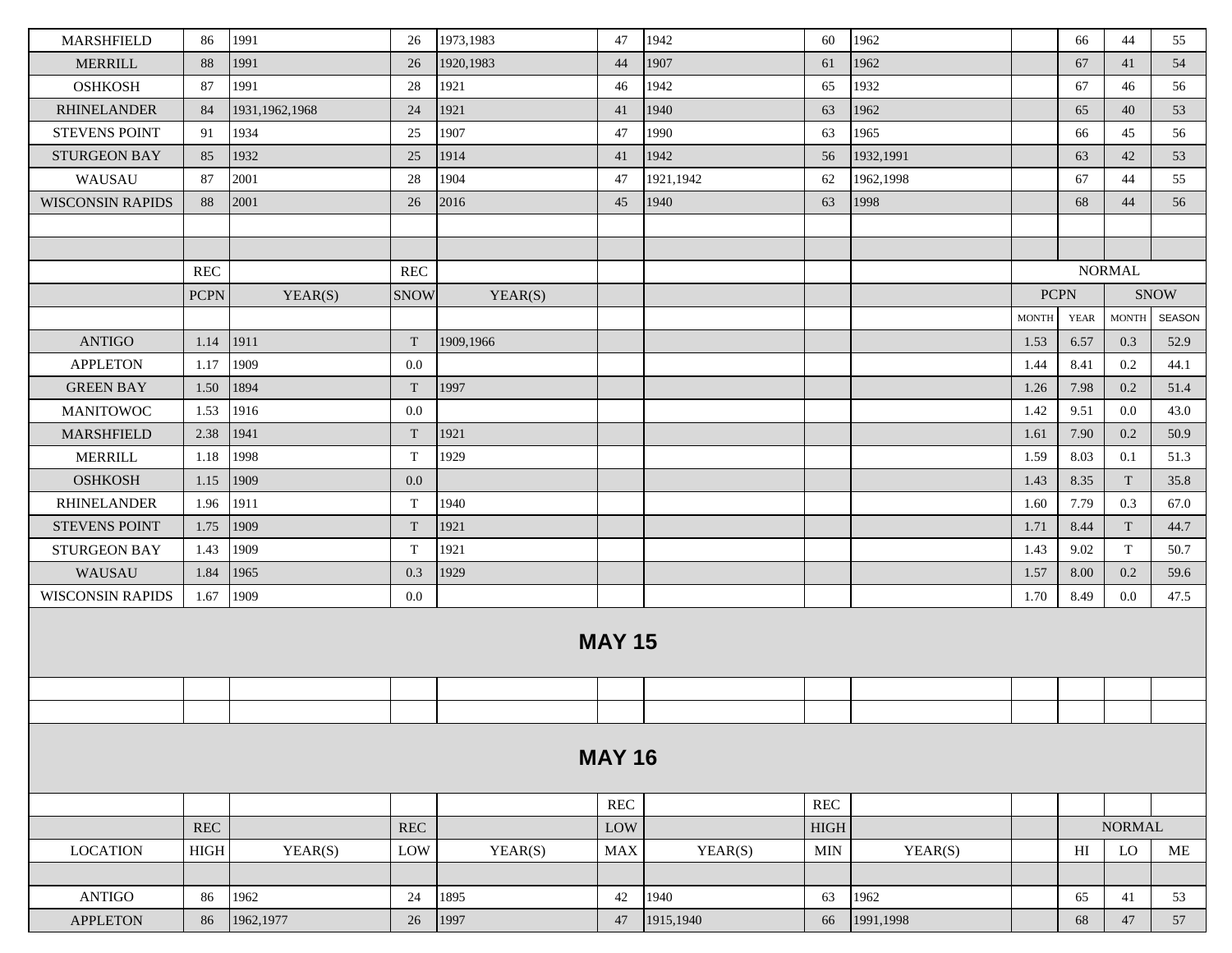| | | | | | | | | | | | | |
|---|---|---|---|---|---|---|---|---|---|---|---|---|
| MARSHFIELD | 86 | 1991 | 26 | 1973,1983 | 47 | 1942 | 60 | 1962 | | 66 | 44 | 55 |
| MERRILL | 88 | 1991 | 26 | 1920,1983 | 44 | 1907 | 61 | 1962 | | 67 | 41 | 54 |
| OSHKOSH | 87 | 1991 | 28 | 1921 | 46 | 1942 | 65 | 1932 | | 67 | 46 | 56 |
| RHINELANDER | 84 | 1931,1962,1968 | 24 | 1921 | 41 | 1940 | 63 | 1962 | | 65 | 40 | 53 |
| STEVENS POINT | 91 | 1934 | 25 | 1907 | 47 | 1990 | 63 | 1965 | | 66 | 45 | 56 |
| STURGEON BAY | 85 | 1932 | 25 | 1914 | 41 | 1942 | 56 | 1932,1991 | | 63 | 42 | 53 |
| WAUSAU | 87 | 2001 | 28 | 1904 | 47 | 1921,1942 | 62 | 1962,1998 | | 67 | 44 | 55 |
| WISCONSIN RAPIDS | 88 | 2001 | 26 | 2016 | 45 | 1940 | 63 | 1998 | | 68 | 44 | 56 |

| | REC | | REC | | NORMAL | | | |
|---|---|---|---|---|---|---|---|---|
| | PCPN | YEAR(S) | SNOW | YEAR(S) | PCPN | | SNOW | |
| | | | | | MONTH | YEAR | MONTH | SEASON |
| ANTIGO | 1.14 | 1911 | T | 1909,1966 | 1.53 | 6.57 | 0.3 | 52.9 |
| APPLETON | 1.17 | 1909 | 0.0 | | 1.44 | 8.41 | 0.2 | 44.1 |
| GREEN BAY | 1.50 | 1894 | T | 1997 | 1.26 | 7.98 | 0.2 | 51.4 |
| MANITOWOC | 1.53 | 1916 | 0.0 | | 1.42 | 9.51 | 0.0 | 43.0 |
| MARSHFIELD | 2.38 | 1941 | T | 1921 | 1.61 | 7.90 | 0.2 | 50.9 |
| MERRILL | 1.18 | 1998 | T | 1929 | 1.59 | 8.03 | 0.1 | 51.3 |
| OSHKOSH | 1.15 | 1909 | 0.0 | | 1.43 | 8.35 | T | 35.8 |
| RHINELANDER | 1.96 | 1911 | T | 1940 | 1.60 | 7.79 | 0.3 | 67.0 |
| STEVENS POINT | 1.75 | 1909 | T | 1921 | 1.71 | 8.44 | T | 44.7 |
| STURGEON BAY | 1.43 | 1909 | T | 1921 | 1.43 | 9.02 | T | 50.7 |
| WAUSAU | 1.84 | 1965 | 0.3 | 1929 | 1.57 | 8.00 | 0.2 | 59.6 |
| WISCONSIN RAPIDS | 1.67 | 1909 | 0.0 | | 1.70 | 8.49 | 0.0 | 47.5 |

## MAY 15

## MAY 16

| | | | | | REC | | REC | | | | | |
|---|---|---|---|---|---|---|---|---|---|---|---|---|
| | REC | | REC | | LOW | | HIGH | | | NORMAL | | |
| LOCATION | HIGH | YEAR(S) | LOW | YEAR(S) | MAX | YEAR(S) | MIN | YEAR(S) | | HI | LO | ME |
| ANTIGO | 86 | 1962 | 24 | 1895 | 42 | 1940 | 63 | 1962 | | 65 | 41 | 53 |
| APPLETON | 86 | 1962,1977 | 26 | 1997 | 47 | 1915,1940 | 66 | 1991,1998 | | 68 | 47 | 57 |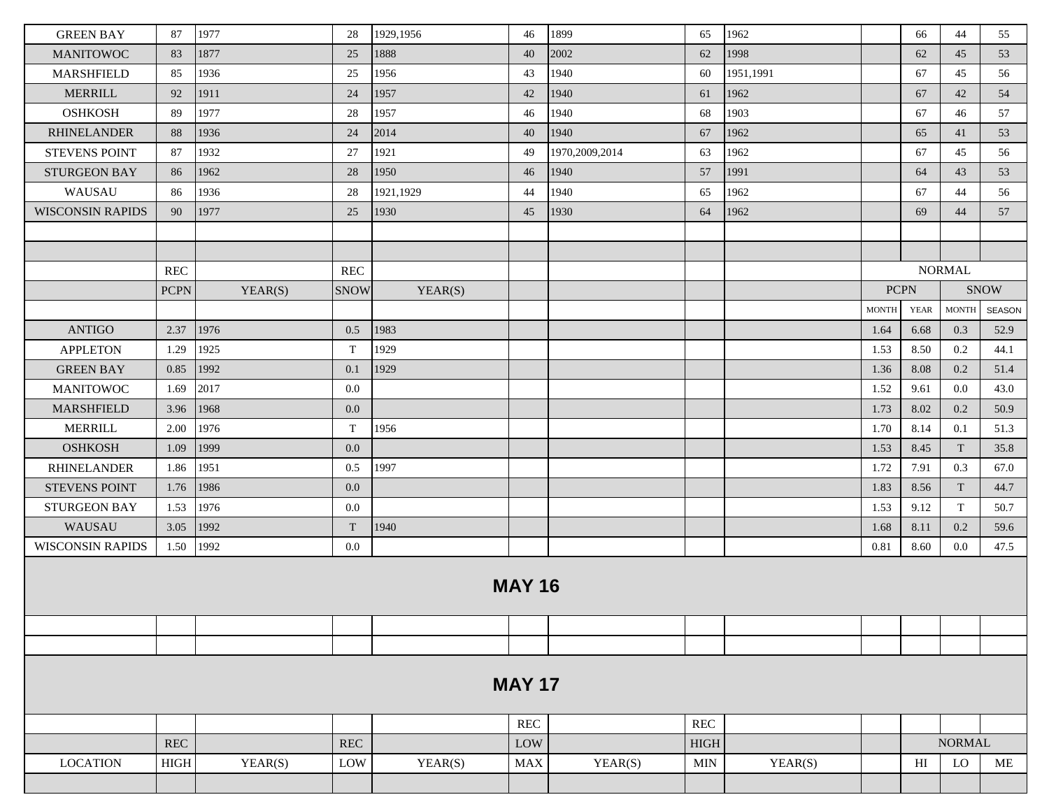| | | | | | | | | | | | | |
|---|---|---|---|---|---|---|---|---|---|---|---|---|
| GREEN BAY | 87 | 1977 | 28 | 1929,1956 | 46 | 1899 | 65 | 1962 | | 66 | 44 | 55 |
| MANITOWOC | 83 | 1877 | 25 | 1888 | 40 | 2002 | 62 | 1998 | | 62 | 45 | 53 |
| MARSHFIELD | 85 | 1936 | 25 | 1956 | 43 | 1940 | 60 | 1951,1991 | | 67 | 45 | 56 |
| MERRILL | 92 | 1911 | 24 | 1957 | 42 | 1940 | 61 | 1962 | | 67 | 42 | 54 |
| OSHKOSH | 89 | 1977 | 28 | 1957 | 46 | 1940 | 68 | 1903 | | 67 | 46 | 57 |
| RHINELANDER | 88 | 1936 | 24 | 2014 | 40 | 1940 | 67 | 1962 | | 65 | 41 | 53 |
| STEVENS POINT | 87 | 1932 | 27 | 1921 | 49 | 1970,2009,2014 | 63 | 1962 | | 67 | 45 | 56 |
| STURGEON BAY | 86 | 1962 | 28 | 1950 | 46 | 1940 | 57 | 1991 | | 64 | 43 | 53 |
| WAUSAU | 86 | 1936 | 28 | 1921,1929 | 44 | 1940 | 65 | 1962 | | 67 | 44 | 56 |
| WISCONSIN RAPIDS | 90 | 1977 | 25 | 1930 | 45 | 1930 | 64 | 1962 | | 69 | 44 | 57 |

| | REC | | REC | | NORMAL | | | |
|---|---|---|---|---|---|---|---|---|
| | PCPN | YEAR(S) | SNOW | YEAR(S) | PCPN | | SNOW | |
| | | | | | MONTH | YEAR | MONTH | SEASON |
| ANTIGO | 2.37 | 1976 | 0.5 | 1983 | 1.64 | 6.68 | 0.3 | 52.9 |
| APPLETON | 1.29 | 1925 | T | 1929 | 1.53 | 8.50 | 0.2 | 44.1 |
| GREEN BAY | 0.85 | 1992 | 0.1 | 1929 | 1.36 | 8.08 | 0.2 | 51.4 |
| MANITOWOC | 1.69 | 2017 | 0.0 | | 1.52 | 9.61 | 0.0 | 43.0 |
| MARSHFIELD | 3.96 | 1968 | 0.0 | | 1.73 | 8.02 | 0.2 | 50.9 |
| MERRILL | 2.00 | 1976 | T | 1956 | 1.70 | 8.14 | 0.1 | 51.3 |
| OSHKOSH | 1.09 | 1999 | 0.0 | | 1.53 | 8.45 | T | 35.8 |
| RHINELANDER | 1.86 | 1951 | 0.5 | 1997 | 1.72 | 7.91 | 0.3 | 67.0 |
| STEVENS POINT | 1.76 | 1986 | 0.0 | | 1.83 | 8.56 | T | 44.7 |
| STURGEON BAY | 1.53 | 1976 | 0.0 | | 1.53 | 9.12 | T | 50.7 |
| WAUSAU | 3.05 | 1992 | T | 1940 | 1.68 | 8.11 | 0.2 | 59.6 |
| WISCONSIN RAPIDS | 1.50 | 1992 | 0.0 | | 0.81 | 8.60 | 0.0 | 47.5 |

## MAY 16

## MAY 17

| | | | | | REC | | REC | | | | | |
|---|---|---|---|---|---|---|---|---|---|---|---|---|
| | REC | | REC | | LOW | | HIGH | | | NORMAL | | |
| LOCATION | HIGH | YEAR(S) | LOW | YEAR(S) | MAX | YEAR(S) | MIN | YEAR(S) | | HI | LO | ME |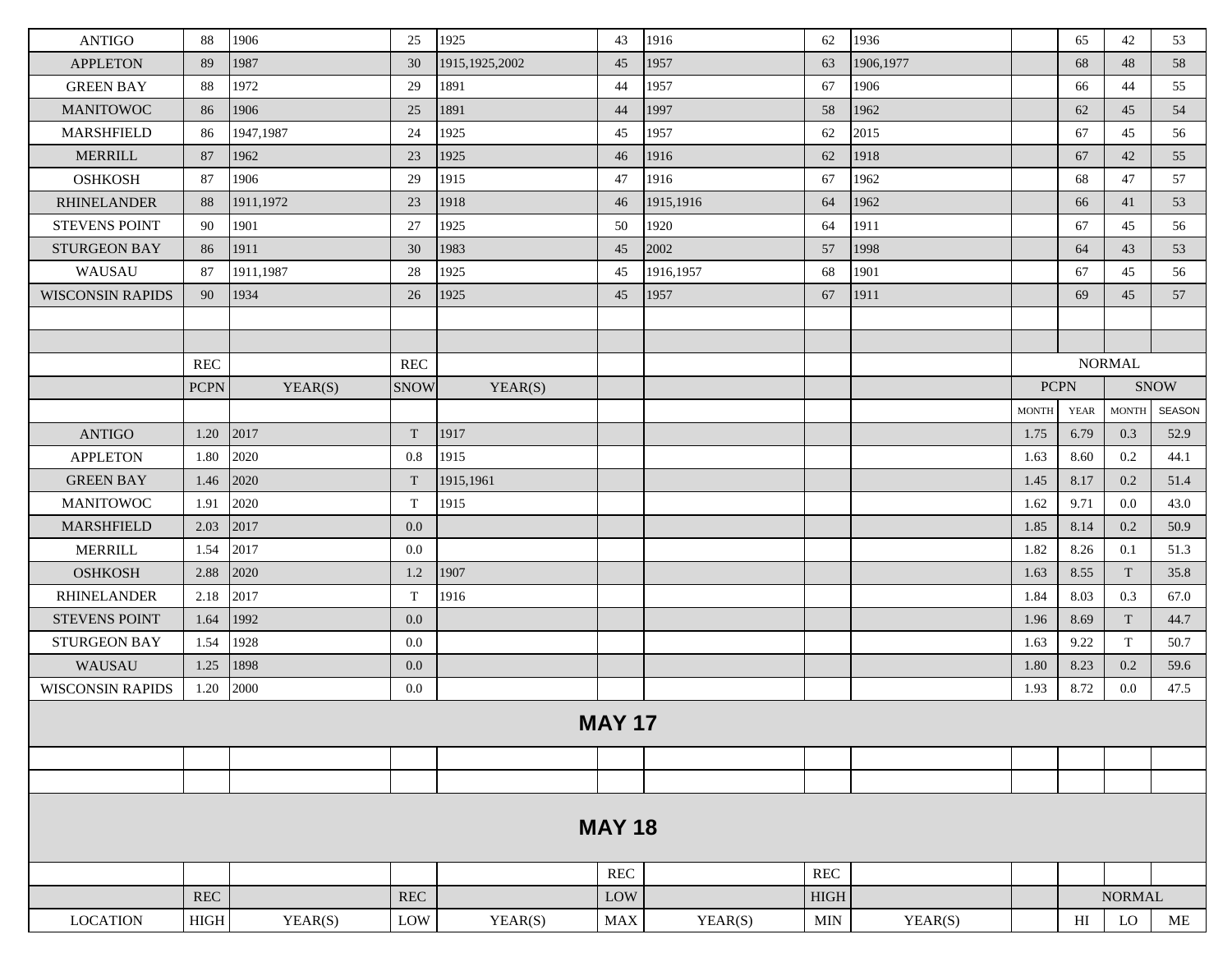| | | | | | | | | | | | | | |
|---|---|---|---|---|---|---|---|---|---|---|---|---|---|
| ANTIGO | 88 | 1906 | 25 | 1925 | 43 | 1916 | 62 | 1936 | | 65 | 42 | 53 |
| APPLETON | 89 | 1987 | 30 | 1915,1925,2002 | 45 | 1957 | 63 | 1906,1977 | | 68 | 48 | 58 |
| GREEN BAY | 88 | 1972 | 29 | 1891 | 44 | 1957 | 67 | 1906 | | 66 | 44 | 55 |
| MANITOWOC | 86 | 1906 | 25 | 1891 | 44 | 1997 | 58 | 1962 | | 62 | 45 | 54 |
| MARSHFIELD | 86 | 1947,1987 | 24 | 1925 | 45 | 1957 | 62 | 2015 | | 67 | 45 | 56 |
| MERRILL | 87 | 1962 | 23 | 1925 | 46 | 1916 | 62 | 1918 | | 67 | 42 | 55 |
| OSHKOSH | 87 | 1906 | 29 | 1915 | 47 | 1916 | 67 | 1962 | | 68 | 47 | 57 |
| RHINELANDER | 88 | 1911,1972 | 23 | 1918 | 46 | 1915,1916 | 64 | 1962 | | 66 | 41 | 53 |
| STEVENS POINT | 90 | 1901 | 27 | 1925 | 50 | 1920 | 64 | 1911 | | 67 | 45 | 56 |
| STURGEON BAY | 86 | 1911 | 30 | 1983 | 45 | 2002 | 57 | 1998 | | 64 | 43 | 53 |
| WAUSAU | 87 | 1911,1987 | 28 | 1925 | 45 | 1916,1957 | 68 | 1901 | | 67 | 45 | 56 |
| WISCONSIN RAPIDS | 90 | 1934 | 26 | 1925 | 45 | 1957 | 67 | 1911 | | 69 | 45 | 57 |

| | REC | | REC | | NORMAL | | | |
|---|---|---|---|---|---|---|---|---|
| | PCPN | YEAR(S) | SNOW | YEAR(S) | PCPN | | SNOW | |
| | | | | | MONTH | YEAR | MONTH | SEASON |
| ANTIGO | 1.20 | 2017 | T | 1917 | 1.75 | 6.79 | 0.3 | 52.9 |
| APPLETON | 1.80 | 2020 | 0.8 | 1915 | 1.63 | 8.60 | 0.2 | 44.1 |
| GREEN BAY | 1.46 | 2020 | T | 1915,1961 | 1.45 | 8.17 | 0.2 | 51.4 |
| MANITOWOC | 1.91 | 2020 | T | 1915 | 1.62 | 9.71 | 0.0 | 43.0 |
| MARSHFIELD | 2.03 | 2017 | 0.0 | | 1.85 | 8.14 | 0.2 | 50.9 |
| MERRILL | 1.54 | 2017 | 0.0 | | 1.82 | 8.26 | 0.1 | 51.3 |
| OSHKOSH | 2.88 | 2020 | 1.2 | 1907 | 1.63 | 8.55 | T | 35.8 |
| RHINELANDER | 2.18 | 2017 | T | 1916 | 1.84 | 8.03 | 0.3 | 67.0 |
| STEVENS POINT | 1.64 | 1992 | 0.0 | | 1.96 | 8.69 | T | 44.7 |
| STURGEON BAY | 1.54 | 1928 | 0.0 | | 1.63 | 9.22 | T | 50.7 |
| WAUSAU | 1.25 | 1898 | 0.0 | | 1.80 | 8.23 | 0.2 | 59.6 |
| WISCONSIN RAPIDS | 1.20 | 2000 | 0.0 | | 1.93 | 8.72 | 0.0 | 47.5 |

## MAY 17

## MAY 18

| | | | | | REC | | REC | | | | | |
|---|---|---|---|---|---|---|---|---|---|---|---|---|
| | REC | | REC | | LOW | | HIGH | | | NORMAL | | |
| LOCATION | HIGH | YEAR(S) | LOW | YEAR(S) | MAX | YEAR(S) | MIN | YEAR(S) | | HI | LO | ME |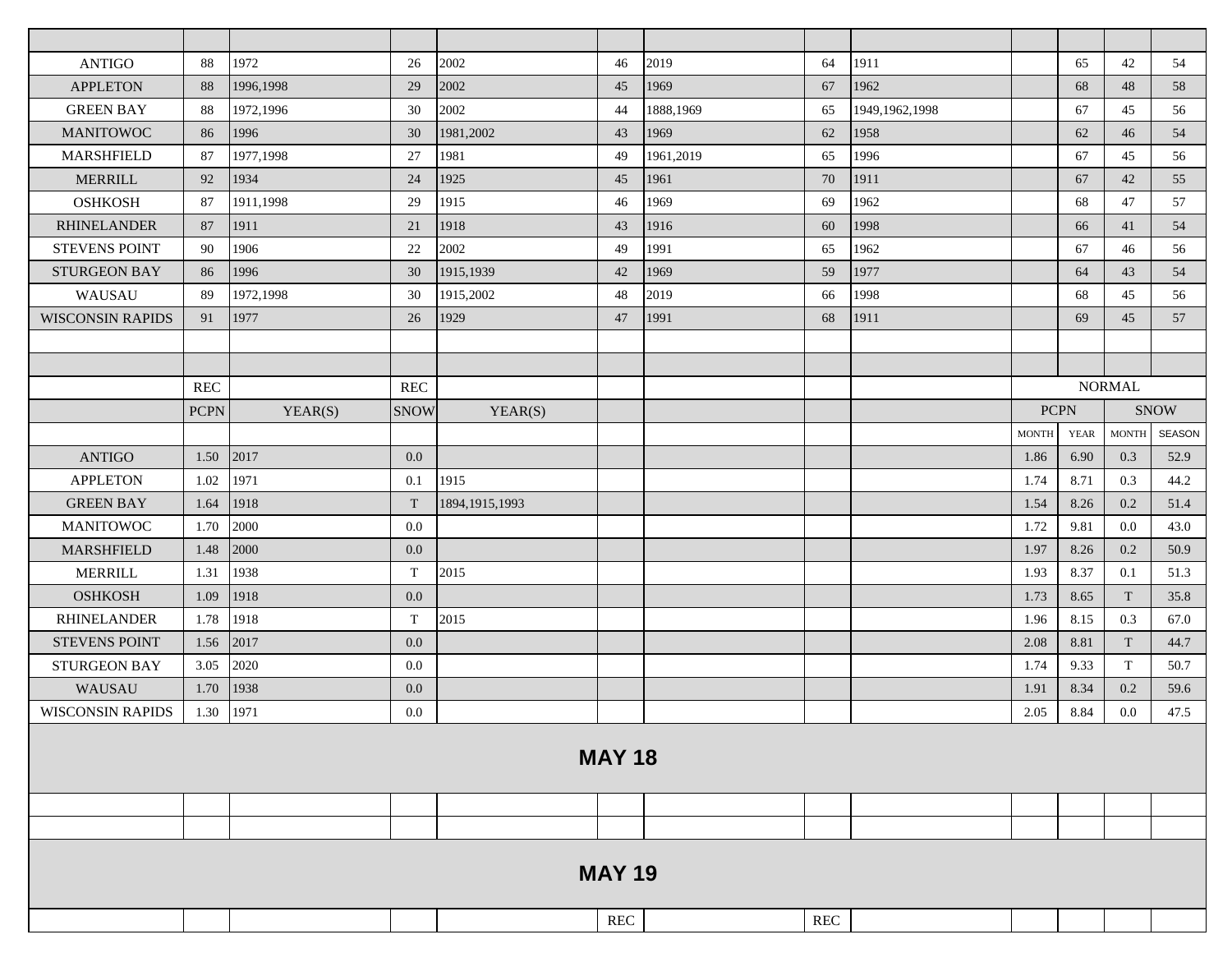| | | | | | | | | | | | | |
|---|---|---|---|---|---|---|---|---|---|---|---|---|
| ANTIGO | 88 | 1972 | 26 | 2002 | 46 | 2019 | 64 | 1911 | | 65 | 42 | 54 |
| APPLETON | 88 | 1996,1998 | 29 | 2002 | 45 | 1969 | 67 | 1962 | | 68 | 48 | 58 |
| GREEN BAY | 88 | 1972,1996 | 30 | 2002 | 44 | 1888,1969 | 65 | 1949,1962,1998 | | 67 | 45 | 56 |
| MANITOWOC | 86 | 1996 | 30 | 1981,2002 | 43 | 1969 | 62 | 1958 | | 62 | 46 | 54 |
| MARSHFIELD | 87 | 1977,1998 | 27 | 1981 | 49 | 1961,2019 | 65 | 1996 | | 67 | 45 | 56 |
| MERRILL | 92 | 1934 | 24 | 1925 | 45 | 1961 | 70 | 1911 | | 67 | 42 | 55 |
| OSHKOSH | 87 | 1911,1998 | 29 | 1915 | 46 | 1969 | 69 | 1962 | | 68 | 47 | 57 |
| RHINELANDER | 87 | 1911 | 21 | 1918 | 43 | 1916 | 60 | 1998 | | 66 | 41 | 54 |
| STEVENS POINT | 90 | 1906 | 22 | 2002 | 49 | 1991 | 65 | 1962 | | 67 | 46 | 56 |
| STURGEON BAY | 86 | 1996 | 30 | 1915,1939 | 42 | 1969 | 59 | 1977 | | 64 | 43 | 54 |
| WAUSAU | 89 | 1972,1998 | 30 | 1915,2002 | 48 | 2019 | 66 | 1998 | | 68 | 45 | 56 |
| WISCONSIN RAPIDS | 91 | 1977 | 26 | 1929 | 47 | 1991 | 68 | 1911 | | 69 | 45 | 57 |

| | REC | | REC | | | | | | NORMAL | | | |
|---|---|---|---|---|---|---|---|---|---|---|---|---|
| | PCPN | YEAR(S) | SNOW | YEAR(S) | | | | | PCPN | | SNOW | |
| | | | | | | | | | MONTH | YEAR | MONTH | SEASON |
| ANTIGO | 1.50 | 2017 | 0.0 | | | | | | 1.86 | 6.90 | 0.3 | 52.9 |
| APPLETON | 1.02 | 1971 | 0.1 | 1915 | | | | | 1.74 | 8.71 | 0.3 | 44.2 |
| GREEN BAY | 1.64 | 1918 | T | 1894,1915,1993 | | | | | 1.54 | 8.26 | 0.2 | 51.4 |
| MANITOWOC | 1.70 | 2000 | 0.0 | | | | | | 1.72 | 9.81 | 0.0 | 43.0 |
| MARSHFIELD | 1.48 | 2000 | 0.0 | | | | | | 1.97 | 8.26 | 0.2 | 50.9 |
| MERRILL | 1.31 | 1938 | T | 2015 | | | | | 1.93 | 8.37 | 0.1 | 51.3 |
| OSHKOSH | 1.09 | 1918 | 0.0 | | | | | | 1.73 | 8.65 | T | 35.8 |
| RHINELANDER | 1.78 | 1918 | T | 2015 | | | | | 1.96 | 8.15 | 0.3 | 67.0 |
| STEVENS POINT | 1.56 | 2017 | 0.0 | | | | | | 2.08 | 8.81 | T | 44.7 |
| STURGEON BAY | 3.05 | 2020 | 0.0 | | | | | | 1.74 | 9.33 | T | 50.7 |
| WAUSAU | 1.70 | 1938 | 0.0 | | | | | | 1.91 | 8.34 | 0.2 | 59.6 |
| WISCONSIN RAPIDS | 1.30 | 1971 | 0.0 | | | | | | 2.05 | 8.84 | 0.0 | 47.5 |

## MAY 18

## MAY 19

| | | | | | REC | | REC | | | | | |
|---|---|---|---|---|---|---|---|---|---|---|---|---|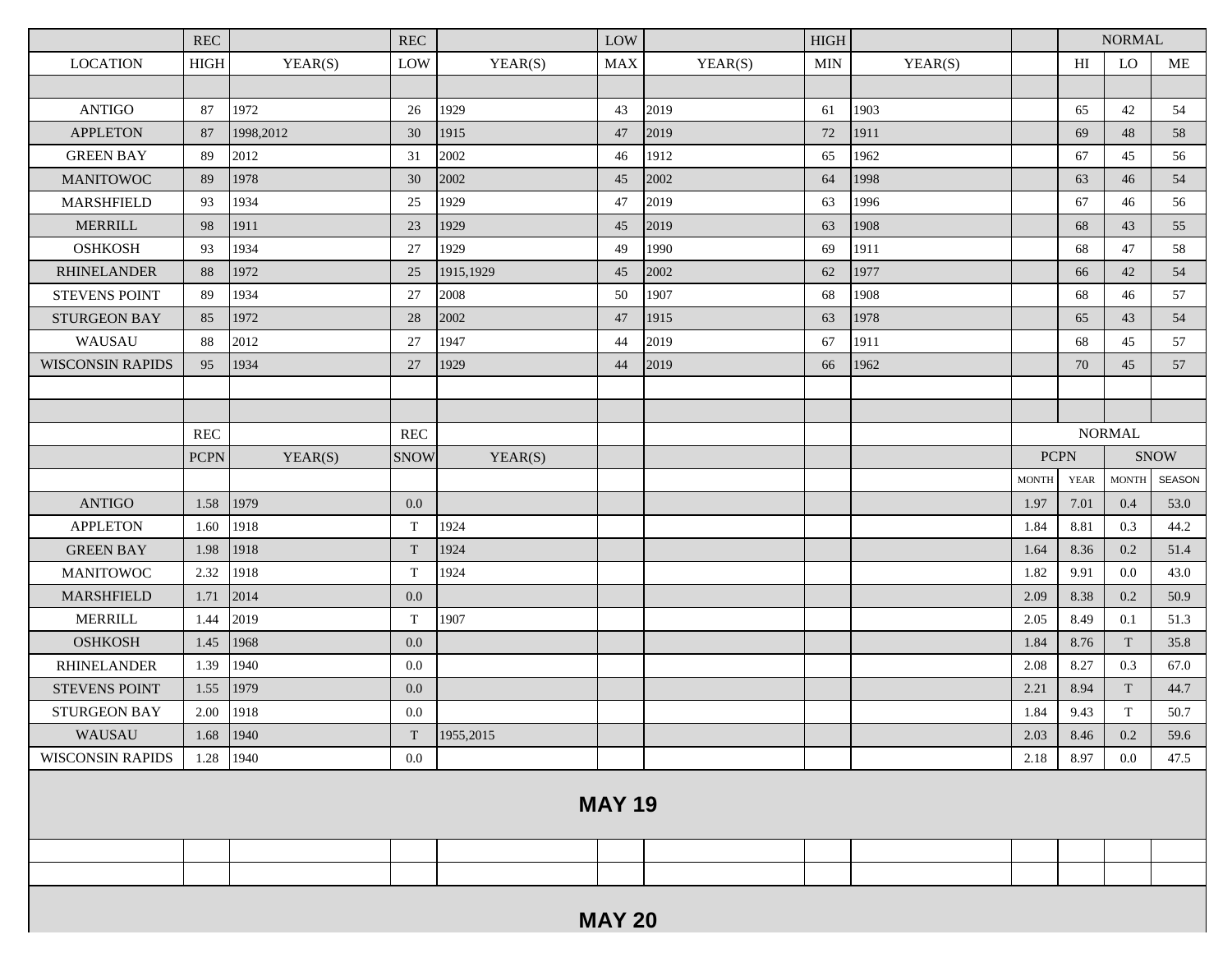| | REC | | REC | | LOW | | HIGH | | | NORMAL | | |
|---|---|---|---|---|---|---|---|---|---|---|---|---|
| LOCATION | HIGH | YEAR(S) | LOW | YEAR(S) | MAX | YEAR(S) | MIN | YEAR(S) | | HI | LO | ME |
| | | | | | | | | | | | | |
| ANTIGO | 87 | 1972 | 26 | 1929 | 43 | 2019 | 61 | 1903 | | 65 | 42 | 54 |
| APPLETON | 87 | 1998,2012 | 30 | 1915 | 47 | 2019 | 72 | 1911 | | 69 | 48 | 58 |
| GREEN BAY | 89 | 2012 | 31 | 2002 | 46 | 1912 | 65 | 1962 | | 67 | 45 | 56 |
| MANITOWOC | 89 | 1978 | 30 | 2002 | 45 | 2002 | 64 | 1998 | | 63 | 46 | 54 |
| MARSHFIELD | 93 | 1934 | 25 | 1929 | 47 | 2019 | 63 | 1996 | | 67 | 46 | 56 |
| MERRILL | 98 | 1911 | 23 | 1929 | 45 | 2019 | 63 | 1908 | | 68 | 43 | 55 |
| OSHKOSH | 93 | 1934 | 27 | 1929 | 49 | 1990 | 69 | 1911 | | 68 | 47 | 58 |
| RHINELANDER | 88 | 1972 | 25 | 1915,1929 | 45 | 2002 | 62 | 1977 | | 66 | 42 | 54 |
| STEVENS POINT | 89 | 1934 | 27 | 2008 | 50 | 1907 | 68 | 1908 | | 68 | 46 | 57 |
| STURGEON BAY | 85 | 1972 | 28 | 2002 | 47 | 1915 | 63 | 1978 | | 65 | 43 | 54 |
| WAUSAU | 88 | 2012 | 27 | 1947 | 44 | 2019 | 67 | 1911 | | 68 | 45 | 57 |
| WISCONSIN RAPIDS | 95 | 1934 | 27 | 1929 | 44 | 2019 | 66 | 1962 | | 70 | 45 | 57 |

| | REC | | REC | | | | | | NORMAL | | | |
|---|---|---|---|---|---|---|---|---|---|---|---|---|
| | PCPN | YEAR(S) | SNOW | YEAR(S) | | | | | PCPN | | SNOW | |
| | | | | | | | | | MONTH | YEAR | MONTH | SEASON |
| ANTIGO | 1.58 | 1979 | 0.0 | | | | | | 1.97 | 7.01 | 0.4 | 53.0 |
| APPLETON | 1.60 | 1918 | T | 1924 | | | | | 1.84 | 8.81 | 0.3 | 44.2 |
| GREEN BAY | 1.98 | 1918 | T | 1924 | | | | | 1.64 | 8.36 | 0.2 | 51.4 |
| MANITOWOC | 2.32 | 1918 | T | 1924 | | | | | 1.82 | 9.91 | 0.0 | 43.0 |
| MARSHFIELD | 1.71 | 2014 | 0.0 | | | | | | 2.09 | 8.38 | 0.2 | 50.9 |
| MERRILL | 1.44 | 2019 | T | 1907 | | | | | 2.05 | 8.49 | 0.1 | 51.3 |
| OSHKOSH | 1.45 | 1968 | 0.0 | | | | | | 1.84 | 8.76 | T | 35.8 |
| RHINELANDER | 1.39 | 1940 | 0.0 | | | | | | 2.08 | 8.27 | 0.3 | 67.0 |
| STEVENS POINT | 1.55 | 1979 | 0.0 | | | | | | 2.21 | 8.94 | T | 44.7 |
| STURGEON BAY | 2.00 | 1918 | 0.0 | | | | | | 1.84 | 9.43 | T | 50.7 |
| WAUSAU | 1.68 | 1940 | T | 1955,2015 | | | | | 2.03 | 8.46 | 0.2 | 59.6 |
| WISCONSIN RAPIDS | 1.28 | 1940 | 0.0 | | | | | | 2.18 | 8.97 | 0.0 | 47.5 |

## MAY 19

## MAY 20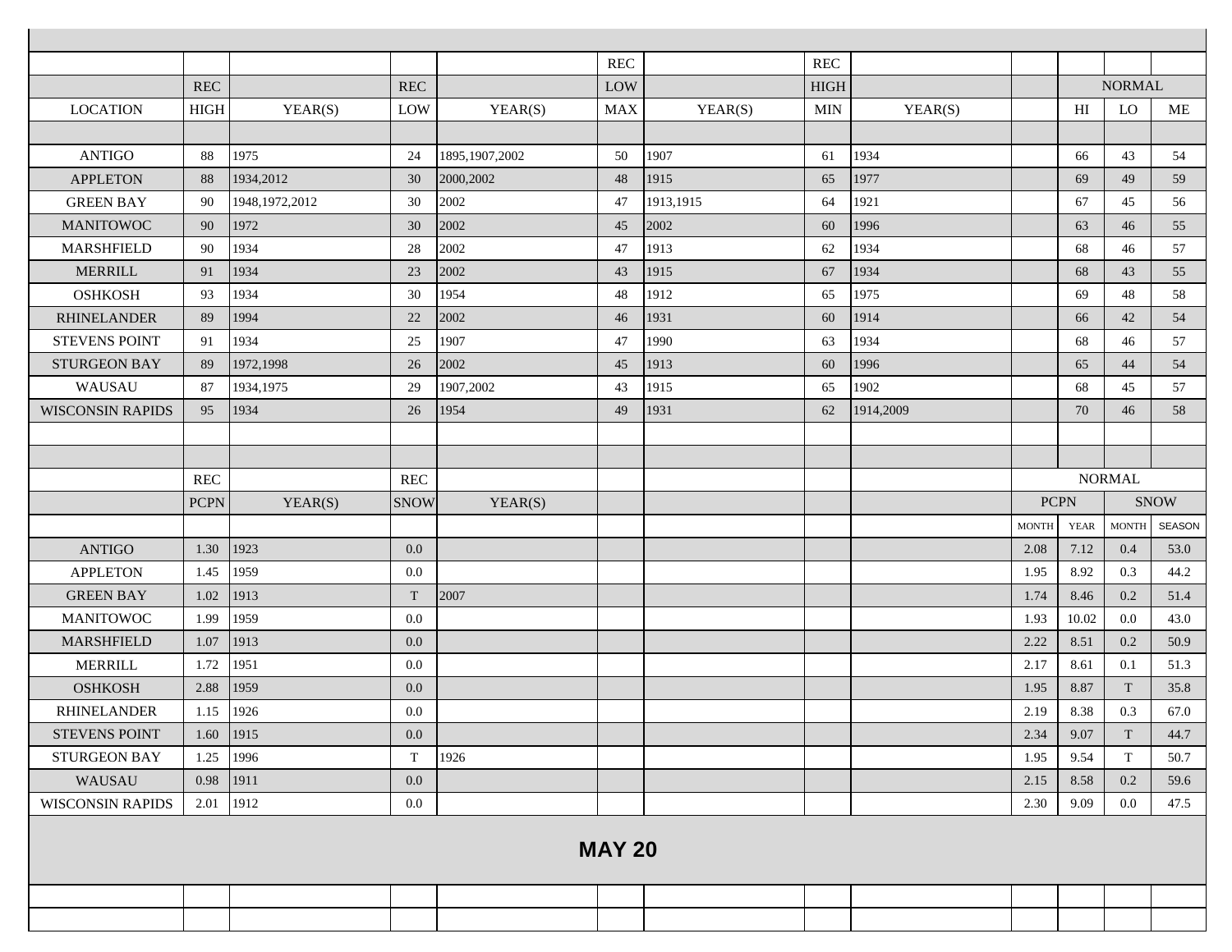## MAY 20

| LOCATION | REC HIGH | YEAR(S) | REC LOW | YEAR(S) | REC LOW MAX | YEAR(S) | REC HIGH MIN | YEAR(S) | | NORMAL HI | NORMAL LO | NORMAL ME |
|---|---|---|---|---|---|---|---|---|---|---|---|---|
| ANTIGO | 88 | 1975 | 24 | 1895,1907,2002 | 50 | 1907 | 61 | 1934 | | 66 | 43 | 54 |
| APPLETON | 88 | 1934,2012 | 30 | 2000,2002 | 48 | 1915 | 65 | 1977 | | 69 | 49 | 59 |
| GREEN BAY | 90 | 1948,1972,2012 | 30 | 2002 | 47 | 1913,1915 | 64 | 1921 | | 67 | 45 | 56 |
| MANITOWOC | 90 | 1972 | 30 | 2002 | 45 | 2002 | 60 | 1996 | | 63 | 46 | 55 |
| MARSHFIELD | 90 | 1934 | 28 | 2002 | 47 | 1913 | 62 | 1934 | | 68 | 46 | 57 |
| MERRILL | 91 | 1934 | 23 | 2002 | 43 | 1915 | 67 | 1934 | | 68 | 43 | 55 |
| OSHKOSH | 93 | 1934 | 30 | 1954 | 48 | 1912 | 65 | 1975 | | 69 | 48 | 58 |
| RHINELANDER | 89 | 1994 | 22 | 2002 | 46 | 1931 | 60 | 1914 | | 66 | 42 | 54 |
| STEVENS POINT | 91 | 1934 | 25 | 1907 | 47 | 1990 | 63 | 1934 | | 68 | 46 | 57 |
| STURGEON BAY | 89 | 1972,1998 | 26 | 2002 | 45 | 1913 | 60 | 1996 | | 65 | 44 | 54 |
| WAUSAU | 87 | 1934,1975 | 29 | 1907,2002 | 43 | 1915 | 65 | 1902 | | 68 | 45 | 57 |
| WISCONSIN RAPIDS | 95 | 1934 | 26 | 1954 | 49 | 1931 | 62 | 1914,2009 | | 70 | 46 | 58 |

| LOCATION | REC PCPN | YEAR(S) | REC SNOW | YEAR(S) | NORMAL PCPN MONTH | NORMAL PCPN YEAR | NORMAL SNOW MONTH | NORMAL SNOW SEASON |
|---|---|---|---|---|---|---|---|---|
| ANTIGO | 1.30 | 1923 | 0.0 | | 2.08 | 7.12 | 0.4 | 53.0 |
| APPLETON | 1.45 | 1959 | 0.0 | | 1.95 | 8.92 | 0.3 | 44.2 |
| GREEN BAY | 1.02 | 1913 | T | 2007 | 1.74 | 8.46 | 0.2 | 51.4 |
| MANITOWOC | 1.99 | 1959 | 0.0 | | 1.93 | 10.02 | 0.0 | 43.0 |
| MARSHFIELD | 1.07 | 1913 | 0.0 | | 2.22 | 8.51 | 0.2 | 50.9 |
| MERRILL | 1.72 | 1951 | 0.0 | | 2.17 | 8.61 | 0.1 | 51.3 |
| OSHKOSH | 2.88 | 1959 | 0.0 | | 1.95 | 8.87 | T | 35.8 |
| RHINELANDER | 1.15 | 1926 | 0.0 | | 2.19 | 8.38 | 0.3 | 67.0 |
| STEVENS POINT | 1.60 | 1915 | 0.0 | | 2.34 | 9.07 | T | 44.7 |
| STURGEON BAY | 1.25 | 1996 | T | 1926 | 1.95 | 9.54 | T | 50.7 |
| WAUSAU | 0.98 | 1911 | 0.0 | | 2.15 | 8.58 | 0.2 | 59.6 |
| WISCONSIN RAPIDS | 2.01 | 1912 | 0.0 | | 2.30 | 9.09 | 0.0 | 47.5 |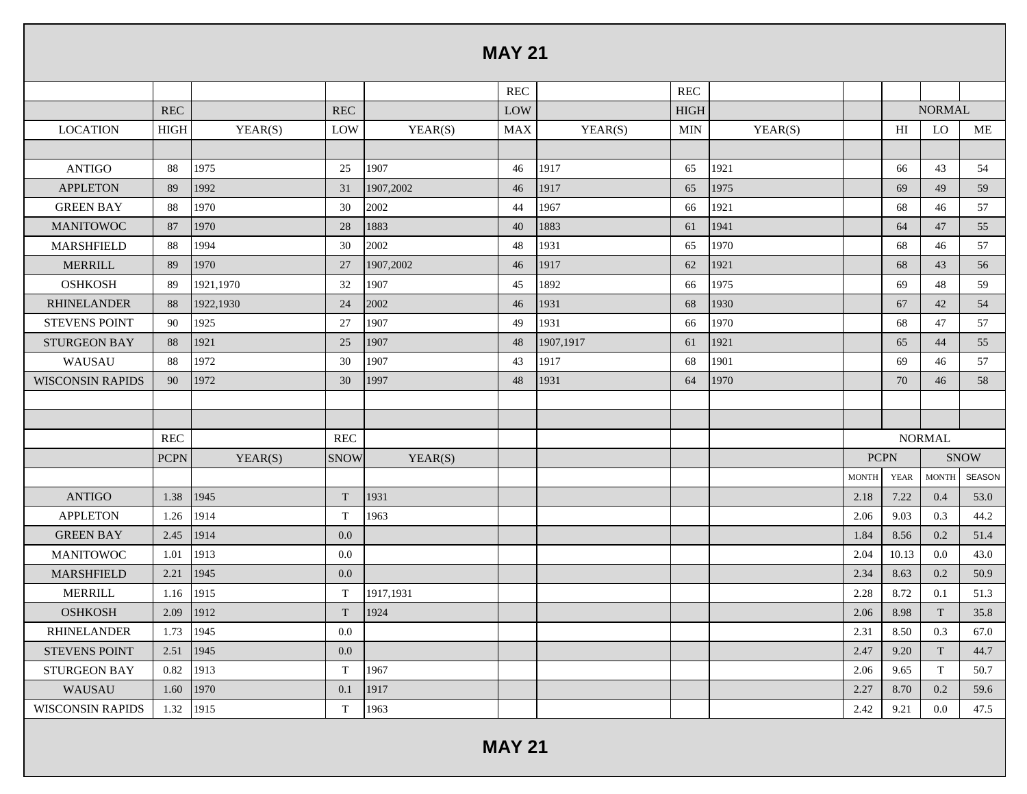# MAY 21

| LOCATION | REC HIGH | YEAR(S) | REC LOW | YEAR(S) | REC LOW MAX | YEAR(S) | REC HIGH MIN | YEAR(S) | | NORMAL HI | NORMAL LO | NORMAL ME |
|---|---|---|---|---|---|---|---|---|---|---|---|---|
| ANTIGO | 88 | 1975 | 25 | 1907 | 46 | 1917 | 65 | 1921 | | 66 | 43 | 54 |
| APPLETON | 89 | 1992 | 31 | 1907,2002 | 46 | 1917 | 65 | 1975 | | 69 | 49 | 59 |
| GREEN BAY | 88 | 1970 | 30 | 2002 | 44 | 1967 | 66 | 1921 | | 68 | 46 | 57 |
| MANITOWOC | 87 | 1970 | 28 | 1883 | 40 | 1883 | 61 | 1941 | | 64 | 47 | 55 |
| MARSHFIELD | 88 | 1994 | 30 | 2002 | 48 | 1931 | 65 | 1970 | | 68 | 46 | 57 |
| MERRILL | 89 | 1970 | 27 | 1907,2002 | 46 | 1917 | 62 | 1921 | | 68 | 43 | 56 |
| OSHKOSH | 89 | 1921,1970 | 32 | 1907 | 45 | 1892 | 66 | 1975 | | 69 | 48 | 59 |
| RHINELANDER | 88 | 1922,1930 | 24 | 2002 | 46 | 1931 | 68 | 1930 | | 67 | 42 | 54 |
| STEVENS POINT | 90 | 1925 | 27 | 1907 | 49 | 1931 | 66 | 1970 | | 68 | 47 | 57 |
| STURGEON BAY | 88 | 1921 | 25 | 1907 | 48 | 1907,1917 | 61 | 1921 | | 65 | 44 | 55 |
| WAUSAU | 88 | 1972 | 30 | 1907 | 43 | 1917 | 68 | 1901 | | 69 | 46 | 57 |
| WISCONSIN RAPIDS | 90 | 1972 | 30 | 1997 | 48 | 1931 | 64 | 1970 | | 70 | 46 | 58 |

| LOCATION | REC PCPN | YEAR(S) | REC SNOW | YEAR(S) | NORMAL PCPN MONTH | NORMAL PCPN YEAR | NORMAL SNOW MONTH | NORMAL SNOW SEASON |
|---|---|---|---|---|---|---|---|---|
| ANTIGO | 1.38 | 1945 | T | 1931 | 2.18 | 7.22 | 0.4 | 53.0 |
| APPLETON | 1.26 | 1914 | T | 1963 | 2.06 | 9.03 | 0.3 | 44.2 |
| GREEN BAY | 2.45 | 1914 | 0.0 | | 1.84 | 8.56 | 0.2 | 51.4 |
| MANITOWOC | 1.01 | 1913 | 0.0 | | 2.04 | 10.13 | 0.0 | 43.0 |
| MARSHFIELD | 2.21 | 1945 | 0.0 | | 2.34 | 8.63 | 0.2 | 50.9 |
| MERRILL | 1.16 | 1915 | T | 1917,1931 | 2.28 | 8.72 | 0.1 | 51.3 |
| OSHKOSH | 2.09 | 1912 | T | 1924 | 2.06 | 8.98 | T | 35.8 |
| RHINELANDER | 1.73 | 1945 | 0.0 | | 2.31 | 8.50 | 0.3 | 67.0 |
| STEVENS POINT | 2.51 | 1945 | 0.0 | | 2.47 | 9.20 | T | 44.7 |
| STURGEON BAY | 0.82 | 1913 | T | 1967 | 2.06 | 9.65 | T | 50.7 |
| WAUSAU | 1.60 | 1970 | 0.1 | 1917 | 2.27 | 8.70 | 0.2 | 59.6 |
| WISCONSIN RAPIDS | 1.32 | 1915 | T | 1963 | 2.42 | 9.21 | 0.0 | 47.5 |

# MAY 21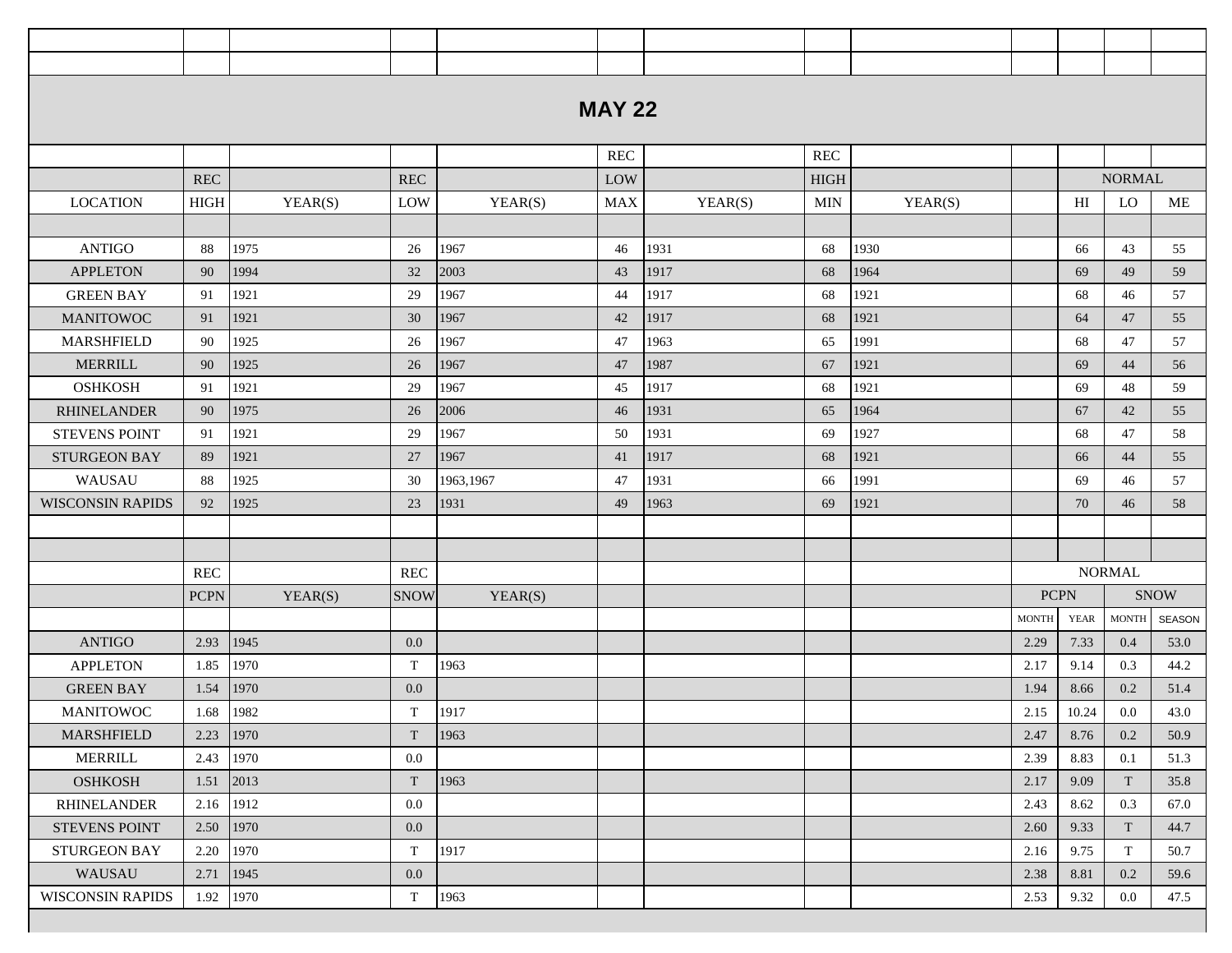## MAY 22

| LOCATION | REC HIGH | YEAR(S) | REC LOW | YEAR(S) | REC LOW MAX | YEAR(S) | REC HIGH MIN | YEAR(S) | | NORMAL HI | NORMAL LO | NORMAL ME |
|---|---|---|---|---|---|---|---|---|---|---|---|---|
| ANTIGO | 88 | 1975 | 26 | 1967 | 46 | 1931 | 68 | 1930 | | 66 | 43 | 55 |
| APPLETON | 90 | 1994 | 32 | 2003 | 43 | 1917 | 68 | 1964 | | 69 | 49 | 59 |
| GREEN BAY | 91 | 1921 | 29 | 1967 | 44 | 1917 | 68 | 1921 | | 68 | 46 | 57 |
| MANITOWOC | 91 | 1921 | 30 | 1967 | 42 | 1917 | 68 | 1921 | | 64 | 47 | 55 |
| MARSHFIELD | 90 | 1925 | 26 | 1967 | 47 | 1963 | 65 | 1991 | | 68 | 47 | 57 |
| MERRILL | 90 | 1925 | 26 | 1967 | 47 | 1987 | 67 | 1921 | | 69 | 44 | 56 |
| OSHKOSH | 91 | 1921 | 29 | 1967 | 45 | 1917 | 68 | 1921 | | 69 | 48 | 59 |
| RHINELANDER | 90 | 1975 | 26 | 2006 | 46 | 1931 | 65 | 1964 | | 67 | 42 | 55 |
| STEVENS POINT | 91 | 1921 | 29 | 1967 | 50 | 1931 | 69 | 1927 | | 68 | 47 | 58 |
| STURGEON BAY | 89 | 1921 | 27 | 1967 | 41 | 1917 | 68 | 1921 | | 66 | 44 | 55 |
| WAUSAU | 88 | 1925 | 30 | 1963,1967 | 47 | 1931 | 66 | 1991 | | 69 | 46 | 57 |
| WISCONSIN RAPIDS | 92 | 1925 | 23 | 1931 | 49 | 1963 | 69 | 1921 | | 70 | 46 | 58 |

| LOCATION | REC PCPN | YEAR(S) | REC SNOW | YEAR(S) | NORMAL PCPN MONTH | NORMAL PCPN YEAR | NORMAL SNOW MONTH | NORMAL SNOW SEASON |
|---|---|---|---|---|---|---|---|---|
| ANTIGO | 2.93 | 1945 | 0.0 | | 2.29 | 7.33 | 0.4 | 53.0 |
| APPLETON | 1.85 | 1970 | T | 1963 | 2.17 | 9.14 | 0.3 | 44.2 |
| GREEN BAY | 1.54 | 1970 | 0.0 | | 1.94 | 8.66 | 0.2 | 51.4 |
| MANITOWOC | 1.68 | 1982 | T | 1917 | 2.15 | 10.24 | 0.0 | 43.0 |
| MARSHFIELD | 2.23 | 1970 | T | 1963 | 2.47 | 8.76 | 0.2 | 50.9 |
| MERRILL | 2.43 | 1970 | 0.0 | | 2.39 | 8.83 | 0.1 | 51.3 |
| OSHKOSH | 1.51 | 2013 | T | 1963 | 2.17 | 9.09 | T | 35.8 |
| RHINELANDER | 2.16 | 1912 | 0.0 | | 2.43 | 8.62 | 0.3 | 67.0 |
| STEVENS POINT | 2.50 | 1970 | 0.0 | | 2.60 | 9.33 | T | 44.7 |
| STURGEON BAY | 2.20 | 1970 | T | 1917 | 2.16 | 9.75 | T | 50.7 |
| WAUSAU | 2.71 | 1945 | 0.0 | | 2.38 | 8.81 | 0.2 | 59.6 |
| WISCONSIN RAPIDS | 1.92 | 1970 | T | 1963 | 2.53 | 9.32 | 0.0 | 47.5 |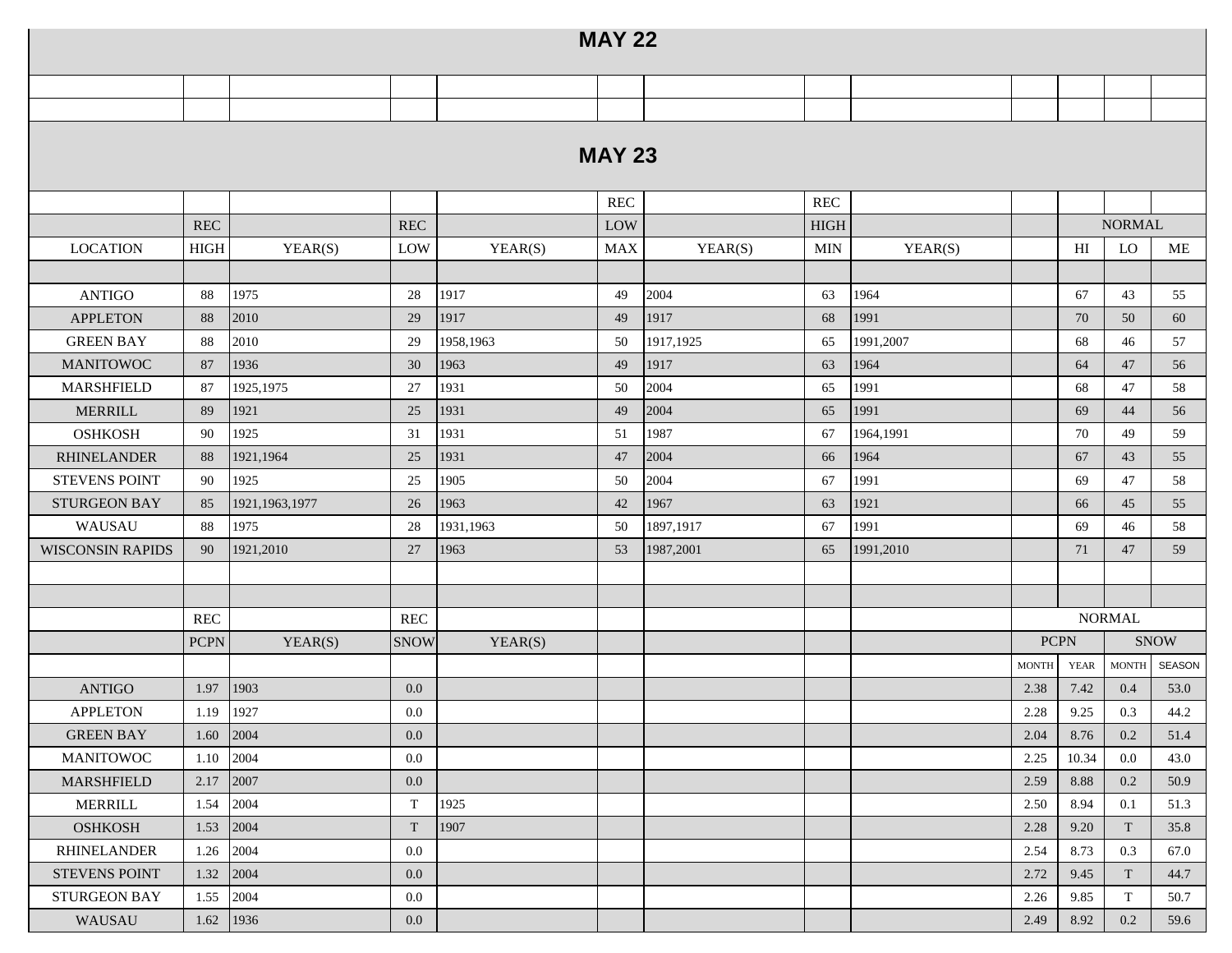## MAY 22

## MAY 23

| LOCATION | REC HIGH | YEAR(S) | REC LOW | YEAR(S) | REC LOW MAX | YEAR(S) | REC HIGH MIN | YEAR(S) | | NORMAL HI | NORMAL LO | NORMAL ME |
|---|---|---|---|---|---|---|---|---|---|---|---|---|
| ANTIGO | 88 | 1975 | 28 | 1917 | 49 | 2004 | 63 | 1964 | | 67 | 43 | 55 |
| APPLETON | 88 | 2010 | 29 | 1917 | 49 | 1917 | 68 | 1991 | | 70 | 50 | 60 |
| GREEN BAY | 88 | 2010 | 29 | 1958,1963 | 50 | 1917,1925 | 65 | 1991,2007 | | 68 | 46 | 57 |
| MANITOWOC | 87 | 1936 | 30 | 1963 | 49 | 1917 | 63 | 1964 | | 64 | 47 | 56 |
| MARSHFIELD | 87 | 1925,1975 | 27 | 1931 | 50 | 2004 | 65 | 1991 | | 68 | 47 | 58 |
| MERRILL | 89 | 1921 | 25 | 1931 | 49 | 2004 | 65 | 1991 | | 69 | 44 | 56 |
| OSHKOSH | 90 | 1925 | 31 | 1931 | 51 | 1987 | 67 | 1964,1991 | | 70 | 49 | 59 |
| RHINELANDER | 88 | 1921,1964 | 25 | 1931 | 47 | 2004 | 66 | 1964 | | 67 | 43 | 55 |
| STEVENS POINT | 90 | 1925 | 25 | 1905 | 50 | 2004 | 67 | 1991 | | 69 | 47 | 58 |
| STURGEON BAY | 85 | 1921,1963,1977 | 26 | 1963 | 42 | 1967 | 63 | 1921 | | 66 | 45 | 55 |
| WAUSAU | 88 | 1975 | 28 | 1931,1963 | 50 | 1897,1917 | 67 | 1991 | | 69 | 46 | 58 |
| WISCONSIN RAPIDS | 90 | 1921,2010 | 27 | 1963 | 53 | 1987,2001 | 65 | 1991,2010 | | 71 | 47 | 59 |

| LOCATION | REC PCPN | YEAR(S) | REC SNOW | YEAR(S) | NORMAL PCPN MONTH | NORMAL PCPN YEAR | NORMAL SNOW MONTH | NORMAL SNOW SEASON |
|---|---|---|---|---|---|---|---|---|
| ANTIGO | 1.97 | 1903 | 0.0 | | 2.38 | 7.42 | 0.4 | 53.0 |
| APPLETON | 1.19 | 1927 | 0.0 | | 2.28 | 9.25 | 0.3 | 44.2 |
| GREEN BAY | 1.60 | 2004 | 0.0 | | 2.04 | 8.76 | 0.2 | 51.4 |
| MANITOWOC | 1.10 | 2004 | 0.0 | | 2.25 | 10.34 | 0.0 | 43.0 |
| MARSHFIELD | 2.17 | 2007 | 0.0 | | 2.59 | 8.88 | 0.2 | 50.9 |
| MERRILL | 1.54 | 2004 | T | 1925 | 2.50 | 8.94 | 0.1 | 51.3 |
| OSHKOSH | 1.53 | 2004 | T | 1907 | 2.28 | 9.20 | T | 35.8 |
| RHINELANDER | 1.26 | 2004 | 0.0 | | 2.54 | 8.73 | 0.3 | 67.0 |
| STEVENS POINT | 1.32 | 2004 | 0.0 | | 2.72 | 9.45 | T | 44.7 |
| STURGEON BAY | 1.55 | 2004 | 0.0 | | 2.26 | 9.85 | T | 50.7 |
| WAUSAU | 1.62 | 1936 | 0.0 | | 2.49 | 8.92 | 0.2 | 59.6 |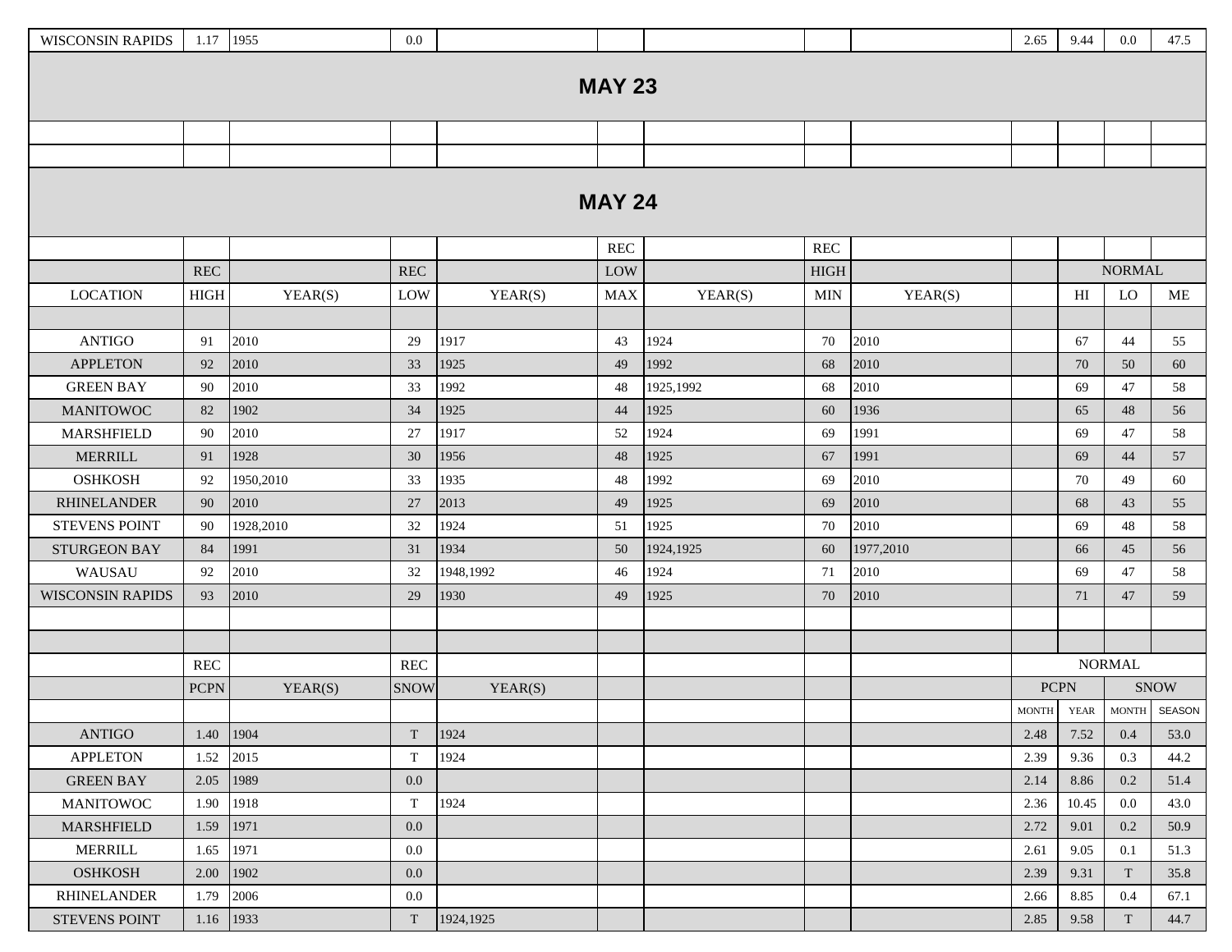| WISCONSIN RAPIDS | 1.17 | 1955 | 0.0 | | | | | | 2.65 | 9.44 | 0.0 | 47.5 |
|---|---|---|---|---|---|---|---|---|---|---|---|---|

## MAY 23

## MAY 24

| | | | | | REC | | REC | | | | | |
|---|---|---|---|---|---|---|---|---|---|---|---|---|
| | REC | | REC | | LOW | | HIGH | | | NORMAL | | |
| LOCATION | HIGH | YEAR(S) | LOW | YEAR(S) | MAX | YEAR(S) | MIN | YEAR(S) | | HI | LO | ME |
| ANTIGO | 91 | 2010 | 29 | 1917 | 43 | 1924 | 70 | 2010 | | 67 | 44 | 55 |
| APPLETON | 92 | 2010 | 33 | 1925 | 49 | 1992 | 68 | 2010 | | 70 | 50 | 60 |
| GREEN BAY | 90 | 2010 | 33 | 1992 | 48 | 1925,1992 | 68 | 2010 | | 69 | 47 | 58 |
| MANITOWOC | 82 | 1902 | 34 | 1925 | 44 | 1925 | 60 | 1936 | | 65 | 48 | 56 |
| MARSHFIELD | 90 | 2010 | 27 | 1917 | 52 | 1924 | 69 | 1991 | | 69 | 47 | 58 |
| MERRILL | 91 | 1928 | 30 | 1956 | 48 | 1925 | 67 | 1991 | | 69 | 44 | 57 |
| OSHKOSH | 92 | 1950,2010 | 33 | 1935 | 48 | 1992 | 69 | 2010 | | 70 | 49 | 60 |
| RHINELANDER | 90 | 2010 | 27 | 2013 | 49 | 1925 | 69 | 2010 | | 68 | 43 | 55 |
| STEVENS POINT | 90 | 1928,2010 | 32 | 1924 | 51 | 1925 | 70 | 2010 | | 69 | 48 | 58 |
| STURGEON BAY | 84 | 1991 | 31 | 1934 | 50 | 1924,1925 | 60 | 1977,2010 | | 66 | 45 | 56 |
| WAUSAU | 92 | 2010 | 32 | 1948,1992 | 46 | 1924 | 71 | 2010 | | 69 | 47 | 58 |
| WISCONSIN RAPIDS | 93 | 2010 | 29 | 1930 | 49 | 1925 | 70 | 2010 | | 71 | 47 | 59 |

| | REC | | REC | | | | | | NORMAL | | | |
|---|---|---|---|---|---|---|---|---|---|---|---|---|
| | PCPN | YEAR(S) | SNOW | YEAR(S) | | | | | PCPN | | SNOW | |
| | | | | | | | | | MONTH | YEAR | MONTH | SEASON |
| ANTIGO | 1.40 | 1904 | T | 1924 | | | | | 2.48 | 7.52 | 0.4 | 53.0 |
| APPLETON | 1.52 | 2015 | T | 1924 | | | | | 2.39 | 9.36 | 0.3 | 44.2 |
| GREEN BAY | 2.05 | 1989 | 0.0 | | | | | | 2.14 | 8.86 | 0.2 | 51.4 |
| MANITOWOC | 1.90 | 1918 | T | 1924 | | | | | 2.36 | 10.45 | 0.0 | 43.0 |
| MARSHFIELD | 1.59 | 1971 | 0.0 | | | | | | 2.72 | 9.01 | 0.2 | 50.9 |
| MERRILL | 1.65 | 1971 | 0.0 | | | | | | 2.61 | 9.05 | 0.1 | 51.3 |
| OSHKOSH | 2.00 | 1902 | 0.0 | | | | | | 2.39 | 9.31 | T | 35.8 |
| RHINELANDER | 1.79 | 2006 | 0.0 | | | | | | 2.66 | 8.85 | 0.4 | 67.1 |
| STEVENS POINT | 1.16 | 1933 | T | 1924,1925 | | | | | 2.85 | 9.58 | T | 44.7 |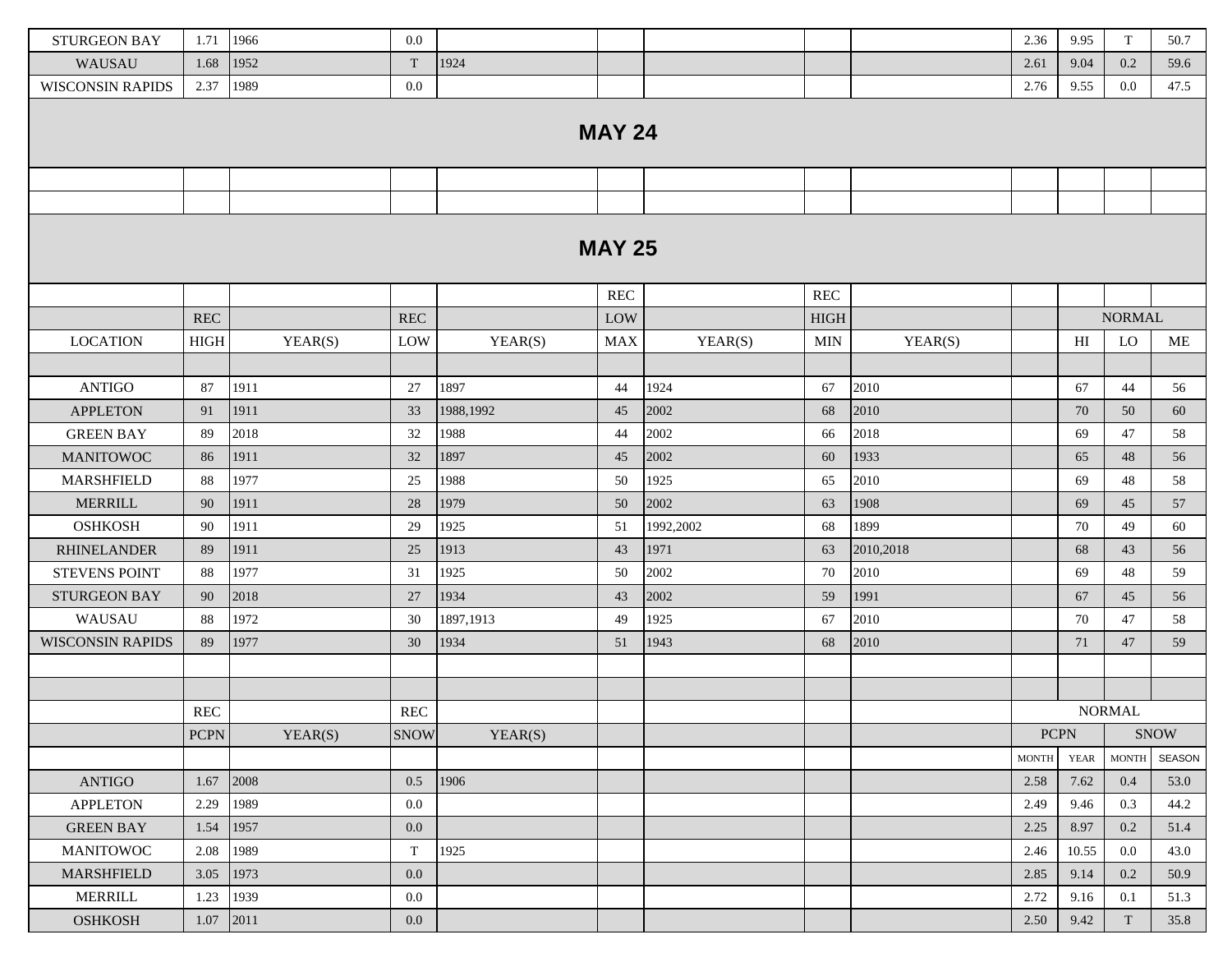| | | | | | | | | | | | | |
|---|---|---|---|---|---|---|---|---|---|---|---|---|
| STURGEON BAY | 1.71 | 1966 | 0.0 | | | | | | 2.36 | 9.95 | T | 50.7 |
| WAUSAU | 1.68 | 1952 | T | 1924 | | | | | 2.61 | 9.04 | 0.2 | 59.6 |
| WISCONSIN RAPIDS | 2.37 | 1989 | 0.0 | | | | | | 2.76 | 9.55 | 0.0 | 47.5 |

## MAY 24

## MAY 25

| | | | | | REC | | REC | | | | | |
|---|---|---|---|---|---|---|---|---|---|---|---|---|
| | REC | | REC | | LOW | | HIGH | | | NORMAL | | |
| LOCATION | HIGH | YEAR(S) | LOW | YEAR(S) | MAX | YEAR(S) | MIN | YEAR(S) | | HI | LO | ME |
| ANTIGO | 87 | 1911 | 27 | 1897 | 44 | 1924 | 67 | 2010 | | 67 | 44 | 56 |
| APPLETON | 91 | 1911 | 33 | 1988,1992 | 45 | 2002 | 68 | 2010 | | 70 | 50 | 60 |
| GREEN BAY | 89 | 2018 | 32 | 1988 | 44 | 2002 | 66 | 2018 | | 69 | 47 | 58 |
| MANITOWOC | 86 | 1911 | 32 | 1897 | 45 | 2002 | 60 | 1933 | | 65 | 48 | 56 |
| MARSHFIELD | 88 | 1977 | 25 | 1988 | 50 | 1925 | 65 | 2010 | | 69 | 48 | 58 |
| MERRILL | 90 | 1911 | 28 | 1979 | 50 | 2002 | 63 | 1908 | | 69 | 45 | 57 |
| OSHKOSH | 90 | 1911 | 29 | 1925 | 51 | 1992,2002 | 68 | 1899 | | 70 | 49 | 60 |
| RHINELANDER | 89 | 1911 | 25 | 1913 | 43 | 1971 | 63 | 2010,2018 | | 68 | 43 | 56 |
| STEVENS POINT | 88 | 1977 | 31 | 1925 | 50 | 2002 | 70 | 2010 | | 69 | 48 | 59 |
| STURGEON BAY | 90 | 2018 | 27 | 1934 | 43 | 2002 | 59 | 1991 | | 67 | 45 | 56 |
| WAUSAU | 88 | 1972 | 30 | 1897,1913 | 49 | 1925 | 67 | 2010 | | 70 | 47 | 58 |
| WISCONSIN RAPIDS | 89 | 1977 | 30 | 1934 | 51 | 1943 | 68 | 2010 | | 71 | 47 | 59 |

| | REC | | REC | | | | | | NORMAL | | | |
|---|---|---|---|---|---|---|---|---|---|---|---|---|
| | PCPN | YEAR(S) | SNOW | YEAR(S) | | | | | PCPN | | SNOW | |
| | | | | | | | | | MONTH | YEAR | MONTH | SEASON |
| ANTIGO | 1.67 | 2008 | 0.5 | 1906 | | | | | 2.58 | 7.62 | 0.4 | 53.0 |
| APPLETON | 2.29 | 1989 | 0.0 | | | | | | 2.49 | 9.46 | 0.3 | 44.2 |
| GREEN BAY | 1.54 | 1957 | 0.0 | | | | | | 2.25 | 8.97 | 0.2 | 51.4 |
| MANITOWOC | 2.08 | 1989 | T | 1925 | | | | | 2.46 | 10.55 | 0.0 | 43.0 |
| MARSHFIELD | 3.05 | 1973 | 0.0 | | | | | | 2.85 | 9.14 | 0.2 | 50.9 |
| MERRILL | 1.23 | 1939 | 0.0 | | | | | | 2.72 | 9.16 | 0.1 | 51.3 |
| OSHKOSH | 1.07 | 2011 | 0.0 | | | | | | 2.50 | 9.42 | T | 35.8 |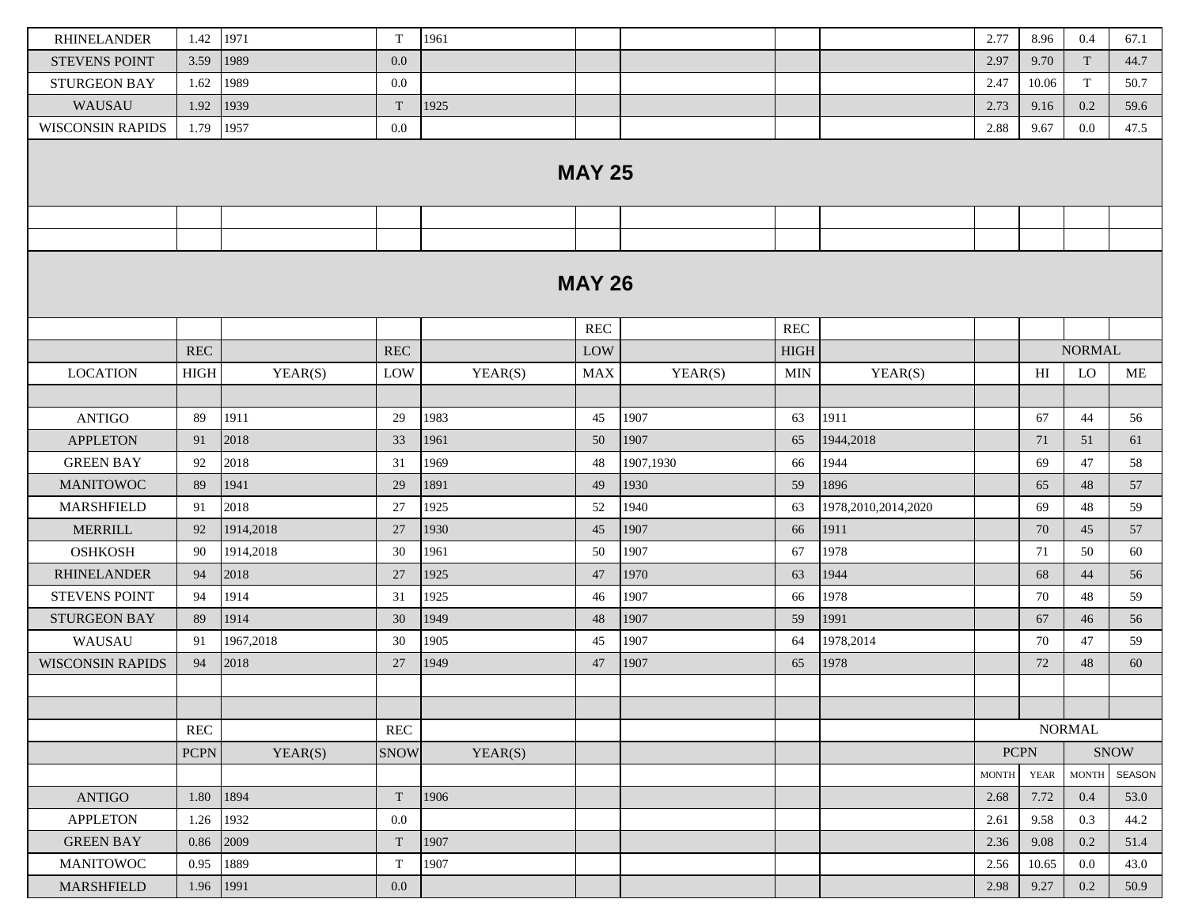| | | | | | | | | | | | | |
|---|---|---|---|---|---|---|---|---|---|---|---|---|
| RHINELANDER | 1.42 | 1971 | T | 1961 | | | | | 2.77 | 8.96 | 0.4 | 67.1 |
| STEVENS POINT | 3.59 | 1989 | 0.0 | | | | | | 2.97 | 9.70 | T | 44.7 |
| STURGEON BAY | 1.62 | 1989 | 0.0 | | | | | | 2.47 | 10.06 | T | 50.7 |
| WAUSAU | 1.92 | 1939 | T | 1925 | | | | | 2.73 | 9.16 | 0.2 | 59.6 |
| WISCONSIN RAPIDS | 1.79 | 1957 | 0.0 | | | | | | 2.88 | 9.67 | 0.0 | 47.5 |

## MAY 25

## MAY 26

| | | | | | REC | | REC | | | | | |
|---|---|---|---|---|---|---|---|---|---|---|---|---|
| | REC | | REC | | LOW | | HIGH | | | NORMAL | | |
| LOCATION | HIGH | YEAR(S) | LOW | YEAR(S) | MAX | YEAR(S) | MIN | YEAR(S) | | HI | LO | ME |
| ANTIGO | 89 | 1911 | 29 | 1983 | 45 | 1907 | 63 | 1911 | | 67 | 44 | 56 |
| APPLETON | 91 | 2018 | 33 | 1961 | 50 | 1907 | 65 | 1944,2018 | | 71 | 51 | 61 |
| GREEN BAY | 92 | 2018 | 31 | 1969 | 48 | 1907,1930 | 66 | 1944 | | 69 | 47 | 58 |
| MANITOWOC | 89 | 1941 | 29 | 1891 | 49 | 1930 | 59 | 1896 | | 65 | 48 | 57 |
| MARSHFIELD | 91 | 2018 | 27 | 1925 | 52 | 1940 | 63 | 1978,2010,2014,2020 | | 69 | 48 | 59 |
| MERRILL | 92 | 1914,2018 | 27 | 1930 | 45 | 1907 | 66 | 1911 | | 70 | 45 | 57 |
| OSHKOSH | 90 | 1914,2018 | 30 | 1961 | 50 | 1907 | 67 | 1978 | | 71 | 50 | 60 |
| RHINELANDER | 94 | 2018 | 27 | 1925 | 47 | 1970 | 63 | 1944 | | 68 | 44 | 56 |
| STEVENS POINT | 94 | 1914 | 31 | 1925 | 46 | 1907 | 66 | 1978 | | 70 | 48 | 59 |
| STURGEON BAY | 89 | 1914 | 30 | 1949 | 48 | 1907 | 59 | 1991 | | 67 | 46 | 56 |
| WAUSAU | 91 | 1967,2018 | 30 | 1905 | 45 | 1907 | 64 | 1978,2014 | | 70 | 47 | 59 |
| WISCONSIN RAPIDS | 94 | 2018 | 27 | 1949 | 47 | 1907 | 65 | 1978 | | 72 | 48 | 60 |

| | REC | | REC | | | | | | NORMAL | | | |
|---|---|---|---|---|---|---|---|---|---|---|---|---|
| | PCPN | YEAR(S) | SNOW | YEAR(S) | | | | | PCPN | | SNOW | |
| | | | | | | | | | MONTH | YEAR | MONTH | SEASON |
| ANTIGO | 1.80 | 1894 | T | 1906 | | | | | 2.68 | 7.72 | 0.4 | 53.0 |
| APPLETON | 1.26 | 1932 | 0.0 | | | | | | 2.61 | 9.58 | 0.3 | 44.2 |
| GREEN BAY | 0.86 | 2009 | T | 1907 | | | | | 2.36 | 9.08 | 0.2 | 51.4 |
| MANITOWOC | 0.95 | 1889 | T | 1907 | | | | | 2.56 | 10.65 | 0.0 | 43.0 |
| MARSHFIELD | 1.96 | 1991 | 0.0 | | | | | | 2.98 | 9.27 | 0.2 | 50.9 |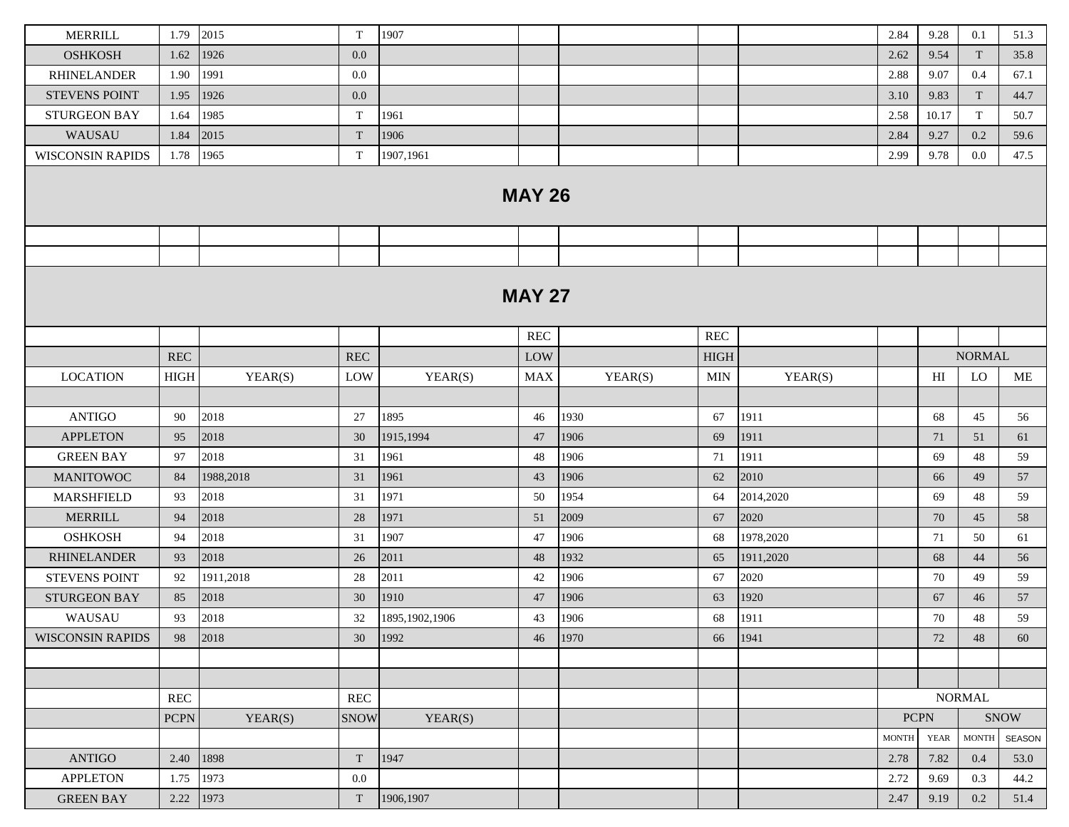| | | | | | | | | | | | | | |
|---|---|---|---|---|---|---|---|---|---|---|---|---|---|
| MERRILL | 1.79 | 2015 | T | 1907 | | | | | 2.84 | 9.28 | 0.1 | 51.3 |
| OSHKOSH | 1.62 | 1926 | 0.0 | | | | | | 2.62 | 9.54 | T | 35.8 |
| RHINELANDER | 1.90 | 1991 | 0.0 | | | | | | 2.88 | 9.07 | 0.4 | 67.1 |
| STEVENS POINT | 1.95 | 1926 | 0.0 | | | | | | 3.10 | 9.83 | T | 44.7 |
| STURGEON BAY | 1.64 | 1985 | T | 1961 | | | | | 2.58 | 10.17 | T | 50.7 |
| WAUSAU | 1.84 | 2015 | T | 1906 | | | | | 2.84 | 9.27 | 0.2 | 59.6 |
| WISCONSIN RAPIDS | 1.78 | 1965 | T | 1907,1961 | | | | | 2.99 | 9.78 | 0.0 | 47.5 |

## MAY 26

## MAY 27

| LOCATION | REC HIGH | YEAR(S) | REC LOW | YEAR(S) | REC LOW MAX | YEAR(S) | REC HIGH MIN | YEAR(S) | | NORMAL HI | NORMAL LO | NORMAL ME |
|---|---|---|---|---|---|---|---|---|---|---|---|---|
| ANTIGO | 90 | 2018 | 27 | 1895 | 46 | 1930 | 67 | 1911 | | 68 | 45 | 56 |
| APPLETON | 95 | 2018 | 30 | 1915,1994 | 47 | 1906 | 69 | 1911 | | 71 | 51 | 61 |
| GREEN BAY | 97 | 2018 | 31 | 1961 | 48 | 1906 | 71 | 1911 | | 69 | 48 | 59 |
| MANITOWOC | 84 | 1988,2018 | 31 | 1961 | 43 | 1906 | 62 | 2010 | | 66 | 49 | 57 |
| MARSHFIELD | 93 | 2018 | 31 | 1971 | 50 | 1954 | 64 | 2014,2020 | | 69 | 48 | 59 |
| MERRILL | 94 | 2018 | 28 | 1971 | 51 | 2009 | 67 | 2020 | | 70 | 45 | 58 |
| OSHKOSH | 94 | 2018 | 31 | 1907 | 47 | 1906 | 68 | 1978,2020 | | 71 | 50 | 61 |
| RHINELANDER | 93 | 2018 | 26 | 2011 | 48 | 1932 | 65 | 1911,2020 | | 68 | 44 | 56 |
| STEVENS POINT | 92 | 1911,2018 | 28 | 2011 | 42 | 1906 | 67 | 2020 | | 70 | 49 | 59 |
| STURGEON BAY | 85 | 2018 | 30 | 1910 | 47 | 1906 | 63 | 1920 | | 67 | 46 | 57 |
| WAUSAU | 93 | 2018 | 32 | 1895,1902,1906 | 43 | 1906 | 68 | 1911 | | 70 | 48 | 59 |
| WISCONSIN RAPIDS | 98 | 2018 | 30 | 1992 | 46 | 1970 | 66 | 1941 | | 72 | 48 | 60 |

| LOCATION | REC PCPN | YEAR(S) | REC SNOW | YEAR(S) | | | | | NORMAL PCPN MONTH | NORMAL PCPN YEAR | NORMAL SNOW MONTH | NORMAL SNOW SEASON |
|---|---|---|---|---|---|---|---|---|---|---|---|---|
| ANTIGO | 2.40 | 1898 | T | 1947 | | | | | 2.78 | 7.82 | 0.4 | 53.0 |
| APPLETON | 1.75 | 1973 | 0.0 | | | | | | 2.72 | 9.69 | 0.3 | 44.2 |
| GREEN BAY | 2.22 | 1973 | T | 1906,1907 | | | | | 2.47 | 9.19 | 0.2 | 51.4 |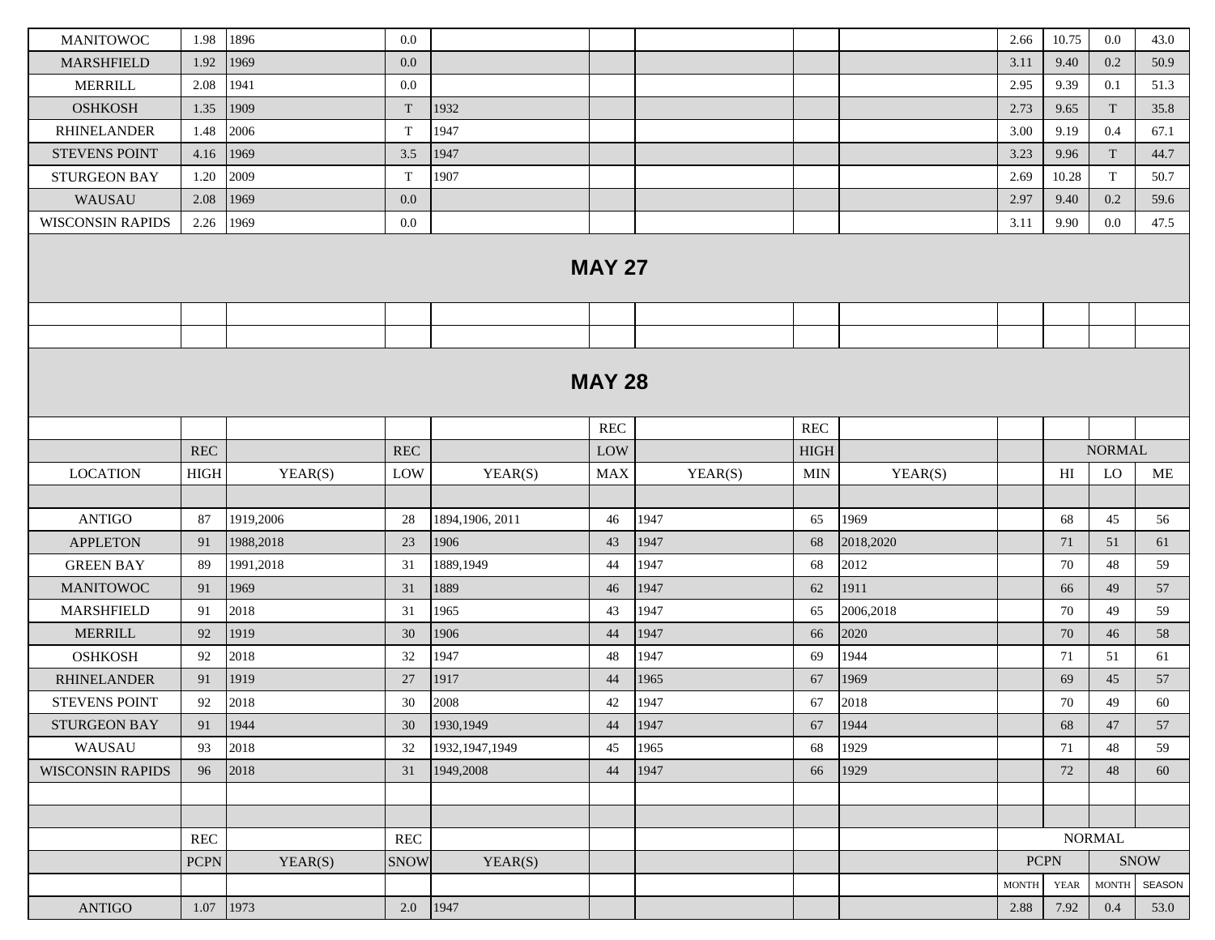| | | | | | | | | | | | | |
|---|---|---|---|---|---|---|---|---|---|---|---|---|
| MANITOWOC | 1.98 | 1896 | 0.0 | | | | | | 2.66 | 10.75 | 0.0 | 43.0 |
| MARSHFIELD | 1.92 | 1969 | 0.0 | | | | | | 3.11 | 9.40 | 0.2 | 50.9 |
| MERRILL | 2.08 | 1941 | 0.0 | | | | | | 2.95 | 9.39 | 0.1 | 51.3 |
| OSHKOSH | 1.35 | 1909 | T | 1932 | | | | | 2.73 | 9.65 | T | 35.8 |
| RHINELANDER | 1.48 | 2006 | T | 1947 | | | | | 3.00 | 9.19 | 0.4 | 67.1 |
| STEVENS POINT | 4.16 | 1969 | 3.5 | 1947 | | | | | 3.23 | 9.96 | T | 44.7 |
| STURGEON BAY | 1.20 | 2009 | T | 1907 | | | | | 2.69 | 10.28 | T | 50.7 |
| WAUSAU | 2.08 | 1969 | 0.0 | | | | | | 2.97 | 9.40 | 0.2 | 59.6 |
| WISCONSIN RAPIDS | 2.26 | 1969 | 0.0 | | | | | | 3.11 | 9.90 | 0.0 | 47.5 |

## MAY 27

## MAY 28

| | | | | | REC | | REC | | | | | |
|---|---|---|---|---|---|---|---|---|---|---|---|---|
| | REC | | REC | | LOW | | HIGH | | | NORMAL | | |
| LOCATION | HIGH | YEAR(S) | LOW | YEAR(S) | MAX | YEAR(S) | MIN | YEAR(S) | | HI | LO | ME |
| ANTIGO | 87 | 1919,2006 | 28 | 1894,1906, 2011 | 46 | 1947 | 65 | 1969 | | 68 | 45 | 56 |
| APPLETON | 91 | 1988,2018 | 23 | 1906 | 43 | 1947 | 68 | 2018,2020 | | 71 | 51 | 61 |
| GREEN BAY | 89 | 1991,2018 | 31 | 1889,1949 | 44 | 1947 | 68 | 2012 | | 70 | 48 | 59 |
| MANITOWOC | 91 | 1969 | 31 | 1889 | 46 | 1947 | 62 | 1911 | | 66 | 49 | 57 |
| MARSHFIELD | 91 | 2018 | 31 | 1965 | 43 | 1947 | 65 | 2006,2018 | | 70 | 49 | 59 |
| MERRILL | 92 | 1919 | 30 | 1906 | 44 | 1947 | 66 | 2020 | | 70 | 46 | 58 |
| OSHKOSH | 92 | 2018 | 32 | 1947 | 48 | 1947 | 69 | 1944 | | 71 | 51 | 61 |
| RHINELANDER | 91 | 1919 | 27 | 1917 | 44 | 1965 | 67 | 1969 | | 69 | 45 | 57 |
| STEVENS POINT | 92 | 2018 | 30 | 2008 | 42 | 1947 | 67 | 2018 | | 70 | 49 | 60 |
| STURGEON BAY | 91 | 1944 | 30 | 1930,1949 | 44 | 1947 | 67 | 1944 | | 68 | 47 | 57 |
| WAUSAU | 93 | 2018 | 32 | 1932,1947,1949 | 45 | 1965 | 68 | 1929 | | 71 | 48 | 59 |
| WISCONSIN RAPIDS | 96 | 2018 | 31 | 1949,2008 | 44 | 1947 | 66 | 1929 | | 72 | 48 | 60 |

| | REC | | REC | | | | | | NORMAL | | | |
|---|---|---|---|---|---|---|---|---|---|---|---|---|
| | PCPN | YEAR(S) | SNOW | YEAR(S) | | | | | PCPN | | SNOW | |
| | | | | | | | | | MONTH | YEAR | MONTH | SEASON |
| ANTIGO | 1.07 | 1973 | 2.0 | 1947 | | | | | 2.88 | 7.92 | 0.4 | 53.0 |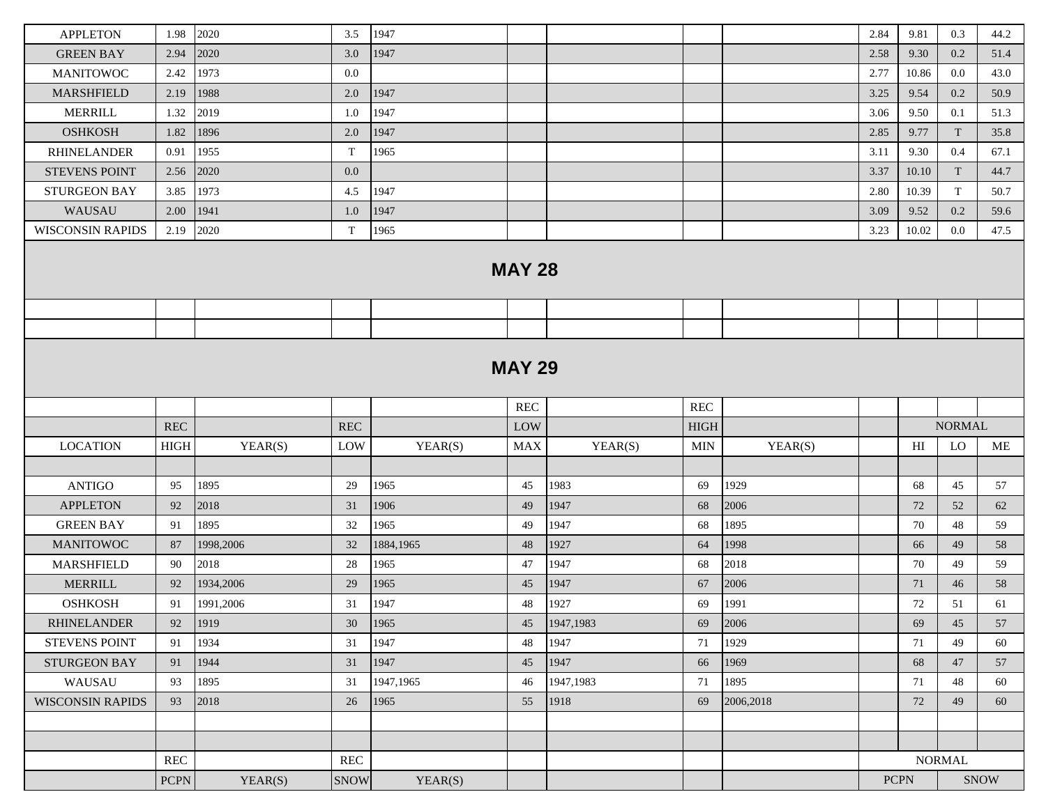| | | | | | | | | | | | | | |
|---|---|---|---|---|---|---|---|---|---|---|---|---|---|
| APPLETON | 1.98 | 2020 | 3.5 | 1947 | | | | | 2.84 | 9.81 | 0.3 | 44.2 |
| GREEN BAY | 2.94 | 2020 | 3.0 | 1947 | | | | | 2.58 | 9.30 | 0.2 | 51.4 |
| MANITOWOC | 2.42 | 1973 | 0.0 | | | | | | 2.77 | 10.86 | 0.0 | 43.0 |
| MARSHFIELD | 2.19 | 1988 | 2.0 | 1947 | | | | | 3.25 | 9.54 | 0.2 | 50.9 |
| MERRILL | 1.32 | 2019 | 1.0 | 1947 | | | | | 3.06 | 9.50 | 0.1 | 51.3 |
| OSHKOSH | 1.82 | 1896 | 2.0 | 1947 | | | | | 2.85 | 9.77 | T | 35.8 |
| RHINELANDER | 0.91 | 1955 | T | 1965 | | | | | 3.11 | 9.30 | 0.4 | 67.1 |
| STEVENS POINT | 2.56 | 2020 | 0.0 | | | | | | 3.37 | 10.10 | T | 44.7 |
| STURGEON BAY | 3.85 | 1973 | 4.5 | 1947 | | | | | 2.80 | 10.39 | T | 50.7 |
| WAUSAU | 2.00 | 1941 | 1.0 | 1947 | | | | | 3.09 | 9.52 | 0.2 | 59.6 |
| WISCONSIN RAPIDS | 2.19 | 2020 | T | 1965 | | | | | 3.23 | 10.02 | 0.0 | 47.5 |

## MAY 28

## MAY 29

| LOCATION | REC HIGH | YEAR(S) | REC LOW | YEAR(S) | REC LOW MAX | YEAR(S) | REC HIGH MIN | YEAR(S) | | NORMAL HI | NORMAL LO | NORMAL ME |
|---|---|---|---|---|---|---|---|---|---|---|---|---|
| ANTIGO | 95 | 1895 | 29 | 1965 | 45 | 1983 | 69 | 1929 | | 68 | 45 | 57 |
| APPLETON | 92 | 2018 | 31 | 1906 | 49 | 1947 | 68 | 2006 | | 72 | 52 | 62 |
| GREEN BAY | 91 | 1895 | 32 | 1965 | 49 | 1947 | 68 | 1895 | | 70 | 48 | 59 |
| MANITOWOC | 87 | 1998,2006 | 32 | 1884,1965 | 48 | 1927 | 64 | 1998 | | 66 | 49 | 58 |
| MARSHFIELD | 90 | 2018 | 28 | 1965 | 47 | 1947 | 68 | 2018 | | 70 | 49 | 59 |
| MERRILL | 92 | 1934,2006 | 29 | 1965 | 45 | 1947 | 67 | 2006 | | 71 | 46 | 58 |
| OSHKOSH | 91 | 1991,2006 | 31 | 1947 | 48 | 1927 | 69 | 1991 | | 72 | 51 | 61 |
| RHINELANDER | 92 | 1919 | 30 | 1965 | 45 | 1947,1983 | 69 | 2006 | | 69 | 45 | 57 |
| STEVENS POINT | 91 | 1934 | 31 | 1947 | 48 | 1947 | 71 | 1929 | | 71 | 49 | 60 |
| STURGEON BAY | 91 | 1944 | 31 | 1947 | 45 | 1947 | 66 | 1969 | | 68 | 47 | 57 |
| WAUSAU | 93 | 1895 | 31 | 1947,1965 | 46 | 1947,1983 | 71 | 1895 | | 71 | 48 | 60 |
| WISCONSIN RAPIDS | 93 | 2018 | 26 | 1965 | 55 | 1918 | 69 | 2006,2018 | | 72 | 49 | 60 |

| | REC PCPN | YEAR(S) | REC SNOW | YEAR(S) | | | | | NORMAL PCPN | | NORMAL SNOW | |
|---|---|---|---|---|---|---|---|---|---|---|---|---|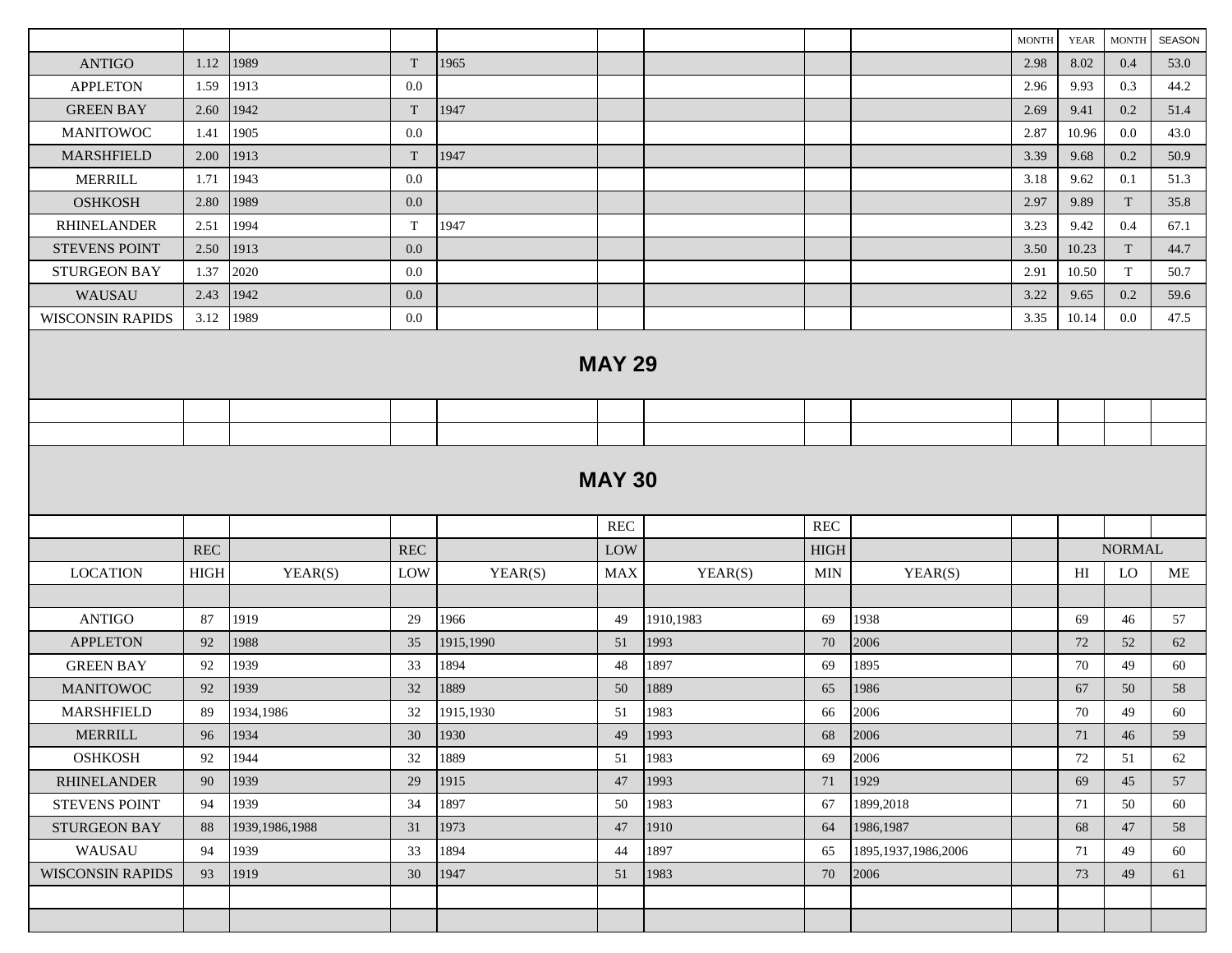| | | | | | | | | | | MONTH | YEAR | MONTH | SEASON |
|---|---|---|---|---|---|---|---|---|---|---|---|---|---|
| ANTIGO | 1.12 | 1989 | T | 1965 | | | | | | 2.98 | 8.02 | 0.4 | 53.0 |
| APPLETON | 1.59 | 1913 | 0.0 | | | | | | | 2.96 | 9.93 | 0.3 | 44.2 |
| GREEN BAY | 2.60 | 1942 | T | 1947 | | | | | | 2.69 | 9.41 | 0.2 | 51.4 |
| MANITOWOC | 1.41 | 1905 | 0.0 | | | | | | | 2.87 | 10.96 | 0.0 | 43.0 |
| MARSHFIELD | 2.00 | 1913 | T | 1947 | | | | | | 3.39 | 9.68 | 0.2 | 50.9 |
| MERRILL | 1.71 | 1943 | 0.0 | | | | | | | 3.18 | 9.62 | 0.1 | 51.3 |
| OSHKOSH | 2.80 | 1989 | 0.0 | | | | | | | 2.97 | 9.89 | T | 35.8 |
| RHINELANDER | 2.51 | 1994 | T | 1947 | | | | | | 3.23 | 9.42 | 0.4 | 67.1 |
| STEVENS POINT | 2.50 | 1913 | 0.0 | | | | | | | 3.50 | 10.23 | T | 44.7 |
| STURGEON BAY | 1.37 | 2020 | 0.0 | | | | | | | 2.91 | 10.50 | T | 50.7 |
| WAUSAU | 2.43 | 1942 | 0.0 | | | | | | | 3.22 | 9.65 | 0.2 | 59.6 |
| WISCONSIN RAPIDS | 3.12 | 1989 | 0.0 | | | | | | | 3.35 | 10.14 | 0.0 | 47.5 |

## MAY 29

## MAY 30

| LOCATION | REC HIGH | YEAR(S) | REC LOW | YEAR(S) | REC LOW MAX | YEAR(S) | REC HIGH MIN | YEAR(S) | | NORMAL HI | NORMAL LO | NORMAL ME |
|---|---|---|---|---|---|---|---|---|---|---|---|---|
| ANTIGO | 87 | 1919 | 29 | 1966 | 49 | 1910,1983 | 69 | 1938 | | 69 | 46 | 57 |
| APPLETON | 92 | 1988 | 35 | 1915,1990 | 51 | 1993 | 70 | 2006 | | 72 | 52 | 62 |
| GREEN BAY | 92 | 1939 | 33 | 1894 | 48 | 1897 | 69 | 1895 | | 70 | 49 | 60 |
| MANITOWOC | 92 | 1939 | 32 | 1889 | 50 | 1889 | 65 | 1986 | | 67 | 50 | 58 |
| MARSHFIELD | 89 | 1934,1986 | 32 | 1915,1930 | 51 | 1983 | 66 | 2006 | | 70 | 49 | 60 |
| MERRILL | 96 | 1934 | 30 | 1930 | 49 | 1993 | 68 | 2006 | | 71 | 46 | 59 |
| OSHKOSH | 92 | 1944 | 32 | 1889 | 51 | 1983 | 69 | 2006 | | 72 | 51 | 62 |
| RHINELANDER | 90 | 1939 | 29 | 1915 | 47 | 1993 | 71 | 1929 | | 69 | 45 | 57 |
| STEVENS POINT | 94 | 1939 | 34 | 1897 | 50 | 1983 | 67 | 1899,2018 | | 71 | 50 | 60 |
| STURGEON BAY | 88 | 1939,1986,1988 | 31 | 1973 | 47 | 1910 | 64 | 1986,1987 | | 68 | 47 | 58 |
| WAUSAU | 94 | 1939 | 33 | 1894 | 44 | 1897 | 65 | 1895,1937,1986,2006 | | 71 | 49 | 60 |
| WISCONSIN RAPIDS | 93 | 1919 | 30 | 1947 | 51 | 1983 | 70 | 2006 | | 73 | 49 | 61 |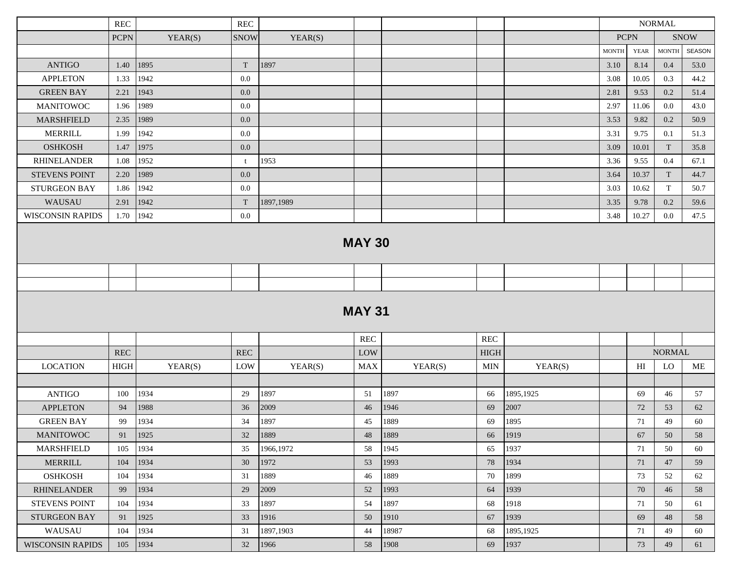| | REC | | REC | | | | | | | NORMAL | | |
|---|---|---|---|---|---|---|---|---|---|---|---|---|
| | PCPN | YEAR(S) | SNOW | YEAR(S) | | | | | PCPN | | SNOW | |
| | | | | | | | | | MONTH | YEAR | MONTH | SEASON |
| ANTIGO | 1.40 | 1895 | T | 1897 | | | | | 3.10 | 8.14 | 0.4 | 53.0 |
| APPLETON | 1.33 | 1942 | 0.0 | | | | | | 3.08 | 10.05 | 0.3 | 44.2 |
| GREEN BAY | 2.21 | 1943 | 0.0 | | | | | | 2.81 | 9.53 | 0.2 | 51.4 |
| MANITOWOC | 1.96 | 1989 | 0.0 | | | | | | 2.97 | 11.06 | 0.0 | 43.0 |
| MARSHFIELD | 2.35 | 1989 | 0.0 | | | | | | 3.53 | 9.82 | 0.2 | 50.9 |
| MERRILL | 1.99 | 1942 | 0.0 | | | | | | 3.31 | 9.75 | 0.1 | 51.3 |
| OSHKOSH | 1.47 | 1975 | 0.0 | | | | | | 3.09 | 10.01 | T | 35.8 |
| RHINELANDER | 1.08 | 1952 | t | 1953 | | | | | 3.36 | 9.55 | 0.4 | 67.1 |
| STEVENS POINT | 2.20 | 1989 | 0.0 | | | | | | 3.64 | 10.37 | T | 44.7 |
| STURGEON BAY | 1.86 | 1942 | 0.0 | | | | | | 3.03 | 10.62 | T | 50.7 |
| WAUSAU | 2.91 | 1942 | T | 1897,1989 | | | | | 3.35 | 9.78 | 0.2 | 59.6 |
| WISCONSIN RAPIDS | 1.70 | 1942 | 0.0 | | | | | | 3.48 | 10.27 | 0.0 | 47.5 |

## MAY 30

## MAY 31

| | | | | | REC | | REC | | | | | |
|---|---|---|---|---|---|---|---|---|---|---|---|---|
| | REC | | REC | | LOW | | HIGH | | | NORMAL | | |
| LOCATION | HIGH | YEAR(S) | LOW | YEAR(S) | MAX | YEAR(S) | MIN | YEAR(S) | | HI | LO | ME |
| ANTIGO | 100 | 1934 | 29 | 1897 | 51 | 1897 | 66 | 1895,1925 | | 69 | 46 | 57 |
| APPLETON | 94 | 1988 | 36 | 2009 | 46 | 1946 | 69 | 2007 | | 72 | 53 | 62 |
| GREEN BAY | 99 | 1934 | 34 | 1897 | 45 | 1889 | 69 | 1895 | | 71 | 49 | 60 |
| MANITOWOC | 91 | 1925 | 32 | 1889 | 48 | 1889 | 66 | 1919 | | 67 | 50 | 58 |
| MARSHFIELD | 105 | 1934 | 35 | 1966,1972 | 58 | 1945 | 65 | 1937 | | 71 | 50 | 60 |
| MERRILL | 104 | 1934 | 30 | 1972 | 53 | 1993 | 78 | 1934 | | 71 | 47 | 59 |
| OSHKOSH | 104 | 1934 | 31 | 1889 | 46 | 1889 | 70 | 1899 | | 73 | 52 | 62 |
| RHINELANDER | 99 | 1934 | 29 | 2009 | 52 | 1993 | 64 | 1939 | | 70 | 46 | 58 |
| STEVENS POINT | 104 | 1934 | 33 | 1897 | 54 | 1897 | 68 | 1918 | | 71 | 50 | 61 |
| STURGEON BAY | 91 | 1925 | 33 | 1916 | 50 | 1910 | 67 | 1939 | | 69 | 48 | 58 |
| WAUSAU | 104 | 1934 | 31 | 1897,1903 | 44 | 18987 | 68 | 1895,1925 | | 71 | 49 | 60 |
| WISCONSIN RAPIDS | 105 | 1934 | 32 | 1966 | 58 | 1908 | 69 | 1937 | | 73 | 49 | 61 |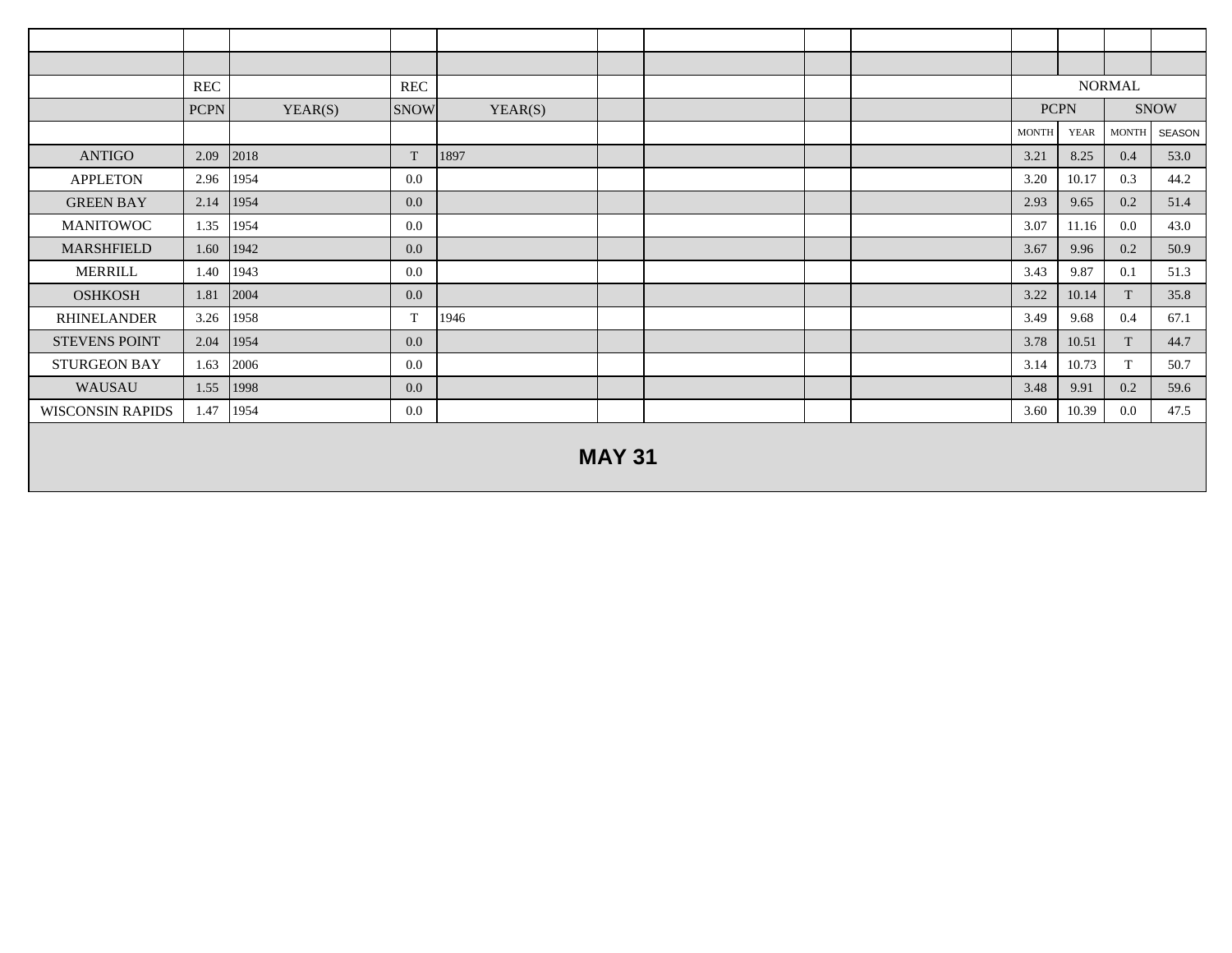| | | | | | | | | | | | | | |
|---|---|---|---|---|---|---|---|---|---|---|---|---|---|
| | | | | | | | | | | | | | |
| | REC | | REC | | | | | | NORMAL | | | |
| | PCPN | YEAR(S) | SNOW | YEAR(S) | | | | | PCPN | | SNOW | |
| | | | | | | | | | MONTH | YEAR | MONTH | SEASON |
| ANTIGO | 2.09 | 2018 | T | 1897 | | | | | 3.21 | 8.25 | 0.4 | 53.0 |
| APPLETON | 2.96 | 1954 | 0.0 | | | | | | 3.20 | 10.17 | 0.3 | 44.2 |
| GREEN BAY | 2.14 | 1954 | 0.0 | | | | | | 2.93 | 9.65 | 0.2 | 51.4 |
| MANITOWOC | 1.35 | 1954 | 0.0 | | | | | | 3.07 | 11.16 | 0.0 | 43.0 |
| MARSHFIELD | 1.60 | 1942 | 0.0 | | | | | | 3.67 | 9.96 | 0.2 | 50.9 |
| MERRILL | 1.40 | 1943 | 0.0 | | | | | | 3.43 | 9.87 | 0.1 | 51.3 |
| OSHKOSH | 1.81 | 2004 | 0.0 | | | | | | 3.22 | 10.14 | T | 35.8 |
| RHINELANDER | 3.26 | 1958 | T | 1946 | | | | | 3.49 | 9.68 | 0.4 | 67.1 |
| STEVENS POINT | 2.04 | 1954 | 0.0 | | | | | | 3.78 | 10.51 | T | 44.7 |
| STURGEON BAY | 1.63 | 2006 | 0.0 | | | | | | 3.14 | 10.73 | T | 50.7 |
| WAUSAU | 1.55 | 1998 | 0.0 | | | | | | 3.48 | 9.91 | 0.2 | 59.6 |
| WISCONSIN RAPIDS | 1.47 | 1954 | 0.0 | | | | | | 3.60 | 10.39 | 0.0 | 47.5 |

**MAY 31**